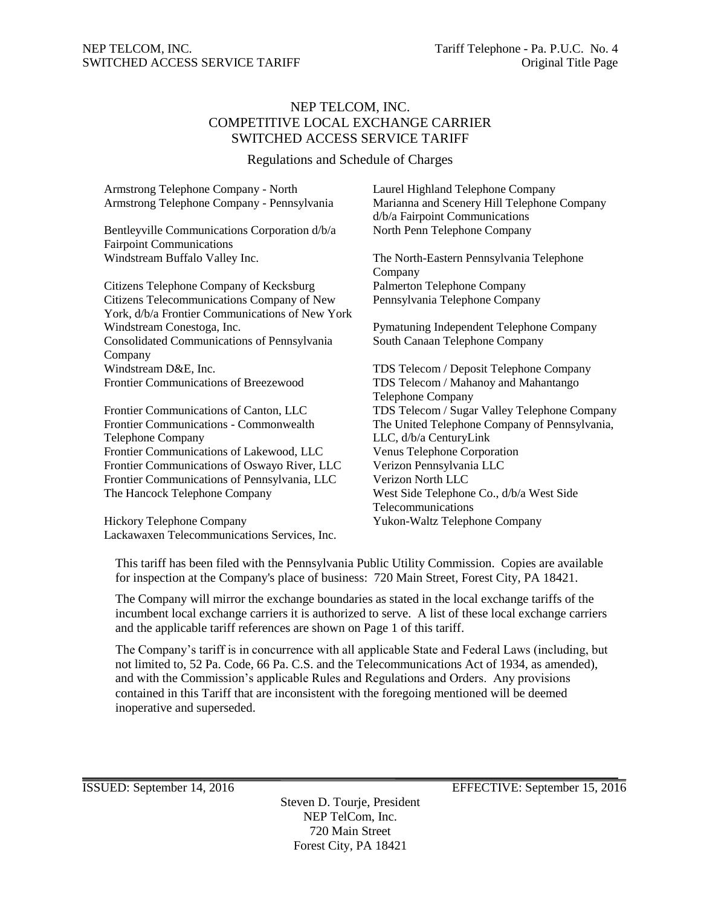# NEP TELCOM, INC.
# COMPETITIVE LOCAL EXCHANGE CARRIER
# SWITCHED ACCESS SERVICE TARIFF

## Regulations and Schedule of Charges

Armstrong Telephone Company - North
Armstrong Telephone Company - Pennsylvania

Bentleyville Communications Corporation d/b/a Fairpoint Communications
Windstream Buffalo Valley Inc.

Citizens Telephone Company of Kecksburg
Citizens Telecommunications Company of New York, d/b/a Frontier Communications of New York
Windstream Conestoga, Inc.
Consolidated Communications of Pennsylvania Company
Windstream D&E, Inc.
Frontier Communications of Breezewood

Frontier Communications of Canton, LLC
Frontier Communications - Commonwealth Telephone Company
Frontier Communications of Lakewood, LLC
Frontier Communications of Oswayo River, LLC
Frontier Communications of Pennsylvania, LLC
The Hancock Telephone Company

Hickory Telephone Company
Lackawaxen Telecommunications Services, Inc.

Laurel Highland Telephone Company
Marianna and Scenery Hill Telephone Company d/b/a Fairpoint Communications
North Penn Telephone Company

The North-Eastern Pennsylvania Telephone Company
Palmerton Telephone Company
Pennsylvania Telephone Company

Pymatuning Independent Telephone Company
South Canaan Telephone Company

TDS Telecom / Deposit Telephone Company
TDS Telecom / Mahanoy and Mahantango Telephone Company
TDS Telecom / Sugar Valley Telephone Company
The United Telephone Company of Pennsylvania, LLC, d/b/a CenturyLink
Venus Telephone Corporation
Verizon Pennsylvania LLC
Verizon North LLC
West Side Telephone Co., d/b/a West Side Telecommunications
Yukon-Waltz Telephone Company

This tariff has been filed with the Pennsylvania Public Utility Commission. Copies are available for inspection at the Company's place of business: 720 Main Street, Forest City, PA 18421.

The Company will mirror the exchange boundaries as stated in the local exchange tariffs of the incumbent local exchange carriers it is authorized to serve. A list of these local exchange carriers and the applicable tariff references are shown on Page 1 of this tariff.

The Company's tariff is in concurrence with all applicable State and Federal Laws (including, but not limited to, 52 Pa. Code, 66 Pa. C.S. and the Telecommunications Act of 1934, as amended), and with the Commission's applicable Rules and Regulations and Orders. Any provisions contained in this Tariff that are inconsistent with the foregoing mentioned will be deemed inoperative and superseded.

ISSUED: September 14, 2016 EFFECTIVE: September 15, 2016

Steven D. Tourje, President
NEP TelCom, Inc.
720 Main Street
Forest City, PA 18421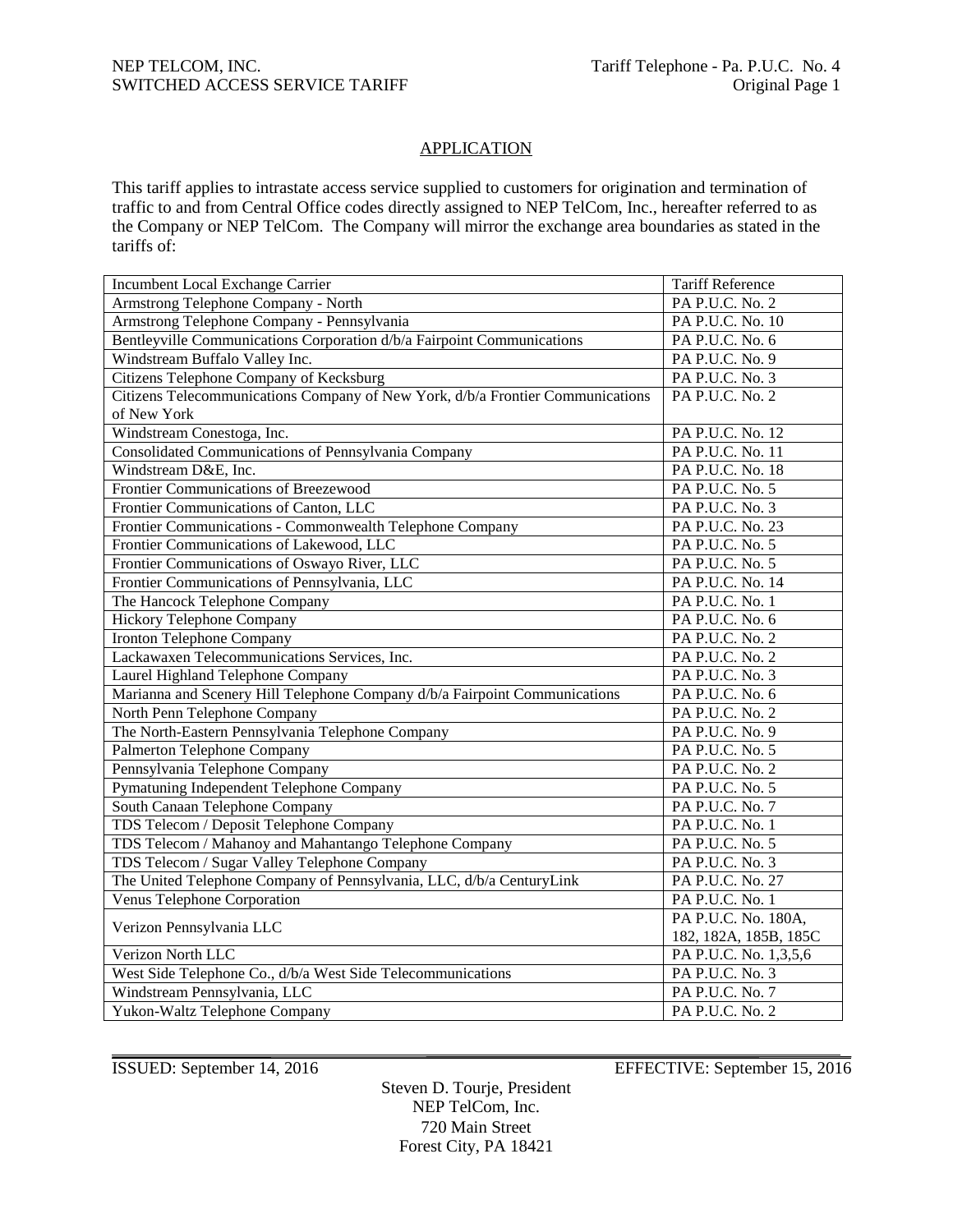## APPLICATION

This tariff applies to intrastate access service supplied to customers for origination and termination of traffic to and from Central Office codes directly assigned to NEP TelCom, Inc., hereafter referred to as the Company or NEP TelCom. The Company will mirror the exchange area boundaries as stated in the tariffs of:

| Incumbent Local Exchange Carrier | Tariff Reference |
|---|---|
| Armstrong Telephone Company - North | PA P.U.C. No. 2 |
| Armstrong Telephone Company - Pennsylvania | PA P.U.C. No. 10 |
| Bentleyville Communications Corporation d/b/a Fairpoint Communications | PA P.U.C. No. 6 |
| Windstream Buffalo Valley Inc. | PA P.U.C. No. 9 |
| Citizens Telephone Company of Kecksburg | PA P.U.C. No. 3 |
| Citizens Telecommunications Company of New York, d/b/a Frontier Communications of New York | PA P.U.C. No. 2 |
| Windstream Conestoga, Inc. | PA P.U.C. No. 12 |
| Consolidated Communications of Pennsylvania Company | PA P.U.C. No. 11 |
| Windstream D&E, Inc. | PA P.U.C. No. 18 |
| Frontier Communications of Breezewood | PA P.U.C. No. 5 |
| Frontier Communications of Canton, LLC | PA P.U.C. No. 3 |
| Frontier Communications - Commonwealth Telephone Company | PA P.U.C. No. 23 |
| Frontier Communications of Lakewood, LLC | PA P.U.C. No. 5 |
| Frontier Communications of Oswayo River, LLC | PA P.U.C. No. 5 |
| Frontier Communications of Pennsylvania, LLC | PA P.U.C. No. 14 |
| The Hancock Telephone Company | PA P.U.C. No. 1 |
| Hickory Telephone Company | PA P.U.C. No. 6 |
| Ironton Telephone Company | PA P.U.C. No. 2 |
| Lackawaxen Telecommunications Services, Inc. | PA P.U.C. No. 2 |
| Laurel Highland Telephone Company | PA P.U.C. No. 3 |
| Marianna and Scenery Hill Telephone Company d/b/a Fairpoint Communications | PA P.U.C. No. 6 |
| North Penn Telephone Company | PA P.U.C. No. 2 |
| The North-Eastern Pennsylvania Telephone Company | PA P.U.C. No. 9 |
| Palmerton Telephone Company | PA P.U.C. No. 5 |
| Pennsylvania Telephone Company | PA P.U.C. No. 2 |
| Pymatuning Independent Telephone Company | PA P.U.C. No. 5 |
| South Canaan Telephone Company | PA P.U.C. No. 7 |
| TDS Telecom / Deposit Telephone Company | PA P.U.C. No. 1 |
| TDS Telecom / Mahanoy and Mahantango Telephone Company | PA P.U.C. No. 5 |
| TDS Telecom / Sugar Valley Telephone Company | PA P.U.C. No. 3 |
| The United Telephone Company of Pennsylvania, LLC, d/b/a CenturyLink | PA P.U.C. No. 27 |
| Venus Telephone Corporation | PA P.U.C. No. 1 |
| Verizon Pennsylvania LLC | PA P.U.C. No. 180A, 182, 182A, 185B, 185C |
| Verizon North LLC | PA P.U.C. No. 1,3,5,6 |
| West Side Telephone Co., d/b/a West Side Telecommunications | PA P.U.C. No. 3 |
| Windstream Pennsylvania, LLC | PA P.U.C. No. 7 |
| Yukon-Waltz Telephone Company | PA P.U.C. No. 2 |

ISSUED: September 14, 2016 EFFECTIVE: September 15, 2016

Steven D. Tourje, President
NEP TelCom, Inc.
720 Main Street
Forest City, PA 18421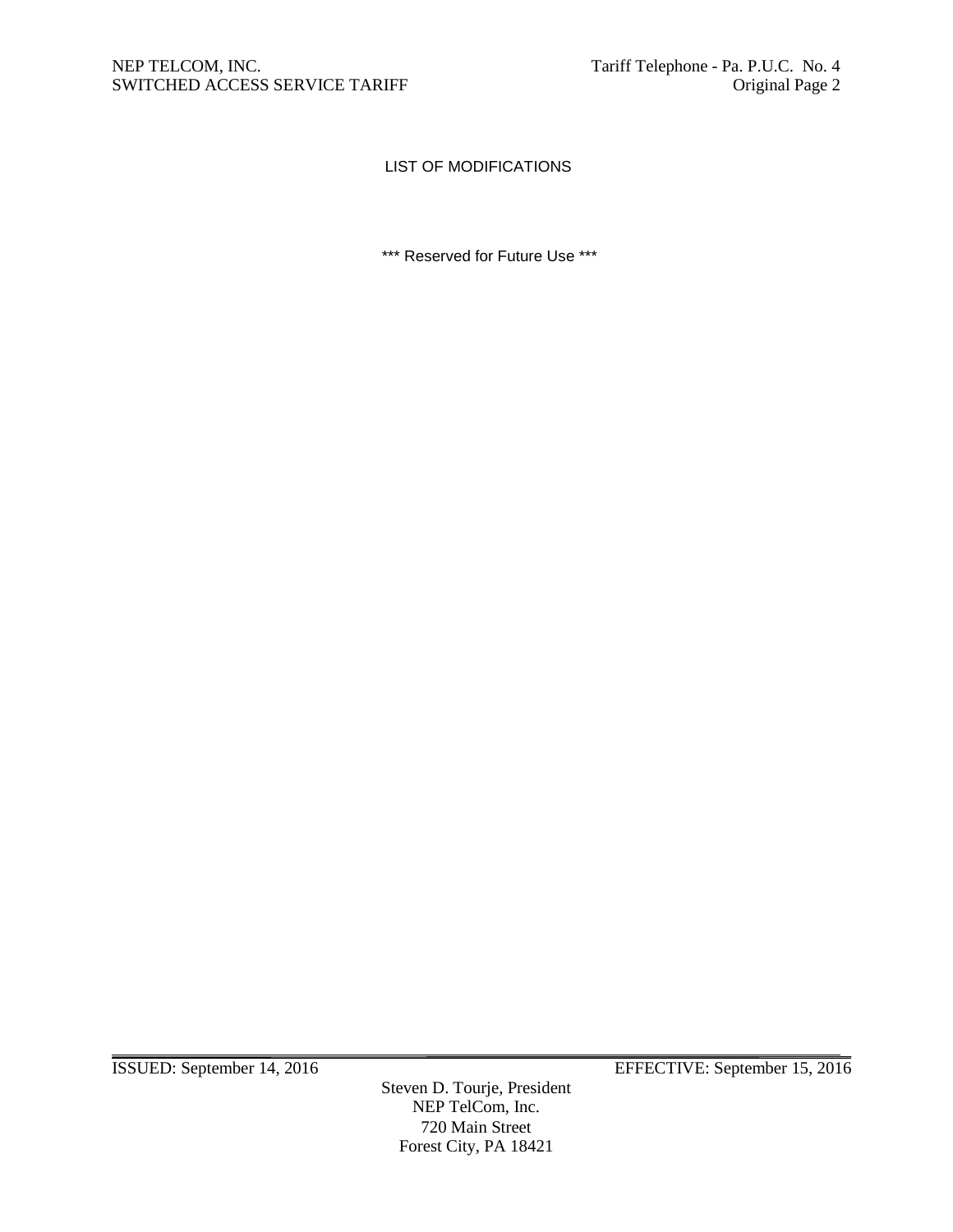# LIST OF MODIFICATIONS

*** Reserved for Future Use ***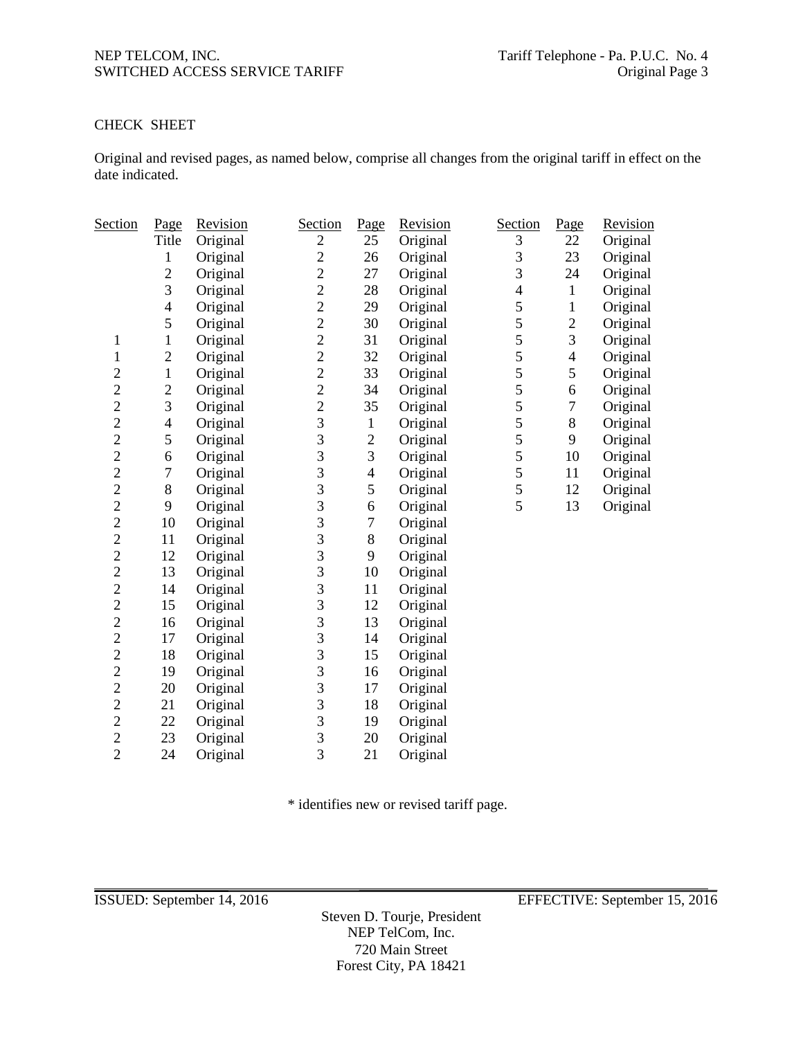CHECK SHEET

Original and revised pages, as named below, comprise all changes from the original tariff in effect on the date indicated.

| Section | Page | Revision | Section | Page | Revision | Section | Page | Revision |
|---|---|---|---|---|---|---|---|---|
| | Title | Original | 2 | 25 | Original | 3 | 22 | Original |
| | 1 | Original | 2 | 26 | Original | 3 | 23 | Original |
| | 2 | Original | 2 | 27 | Original | 3 | 24 | Original |
| | 3 | Original | 2 | 28 | Original | 4 | 1 | Original |
| | 4 | Original | 2 | 29 | Original | 5 | 1 | Original |
| | 5 | Original | 2 | 30 | Original | 5 | 2 | Original |
| 1 | 1 | Original | 2 | 31 | Original | 5 | 3 | Original |
| 1 | 2 | Original | 2 | 32 | Original | 5 | 4 | Original |
| 2 | 1 | Original | 2 | 33 | Original | 5 | 5 | Original |
| 2 | 2 | Original | 2 | 34 | Original | 5 | 6 | Original |
| 2 | 3 | Original | 2 | 35 | Original | 5 | 7 | Original |
| 2 | 4 | Original | 3 | 1 | Original | 5 | 8 | Original |
| 2 | 5 | Original | 3 | 2 | Original | 5 | 9 | Original |
| 2 | 6 | Original | 3 | 3 | Original | 5 | 10 | Original |
| 2 | 7 | Original | 3 | 4 | Original | 5 | 11 | Original |
| 2 | 8 | Original | 3 | 5 | Original | 5 | 12 | Original |
| 2 | 9 | Original | 3 | 6 | Original | 5 | 13 | Original |
| 2 | 10 | Original | 3 | 7 | Original | | | |
| 2 | 11 | Original | 3 | 8 | Original | | | |
| 2 | 12 | Original | 3 | 9 | Original | | | |
| 2 | 13 | Original | 3 | 10 | Original | | | |
| 2 | 14 | Original | 3 | 11 | Original | | | |
| 2 | 15 | Original | 3 | 12 | Original | | | |
| 2 | 16 | Original | 3 | 13 | Original | | | |
| 2 | 17 | Original | 3 | 14 | Original | | | |
| 2 | 18 | Original | 3 | 15 | Original | | | |
| 2 | 19 | Original | 3 | 16 | Original | | | |
| 2 | 20 | Original | 3 | 17 | Original | | | |
| 2 | 21 | Original | 3 | 18 | Original | | | |
| 2 | 22 | Original | 3 | 19 | Original | | | |
| 2 | 23 | Original | 3 | 20 | Original | | | |
| 2 | 24 | Original | 3 | 21 | Original | | | |

* identifies new or revised tariff page.

ISSUED: September 14, 2016 EFFECTIVE: September 15, 2016

Steven D. Tourje, President
NEP TelCom, Inc.
720 Main Street
Forest City, PA 18421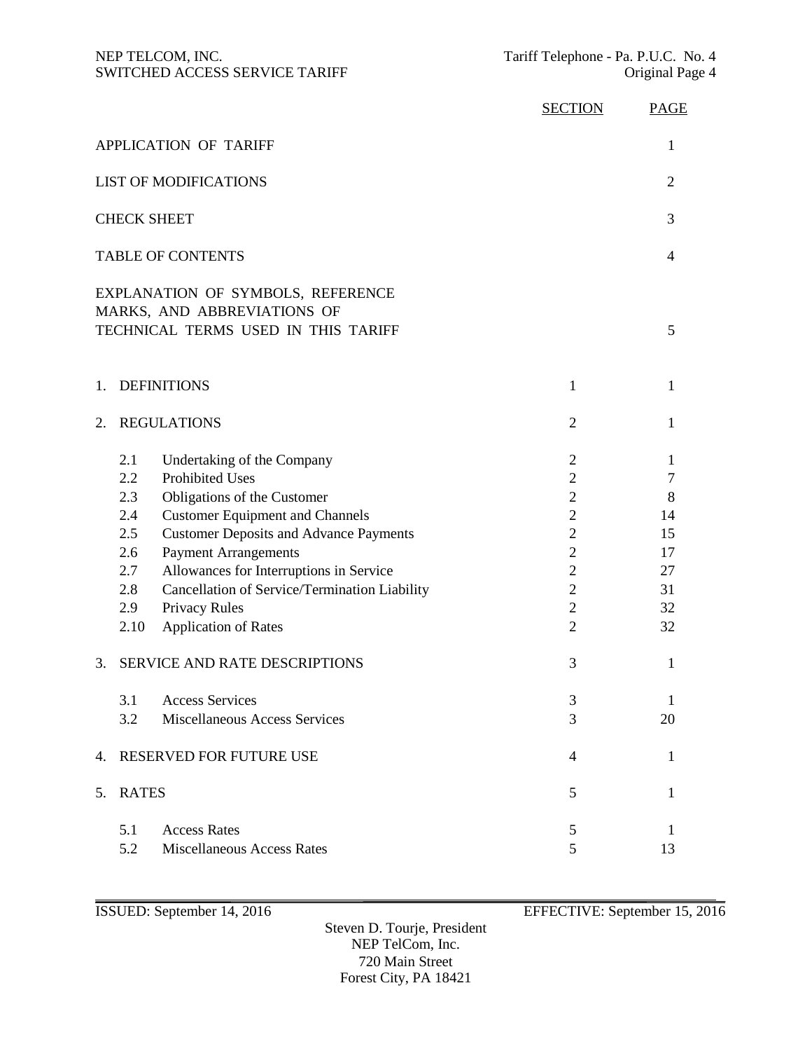| | SECTION | PAGE |
|---|---|---|
| APPLICATION OF TARIFF | | 1 |
| LIST OF MODIFICATIONS | | 2 |
| CHECK SHEET | | 3 |
| TABLE OF CONTENTS | | 4 |
| EXPLANATION OF SYMBOLS, REFERENCE MARKS, AND ABBREVIATIONS OF TECHNICAL TERMS USED IN THIS TARIFF | | 5 |
| 1. DEFINITIONS | 1 | 1 |
| 2. REGULATIONS | 2 | 1 |
| 2.1 Undertaking of the Company | 2 | 1 |
| 2.2 Prohibited Uses | 2 | 7 |
| 2.3 Obligations of the Customer | 2 | 8 |
| 2.4 Customer Equipment and Channels | 2 | 14 |
| 2.5 Customer Deposits and Advance Payments | 2 | 15 |
| 2.6 Payment Arrangements | 2 | 17 |
| 2.7 Allowances for Interruptions in Service | 2 | 27 |
| 2.8 Cancellation of Service/Termination Liability | 2 | 31 |
| 2.9 Privacy Rules | 2 | 32 |
| 2.10 Application of Rates | 2 | 32 |
| 3. SERVICE AND RATE DESCRIPTIONS | 3 | 1 |
| 3.1 Access Services | 3 | 1 |
| 3.2 Miscellaneous Access Services | 3 | 20 |
| 4. RESERVED FOR FUTURE USE | 4 | 1 |
| 5. RATES | 5 | 1 |
| 5.1 Access Rates | 5 | 1 |
| 5.2 Miscellaneous Access Rates | 5 | 13 |

ISSUED: September 14, 2016 EFFECTIVE: September 15, 2016

Steven D. Tourje, President
NEP TelCom, Inc.
720 Main Street
Forest City, PA 18421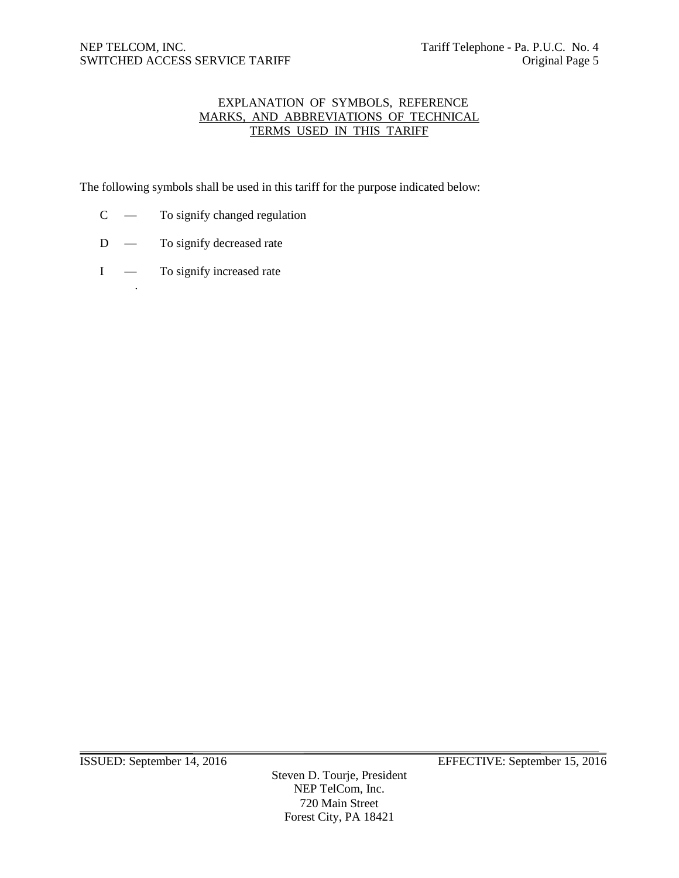# EXPLANATION OF SYMBOLS, REFERENCE MARKS, AND ABBREVIATIONS OF TECHNICAL TERMS USED IN THIS TARIFF

The following symbols shall be used in this tariff for the purpose indicated below:

C — To signify changed regulation

D — To signify decreased rate

I — To signify increased rate

ISSUED: September 14, 2016 EFFECTIVE: September 15, 2016

Steven D. Tourje, President
NEP TelCom, Inc.
720 Main Street
Forest City, PA 18421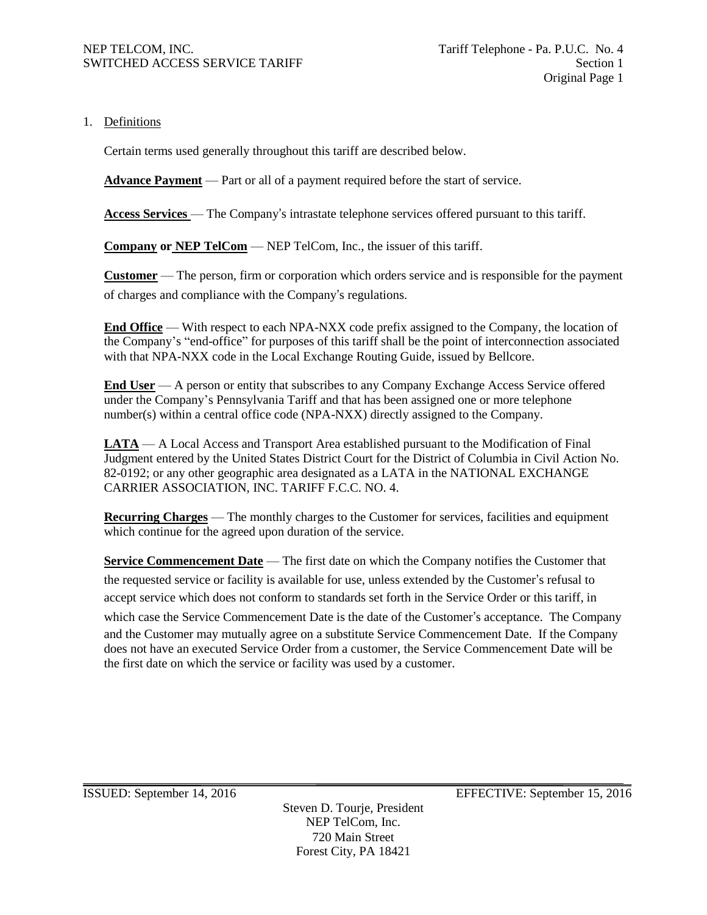## 1. Definitions

Certain terms used generally throughout this tariff are described below.

**Advance Payment** — Part or all of a payment required before the start of service.

**Access Services** — The Company's intrastate telephone services offered pursuant to this tariff.

**Company or NEP TelCom** — NEP TelCom, Inc., the issuer of this tariff.

**Customer** — The person, firm or corporation which orders service and is responsible for the payment of charges and compliance with the Company's regulations.

**End Office** — With respect to each NPA-NXX code prefix assigned to the Company, the location of the Company's "end-office" for purposes of this tariff shall be the point of interconnection associated with that NPA-NXX code in the Local Exchange Routing Guide, issued by Bellcore.

**End User** — A person or entity that subscribes to any Company Exchange Access Service offered under the Company's Pennsylvania Tariff and that has been assigned one or more telephone number(s) within a central office code (NPA-NXX) directly assigned to the Company.

**LATA** — A Local Access and Transport Area established pursuant to the Modification of Final Judgment entered by the United States District Court for the District of Columbia in Civil Action No. 82-0192; or any other geographic area designated as a LATA in the NATIONAL EXCHANGE CARRIER ASSOCIATION, INC. TARIFF F.C.C. NO. 4.

**Recurring Charges** — The monthly charges to the Customer for services, facilities and equipment which continue for the agreed upon duration of the service.

**Service Commencement Date** — The first date on which the Company notifies the Customer that the requested service or facility is available for use, unless extended by the Customer's refusal to accept service which does not conform to standards set forth in the Service Order or this tariff, in which case the Service Commencement Date is the date of the Customer's acceptance. The Company and the Customer may mutually agree on a substitute Service Commencement Date. If the Company does not have an executed Service Order from a customer, the Service Commencement Date will be the first date on which the service or facility was used by a customer.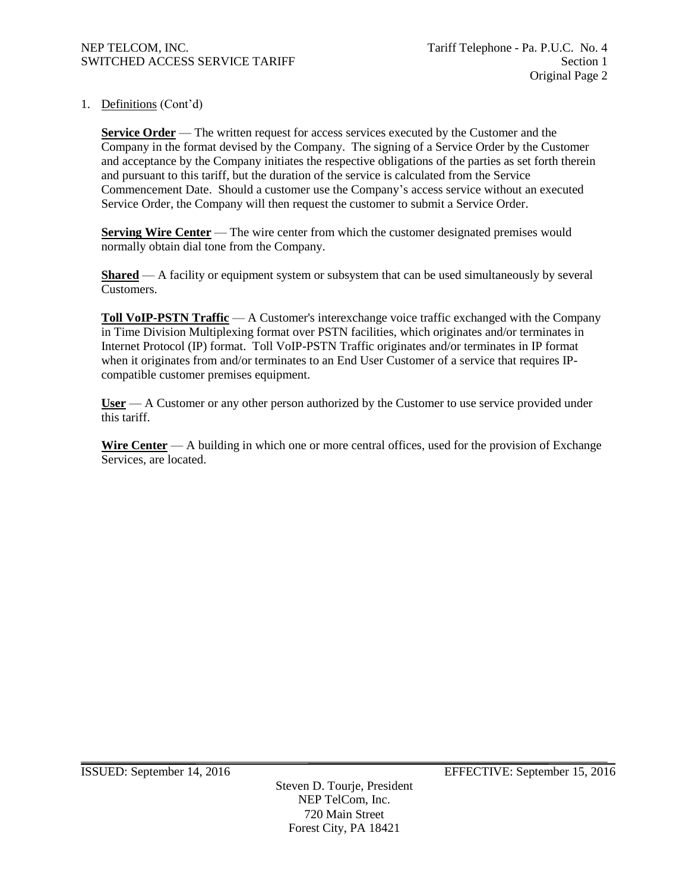1. Definitions (Cont'd)

**Service Order** — The written request for access services executed by the Customer and the Company in the format devised by the Company. The signing of a Service Order by the Customer and acceptance by the Company initiates the respective obligations of the parties as set forth therein and pursuant to this tariff, but the duration of the service is calculated from the Service Commencement Date. Should a customer use the Company's access service without an executed Service Order, the Company will then request the customer to submit a Service Order.

**Serving Wire Center** — The wire center from which the customer designated premises would normally obtain dial tone from the Company.

**Shared** — A facility or equipment system or subsystem that can be used simultaneously by several Customers.

**Toll VoIP-PSTN Traffic** — A Customer's interexchange voice traffic exchanged with the Company in Time Division Multiplexing format over PSTN facilities, which originates and/or terminates in Internet Protocol (IP) format. Toll VoIP-PSTN Traffic originates and/or terminates in IP format when it originates from and/or terminates to an End User Customer of a service that requires IP-compatible customer premises equipment.

**User** — A Customer or any other person authorized by the Customer to use service provided under this tariff.

**Wire Center** — A building in which one or more central offices, used for the provision of Exchange Services, are located.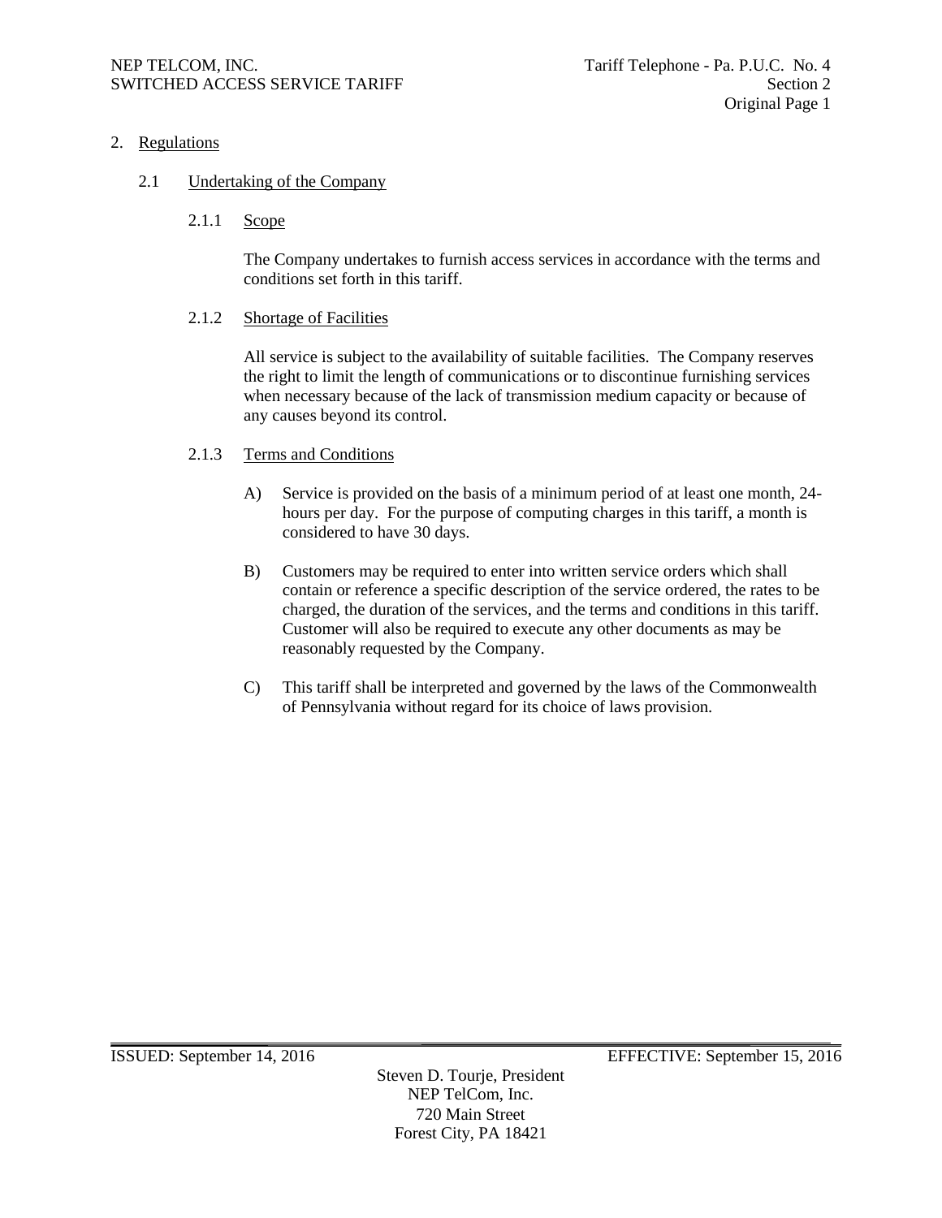## 2. Regulations

### 2.1 Undertaking of the Company

#### 2.1.1 Scope

The Company undertakes to furnish access services in accordance with the terms and conditions set forth in this tariff.

#### 2.1.2 Shortage of Facilities

All service is subject to the availability of suitable facilities. The Company reserves the right to limit the length of communications or to discontinue furnishing services when necessary because of the lack of transmission medium capacity or because of any causes beyond its control.

#### 2.1.3 Terms and Conditions

A) Service is provided on the basis of a minimum period of at least one month, 24-hours per day. For the purpose of computing charges in this tariff, a month is considered to have 30 days.

B) Customers may be required to enter into written service orders which shall contain or reference a specific description of the service ordered, the rates to be charged, the duration of the services, and the terms and conditions in this tariff. Customer will also be required to execute any other documents as may be reasonably requested by the Company.

C) This tariff shall be interpreted and governed by the laws of the Commonwealth of Pennsylvania without regard for its choice of laws provision.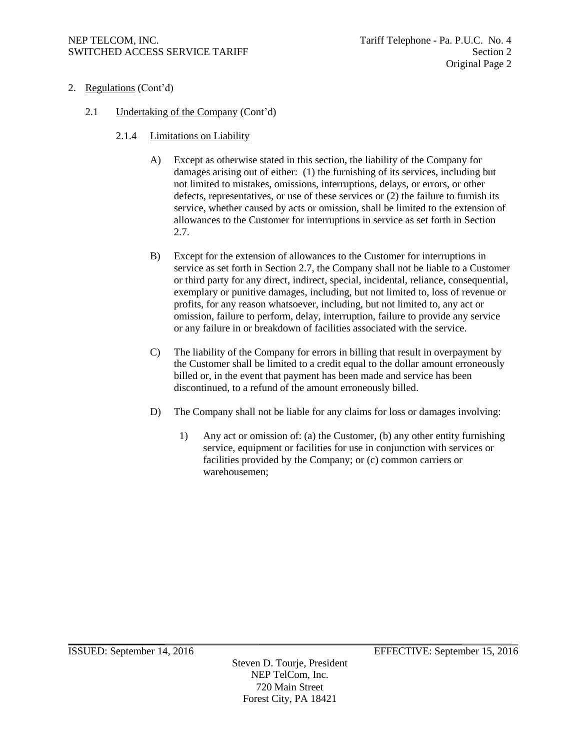2. Regulations (Cont'd)

2.1 Undertaking of the Company (Cont'd)

2.1.4 Limitations on Liability

A) Except as otherwise stated in this section, the liability of the Company for damages arising out of either: (1) the furnishing of its services, including but not limited to mistakes, omissions, interruptions, delays, or errors, or other defects, representatives, or use of these services or (2) the failure to furnish its service, whether caused by acts or omission, shall be limited to the extension of allowances to the Customer for interruptions in service as set forth in Section 2.7.

B) Except for the extension of allowances to the Customer for interruptions in service as set forth in Section 2.7, the Company shall not be liable to a Customer or third party for any direct, indirect, special, incidental, reliance, consequential, exemplary or punitive damages, including, but not limited to, loss of revenue or profits, for any reason whatsoever, including, but not limited to, any act or omission, failure to perform, delay, interruption, failure to provide any service or any failure in or breakdown of facilities associated with the service.

C) The liability of the Company for errors in billing that result in overpayment by the Customer shall be limited to a credit equal to the dollar amount erroneously billed or, in the event that payment has been made and service has been discontinued, to a refund of the amount erroneously billed.

D) The Company shall not be liable for any claims for loss or damages involving:

1) Any act or omission of: (a) the Customer, (b) any other entity furnishing service, equipment or facilities for use in conjunction with services or facilities provided by the Company; or (c) common carriers or warehousemen;

ISSUED: September 14, 2016 EFFECTIVE: September 15, 2016

Steven D. Tourje, President
NEP TelCom, Inc.
720 Main Street
Forest City, PA 18421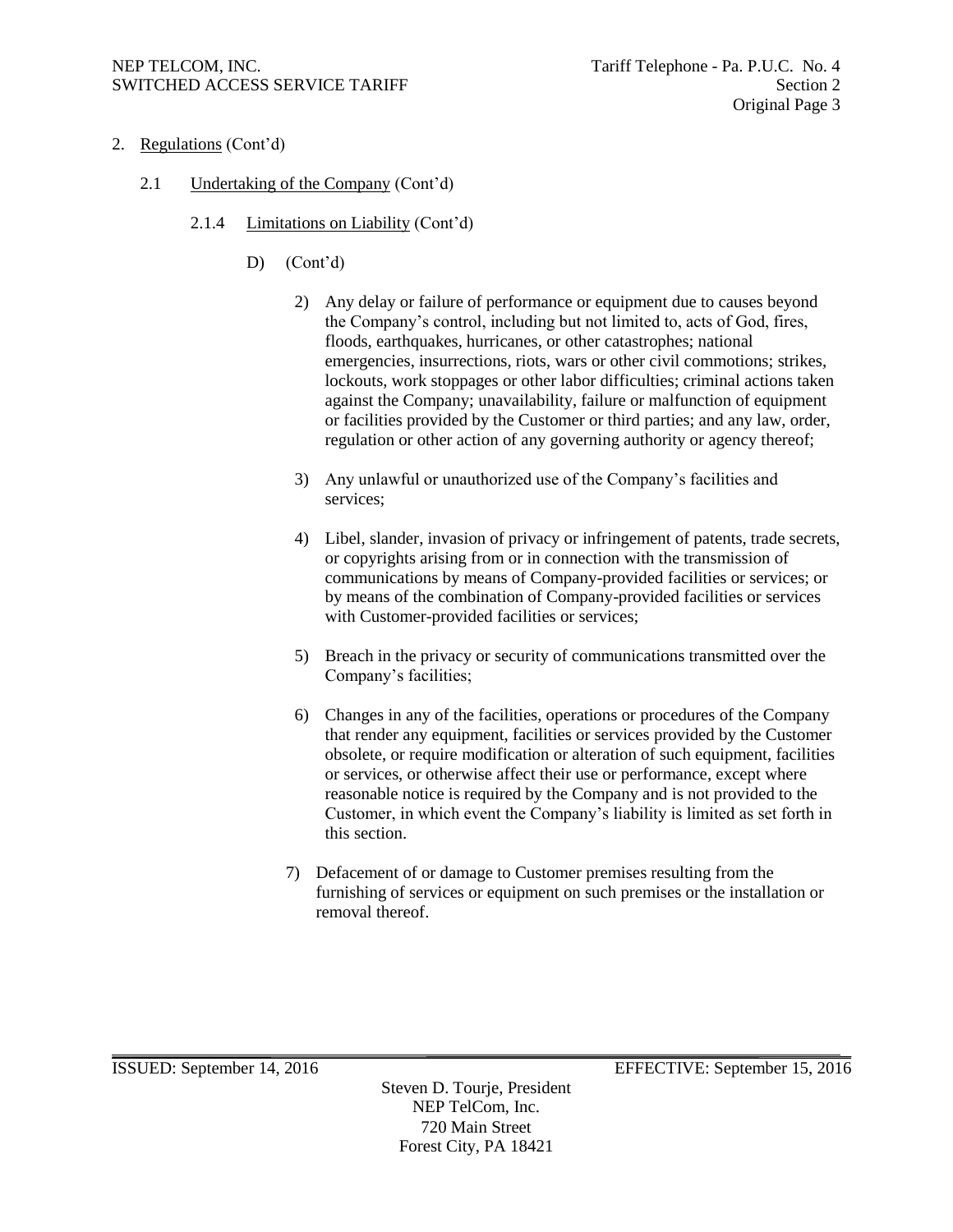2. Regulations (Cont'd)

2.1 Undertaking of the Company (Cont'd)

2.1.4 Limitations on Liability (Cont'd)

D) (Cont'd)

2) Any delay or failure of performance or equipment due to causes beyond the Company's control, including but not limited to, acts of God, fires, floods, earthquakes, hurricanes, or other catastrophes; national emergencies, insurrections, riots, wars or other civil commotions; strikes, lockouts, work stoppages or other labor difficulties; criminal actions taken against the Company; unavailability, failure or malfunction of equipment or facilities provided by the Customer or third parties; and any law, order, regulation or other action of any governing authority or agency thereof;

3) Any unlawful or unauthorized use of the Company's facilities and services;

4) Libel, slander, invasion of privacy or infringement of patents, trade secrets, or copyrights arising from or in connection with the transmission of communications by means of Company-provided facilities or services; or by means of the combination of Company-provided facilities or services with Customer-provided facilities or services;

5) Breach in the privacy or security of communications transmitted over the Company's facilities;

6) Changes in any of the facilities, operations or procedures of the Company that render any equipment, facilities or services provided by the Customer obsolete, or require modification or alteration of such equipment, facilities or services, or otherwise affect their use or performance, except where reasonable notice is required by the Company and is not provided to the Customer, in which event the Company's liability is limited as set forth in this section.

7) Defacement of or damage to Customer premises resulting from the furnishing of services or equipment on such premises or the installation or removal thereof.

ISSUED: September 14, 2016 EFFECTIVE: September 15, 2016

Steven D. Tourje, President
NEP TelCom, Inc.
720 Main Street
Forest City, PA 18421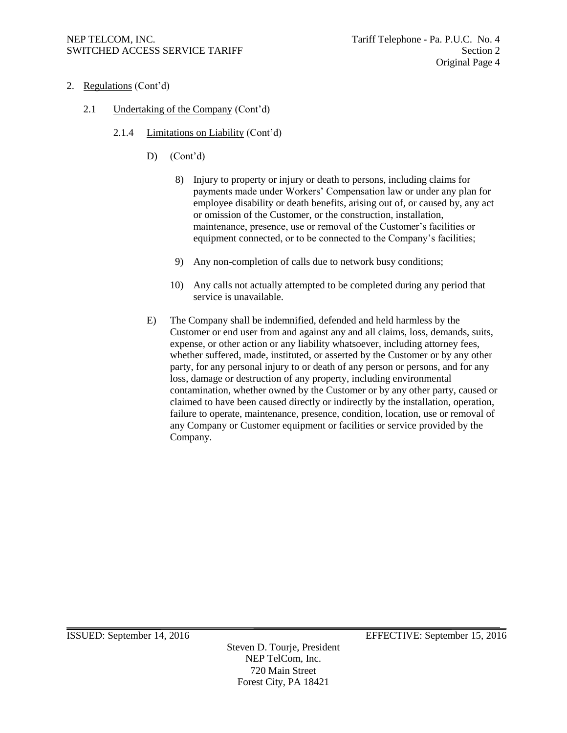2. Regulations (Cont'd)

2.1 Undertaking of the Company (Cont'd)

2.1.4 Limitations on Liability (Cont'd)

D) (Cont'd)

8) Injury to property or injury or death to persons, including claims for payments made under Workers' Compensation law or under any plan for employee disability or death benefits, arising out of, or caused by, any act or omission of the Customer, or the construction, installation, maintenance, presence, use or removal of the Customer's facilities or equipment connected, or to be connected to the Company's facilities;

9) Any non-completion of calls due to network busy conditions;

10) Any calls not actually attempted to be completed during any period that service is unavailable.

E) The Company shall be indemnified, defended and held harmless by the Customer or end user from and against any and all claims, loss, demands, suits, expense, or other action or any liability whatsoever, including attorney fees, whether suffered, made, instituted, or asserted by the Customer or by any other party, for any personal injury to or death of any person or persons, and for any loss, damage or destruction of any property, including environmental contamination, whether owned by the Customer or by any other party, caused or claimed to have been caused directly or indirectly by the installation, operation, failure to operate, maintenance, presence, condition, location, use or removal of any Company or Customer equipment or facilities or service provided by the Company.

ISSUED: September 14, 2016 EFFECTIVE: September 15, 2016

Steven D. Tourje, President
NEP TelCom, Inc.
720 Main Street
Forest City, PA 18421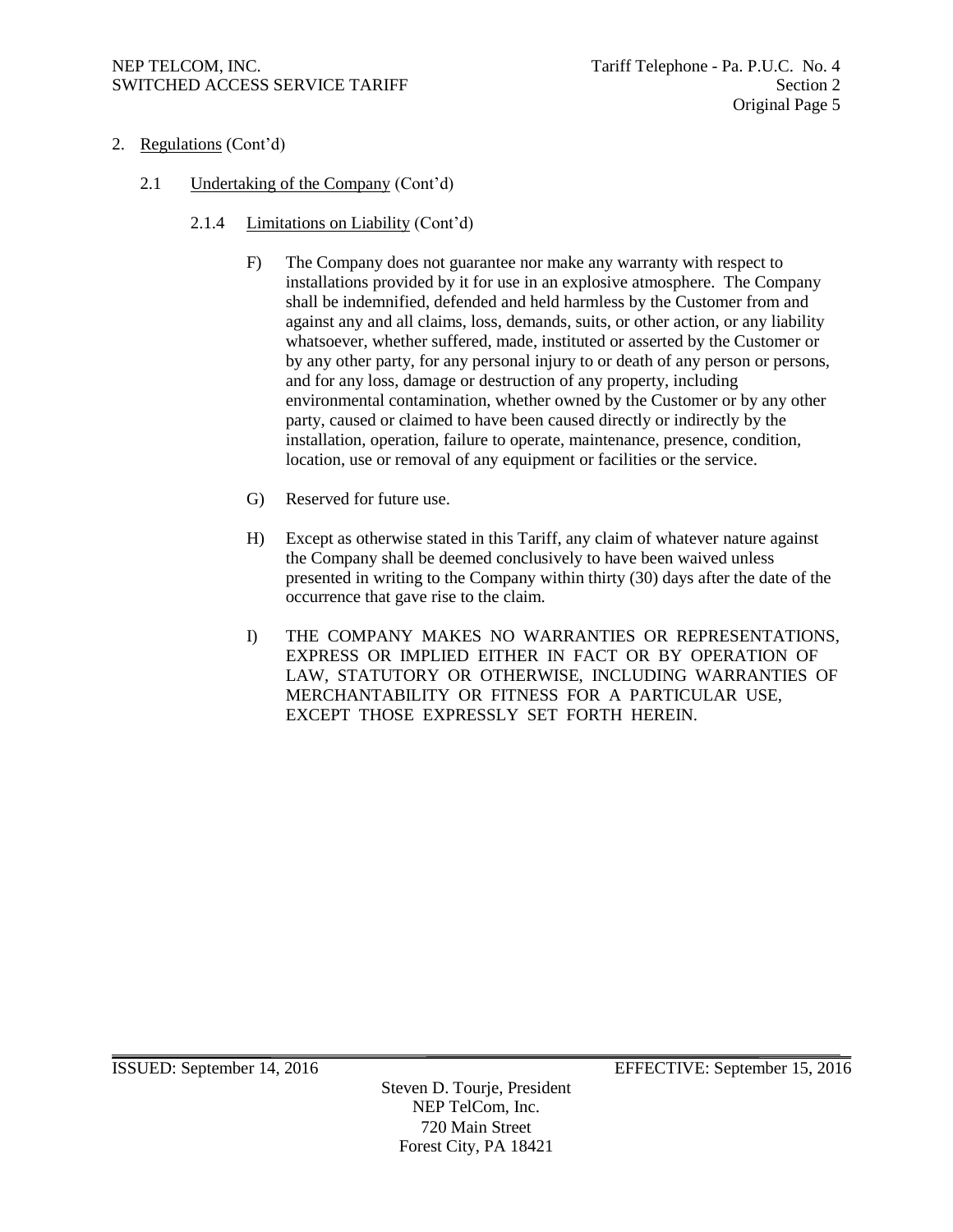2. Regulations (Cont'd)

2.1 Undertaking of the Company (Cont'd)

2.1.4 Limitations on Liability (Cont'd)

F) The Company does not guarantee nor make any warranty with respect to installations provided by it for use in an explosive atmosphere. The Company shall be indemnified, defended and held harmless by the Customer from and against any and all claims, loss, demands, suits, or other action, or any liability whatsoever, whether suffered, made, instituted or asserted by the Customer or by any other party, for any personal injury to or death of any person or persons, and for any loss, damage or destruction of any property, including environmental contamination, whether owned by the Customer or by any other party, caused or claimed to have been caused directly or indirectly by the installation, operation, failure to operate, maintenance, presence, condition, location, use or removal of any equipment or facilities or the service.

G) Reserved for future use.

H) Except as otherwise stated in this Tariff, any claim of whatever nature against the Company shall be deemed conclusively to have been waived unless presented in writing to the Company within thirty (30) days after the date of the occurrence that gave rise to the claim.

I) THE COMPANY MAKES NO WARRANTIES OR REPRESENTATIONS, EXPRESS OR IMPLIED EITHER IN FACT OR BY OPERATION OF LAW, STATUTORY OR OTHERWISE, INCLUDING WARRANTIES OF MERCHANTABILITY OR FITNESS FOR A PARTICULAR USE, EXCEPT THOSE EXPRESSLY SET FORTH HEREIN.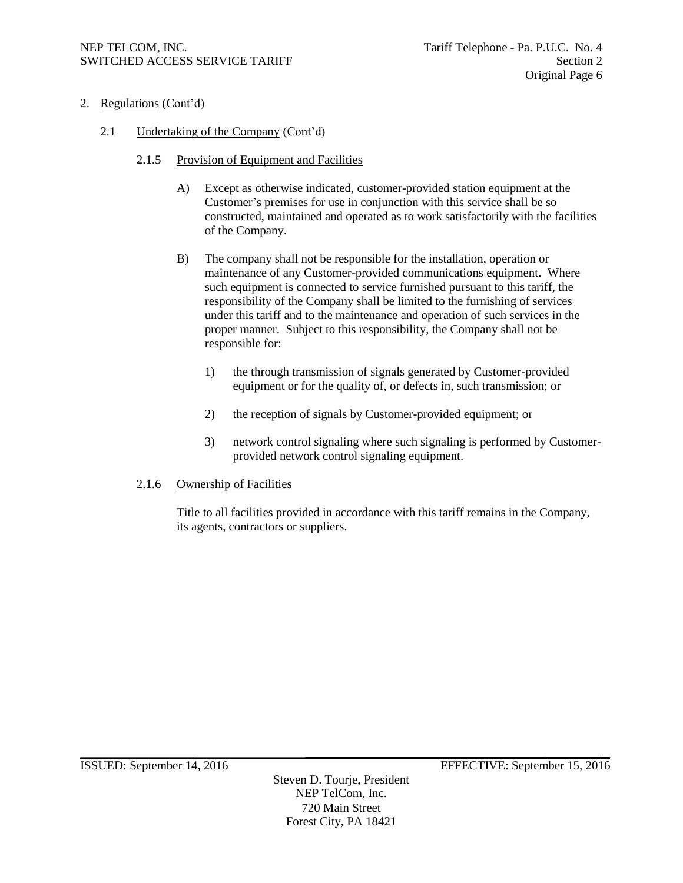2. Regulations (Cont'd)

2.1 Undertaking of the Company (Cont'd)

2.1.5 Provision of Equipment and Facilities

A) Except as otherwise indicated, customer-provided station equipment at the Customer's premises for use in conjunction with this service shall be so constructed, maintained and operated as to work satisfactorily with the facilities of the Company.

B) The company shall not be responsible for the installation, operation or maintenance of any Customer-provided communications equipment. Where such equipment is connected to service furnished pursuant to this tariff, the responsibility of the Company shall be limited to the furnishing of services under this tariff and to the maintenance and operation of such services in the proper manner. Subject to this responsibility, the Company shall not be responsible for:

1) the through transmission of signals generated by Customer-provided equipment or for the quality of, or defects in, such transmission; or

2) the reception of signals by Customer-provided equipment; or

3) network control signaling where such signaling is performed by Customer-provided network control signaling equipment.

2.1.6 Ownership of Facilities

Title to all facilities provided in accordance with this tariff remains in the Company, its agents, contractors or suppliers.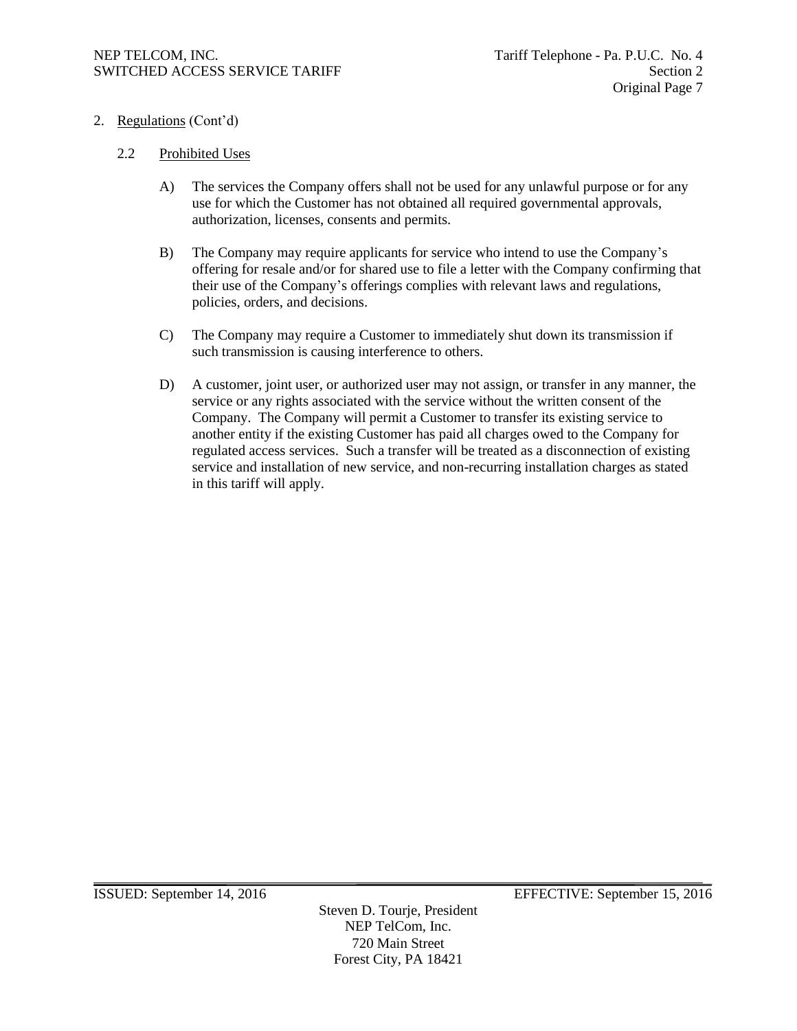2. Regulations (Cont'd)

   2.2 Prohibited Uses

   A) The services the Company offers shall not be used for any unlawful purpose or for any use for which the Customer has not obtained all required governmental approvals, authorization, licenses, consents and permits.

   B) The Company may require applicants for service who intend to use the Company's offering for resale and/or for shared use to file a letter with the Company confirming that their use of the Company's offerings complies with relevant laws and regulations, policies, orders, and decisions.

   C) The Company may require a Customer to immediately shut down its transmission if such transmission is causing interference to others.

   D) A customer, joint user, or authorized user may not assign, or transfer in any manner, the service or any rights associated with the service without the written consent of the Company. The Company will permit a Customer to transfer its existing service to another entity if the existing Customer has paid all charges owed to the Company for regulated access services. Such a transfer will be treated as a disconnection of existing service and installation of new service, and non-recurring installation charges as stated in this tariff will apply.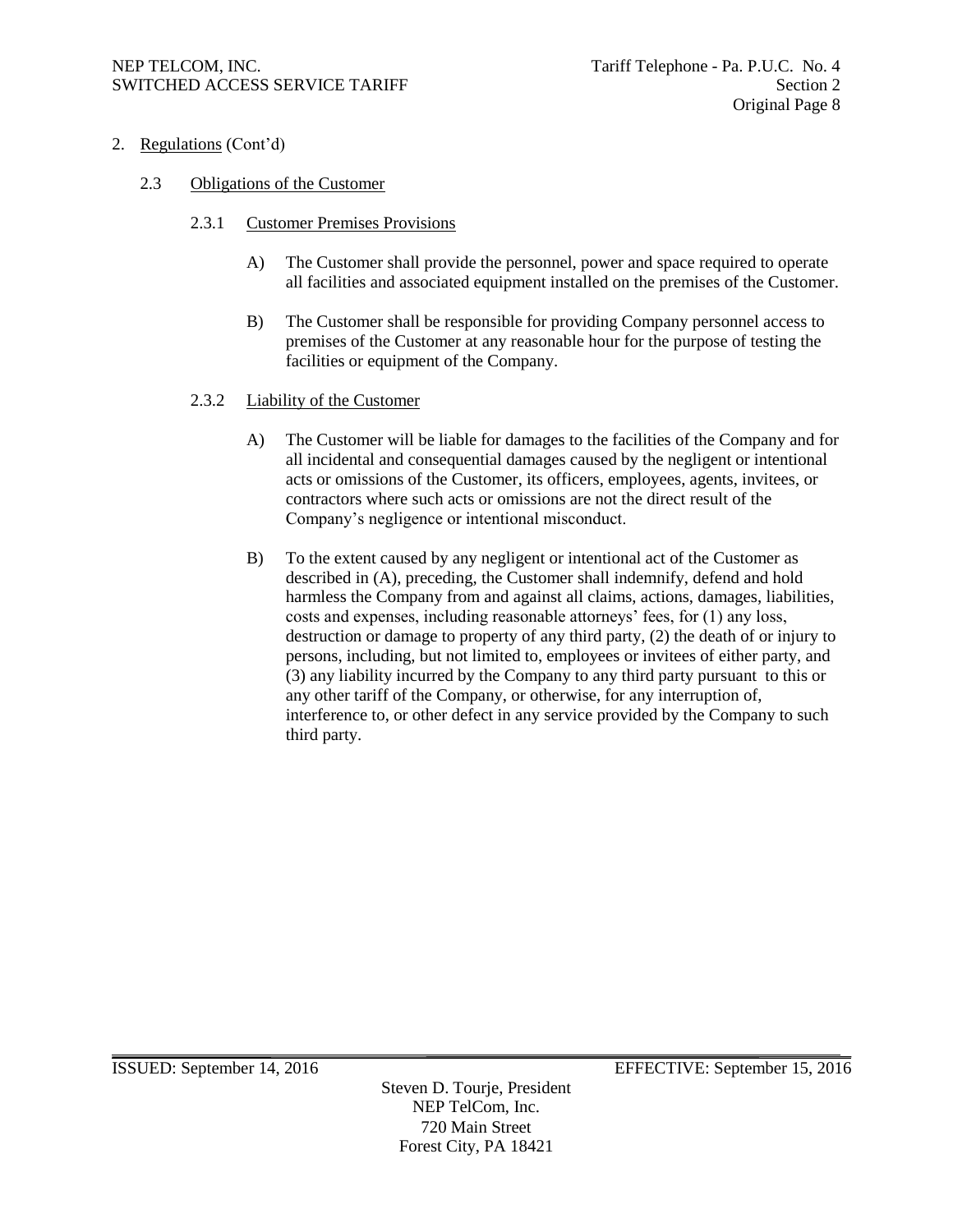## 2. Regulations (Cont'd)

### 2.3 Obligations of the Customer

#### 2.3.1 Customer Premises Provisions

A) The Customer shall provide the personnel, power and space required to operate all facilities and associated equipment installed on the premises of the Customer.

B) The Customer shall be responsible for providing Company personnel access to premises of the Customer at any reasonable hour for the purpose of testing the facilities or equipment of the Company.

#### 2.3.2 Liability of the Customer

A) The Customer will be liable for damages to the facilities of the Company and for all incidental and consequential damages caused by the negligent or intentional acts or omissions of the Customer, its officers, employees, agents, invitees, or contractors where such acts or omissions are not the direct result of the Company's negligence or intentional misconduct.

B) To the extent caused by any negligent or intentional act of the Customer as described in (A), preceding, the Customer shall indemnify, defend and hold harmless the Company from and against all claims, actions, damages, liabilities, costs and expenses, including reasonable attorneys' fees, for (1) any loss, destruction or damage to property of any third party, (2) the death of or injury to persons, including, but not limited to, employees or invitees of either party, and (3) any liability incurred by the Company to any third party pursuant to this or any other tariff of the Company, or otherwise, for any interruption of, interference to, or other defect in any service provided by the Company to such third party.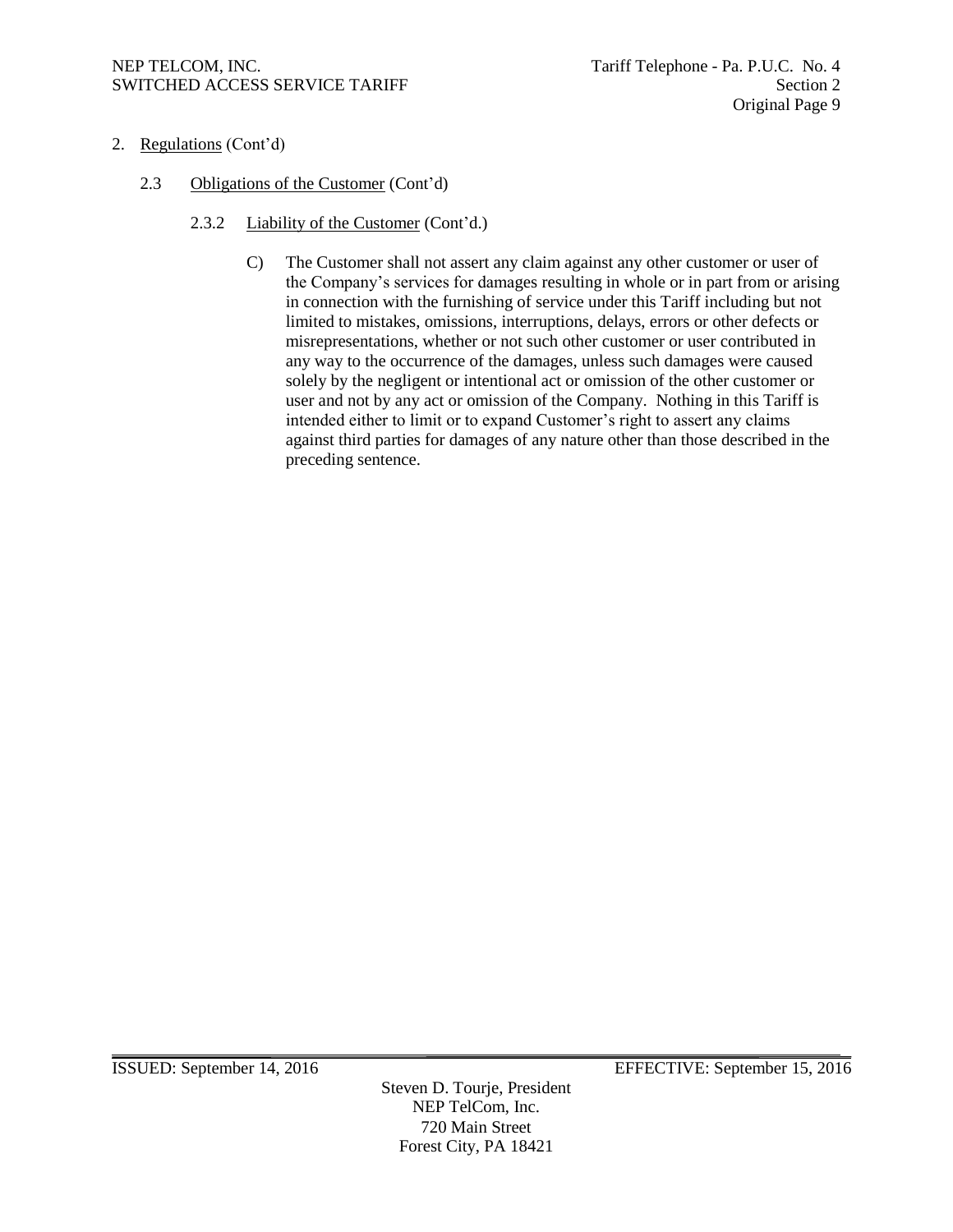2. Regulations (Cont'd)

2.3 Obligations of the Customer (Cont'd)

2.3.2 Liability of the Customer (Cont'd.)

C) The Customer shall not assert any claim against any other customer or user of the Company's services for damages resulting in whole or in part from or arising in connection with the furnishing of service under this Tariff including but not limited to mistakes, omissions, interruptions, delays, errors or other defects or misrepresentations, whether or not such other customer or user contributed in any way to the occurrence of the damages, unless such damages were caused solely by the negligent or intentional act or omission of the other customer or user and not by any act or omission of the Company. Nothing in this Tariff is intended either to limit or to expand Customer's right to assert any claims against third parties for damages of any nature other than those described in the preceding sentence.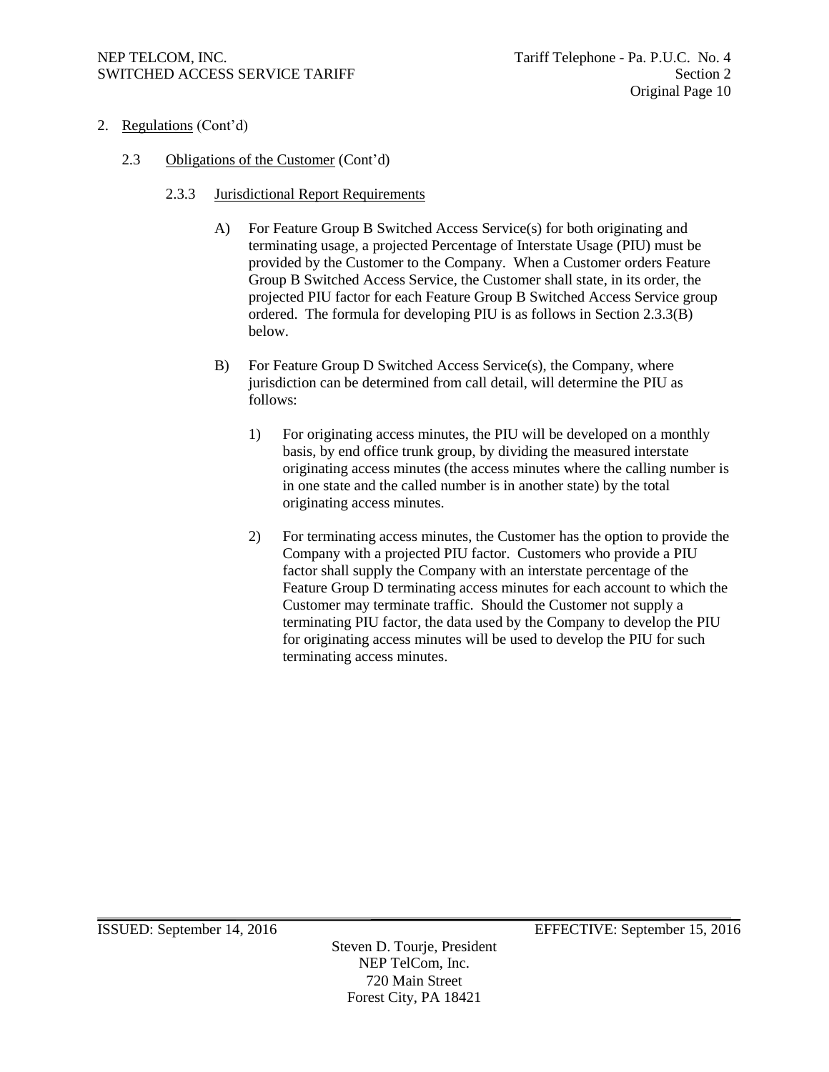2. Regulations (Cont'd)

2.3 Obligations of the Customer (Cont'd)

2.3.3 Jurisdictional Report Requirements

A) For Feature Group B Switched Access Service(s) for both originating and terminating usage, a projected Percentage of Interstate Usage (PIU) must be provided by the Customer to the Company. When a Customer orders Feature Group B Switched Access Service, the Customer shall state, in its order, the projected PIU factor for each Feature Group B Switched Access Service group ordered. The formula for developing PIU is as follows in Section 2.3.3(B) below.

B) For Feature Group D Switched Access Service(s), the Company, where jurisdiction can be determined from call detail, will determine the PIU as follows:

1) For originating access minutes, the PIU will be developed on a monthly basis, by end office trunk group, by dividing the measured interstate originating access minutes (the access minutes where the calling number is in one state and the called number is in another state) by the total originating access minutes.

2) For terminating access minutes, the Customer has the option to provide the Company with a projected PIU factor. Customers who provide a PIU factor shall supply the Company with an interstate percentage of the Feature Group D terminating access minutes for each account to which the Customer may terminate traffic. Should the Customer not supply a terminating PIU factor, the data used by the Company to develop the PIU for originating access minutes will be used to develop the PIU for such terminating access minutes.

ISSUED: September 14, 2016 EFFECTIVE: September 15, 2016

Steven D. Tourje, President
NEP TelCom, Inc.
720 Main Street
Forest City, PA 18421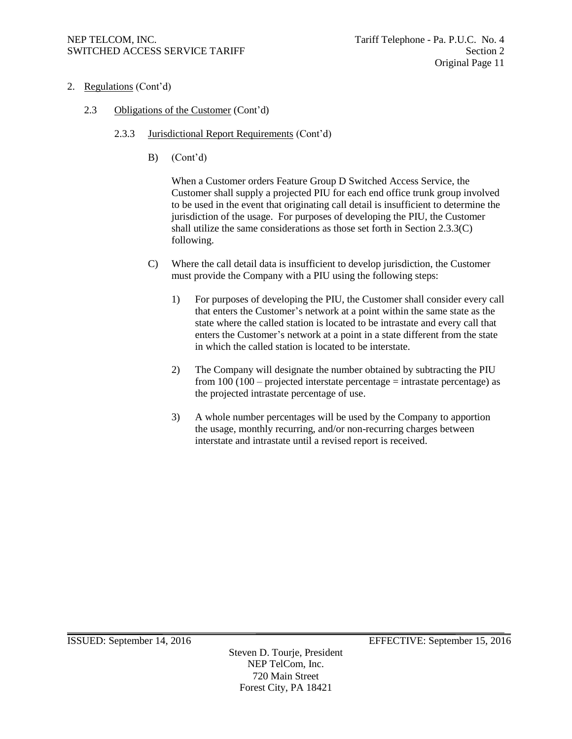2. Regulations (Cont'd)

2.3 Obligations of the Customer (Cont'd)

2.3.3 Jurisdictional Report Requirements (Cont'd)

B) (Cont'd)

When a Customer orders Feature Group D Switched Access Service, the Customer shall supply a projected PIU for each end office trunk group involved to be used in the event that originating call detail is insufficient to determine the jurisdiction of the usage. For purposes of developing the PIU, the Customer shall utilize the same considerations as those set forth in Section 2.3.3(C) following.

C) Where the call detail data is insufficient to develop jurisdiction, the Customer must provide the Company with a PIU using the following steps:

1) For purposes of developing the PIU, the Customer shall consider every call that enters the Customer's network at a point within the same state as the state where the called station is located to be intrastate and every call that enters the Customer's network at a point in a state different from the state in which the called station is located to be interstate.

2) The Company will designate the number obtained by subtracting the PIU from 100 (100 – projected interstate percentage = intrastate percentage) as the projected intrastate percentage of use.

3) A whole number percentages will be used by the Company to apportion the usage, monthly recurring, and/or non-recurring charges between interstate and intrastate until a revised report is received.

ISSUED: September 14, 2016 EFFECTIVE: September 15, 2016

Steven D. Tourje, President
NEP TelCom, Inc.
720 Main Street
Forest City, PA 18421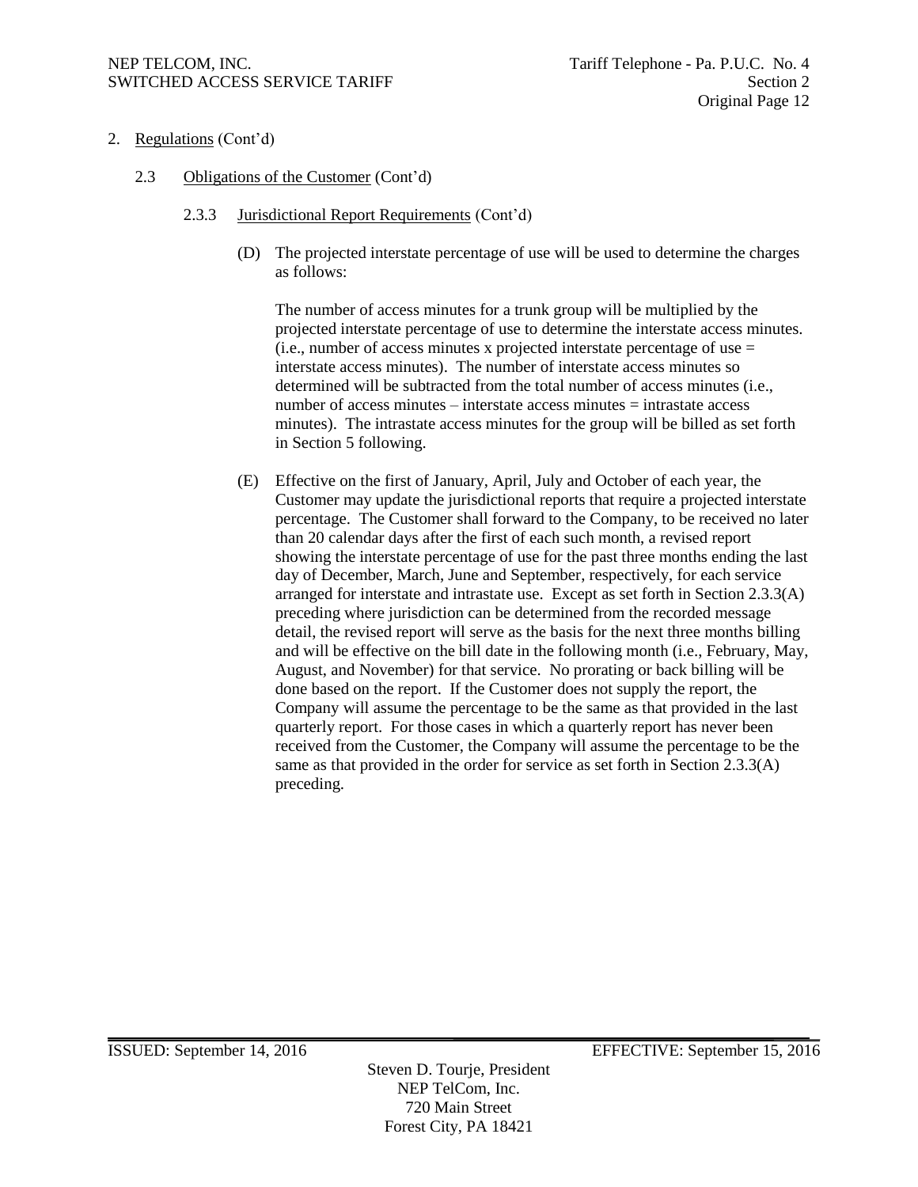2. Regulations (Cont'd)

2.3 Obligations of the Customer (Cont'd)

2.3.3 Jurisdictional Report Requirements (Cont'd)

(D) The projected interstate percentage of use will be used to determine the charges as follows:

The number of access minutes for a trunk group will be multiplied by the projected interstate percentage of use to determine the interstate access minutes. (i.e., number of access minutes x projected interstate percentage of use = interstate access minutes). The number of interstate access minutes so determined will be subtracted from the total number of access minutes (i.e., number of access minutes – interstate access minutes = intrastate access minutes). The intrastate access minutes for the group will be billed as set forth in Section 5 following.

(E) Effective on the first of January, April, July and October of each year, the Customer may update the jurisdictional reports that require a projected interstate percentage. The Customer shall forward to the Company, to be received no later than 20 calendar days after the first of each such month, a revised report showing the interstate percentage of use for the past three months ending the last day of December, March, June and September, respectively, for each service arranged for interstate and intrastate use. Except as set forth in Section 2.3.3(A) preceding where jurisdiction can be determined from the recorded message detail, the revised report will serve as the basis for the next three months billing and will be effective on the bill date in the following month (i.e., February, May, August, and November) for that service. No prorating or back billing will be done based on the report. If the Customer does not supply the report, the Company will assume the percentage to be the same as that provided in the last quarterly report. For those cases in which a quarterly report has never been received from the Customer, the Company will assume the percentage to be the same as that provided in the order for service as set forth in Section 2.3.3(A) preceding.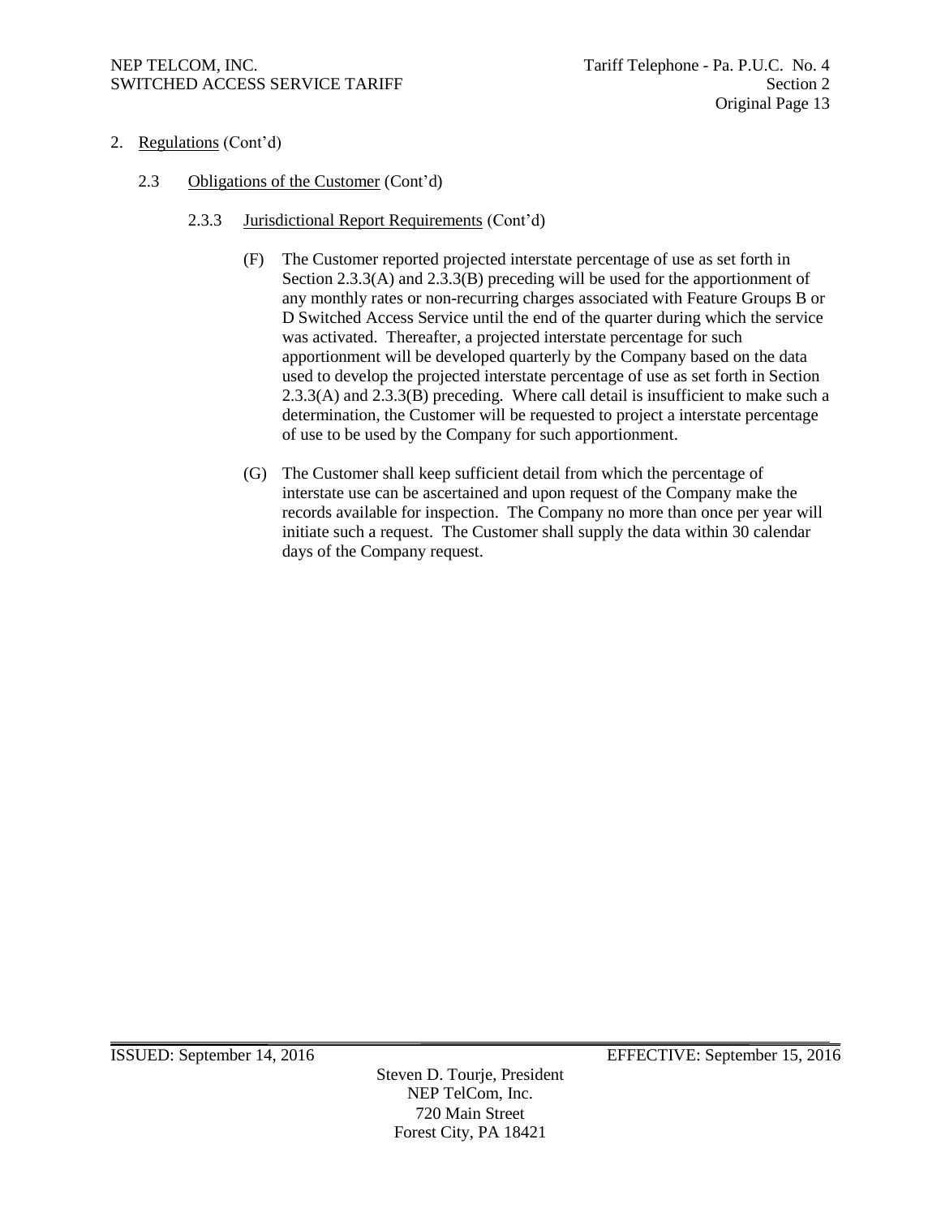2. Regulations (Cont'd)

2.3 Obligations of the Customer (Cont'd)

2.3.3 Jurisdictional Report Requirements (Cont'd)

(F) The Customer reported projected interstate percentage of use as set forth in Section 2.3.3(A) and 2.3.3(B) preceding will be used for the apportionment of any monthly rates or non-recurring charges associated with Feature Groups B or D Switched Access Service until the end of the quarter during which the service was activated. Thereafter, a projected interstate percentage for such apportionment will be developed quarterly by the Company based on the data used to develop the projected interstate percentage of use as set forth in Section 2.3.3(A) and 2.3.3(B) preceding. Where call detail is insufficient to make such a determination, the Customer will be requested to project a interstate percentage of use to be used by the Company for such apportionment.

(G) The Customer shall keep sufficient detail from which the percentage of interstate use can be ascertained and upon request of the Company make the records available for inspection. The Company no more than once per year will initiate such a request. The Customer shall supply the data within 30 calendar days of the Company request.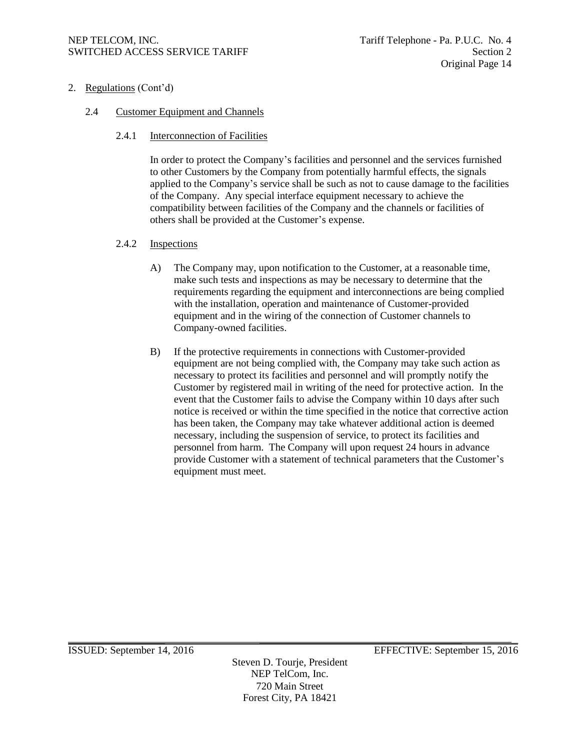2. Regulations (Cont'd)

2.4 Customer Equipment and Channels

2.4.1 Interconnection of Facilities

In order to protect the Company's facilities and personnel and the services furnished to other Customers by the Company from potentially harmful effects, the signals applied to the Company's service shall be such as not to cause damage to the facilities of the Company. Any special interface equipment necessary to achieve the compatibility between facilities of the Company and the channels or facilities of others shall be provided at the Customer's expense.

2.4.2 Inspections

A) The Company may, upon notification to the Customer, at a reasonable time, make such tests and inspections as may be necessary to determine that the requirements regarding the equipment and interconnections are being complied with the installation, operation and maintenance of Customer-provided equipment and in the wiring of the connection of Customer channels to Company-owned facilities.

B) If the protective requirements in connections with Customer-provided equipment are not being complied with, the Company may take such action as necessary to protect its facilities and personnel and will promptly notify the Customer by registered mail in writing of the need for protective action. In the event that the Customer fails to advise the Company within 10 days after such notice is received or within the time specified in the notice that corrective action has been taken, the Company may take whatever additional action is deemed necessary, including the suspension of service, to protect its facilities and personnel from harm. The Company will upon request 24 hours in advance provide Customer with a statement of technical parameters that the Customer's equipment must meet.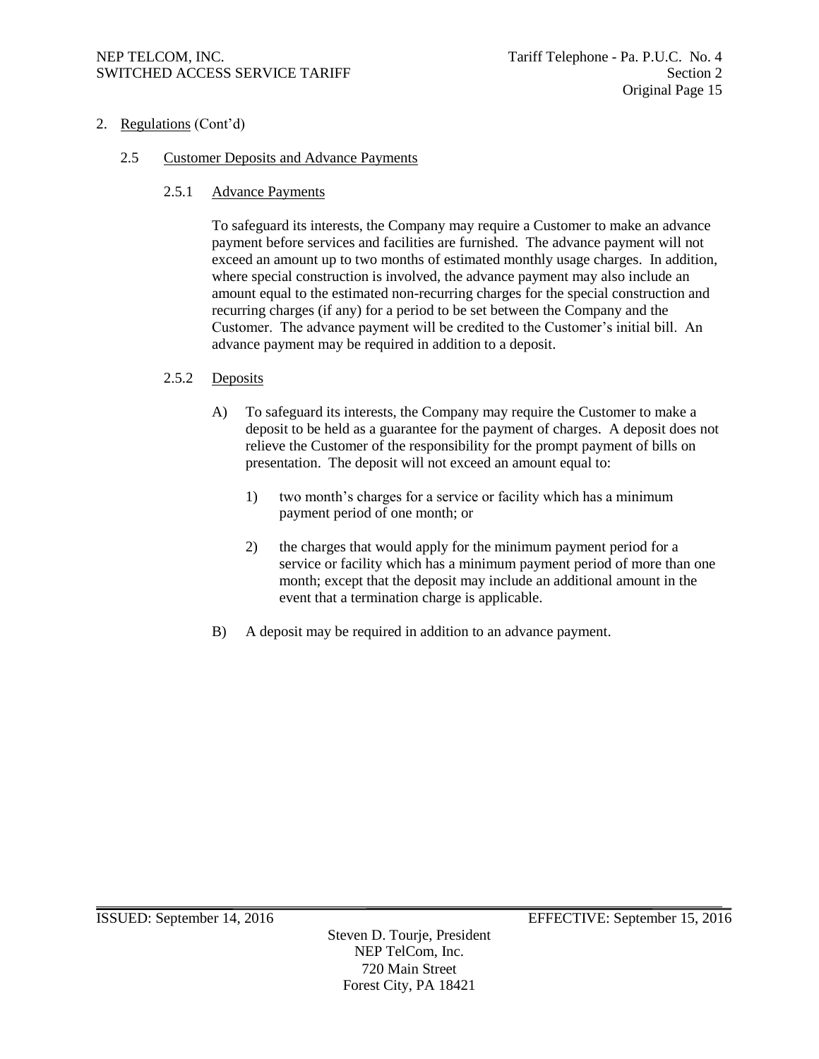2. Regulations (Cont'd)

## 2.5 Customer Deposits and Advance Payments

### 2.5.1 Advance Payments

To safeguard its interests, the Company may require a Customer to make an advance payment before services and facilities are furnished. The advance payment will not exceed an amount up to two months of estimated monthly usage charges. In addition, where special construction is involved, the advance payment may also include an amount equal to the estimated non-recurring charges for the special construction and recurring charges (if any) for a period to be set between the Company and the Customer. The advance payment will be credited to the Customer's initial bill. An advance payment may be required in addition to a deposit.

### 2.5.2 Deposits

A) To safeguard its interests, the Company may require the Customer to make a deposit to be held as a guarantee for the payment of charges. A deposit does not relieve the Customer of the responsibility for the prompt payment of bills on presentation. The deposit will not exceed an amount equal to:

1) two month's charges for a service or facility which has a minimum payment period of one month; or

2) the charges that would apply for the minimum payment period for a service or facility which has a minimum payment period of more than one month; except that the deposit may include an additional amount in the event that a termination charge is applicable.

B) A deposit may be required in addition to an advance payment.

ISSUED: September 14, 2016 EFFECTIVE: September 15, 2016

Steven D. Tourje, President
NEP TelCom, Inc.
720 Main Street
Forest City, PA 18421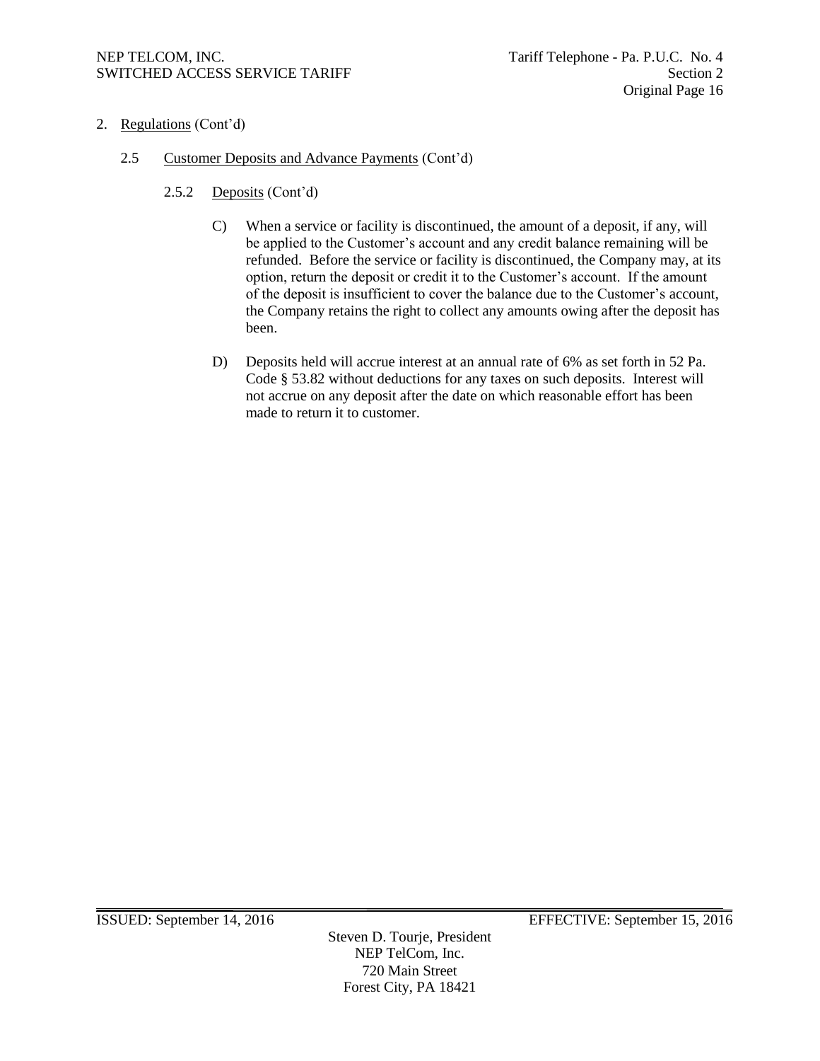2. Regulations (Cont'd)

2.5 Customer Deposits and Advance Payments (Cont'd)

2.5.2 Deposits (Cont'd)

C) When a service or facility is discontinued, the amount of a deposit, if any, will be applied to the Customer's account and any credit balance remaining will be refunded. Before the service or facility is discontinued, the Company may, at its option, return the deposit or credit it to the Customer's account. If the amount of the deposit is insufficient to cover the balance due to the Customer's account, the Company retains the right to collect any amounts owing after the deposit has been.

D) Deposits held will accrue interest at an annual rate of 6% as set forth in 52 Pa. Code § 53.82 without deductions for any taxes on such deposits. Interest will not accrue on any deposit after the date on which reasonable effort has been made to return it to customer.

ISSUED: September 14, 2016 EFFECTIVE: September 15, 2016

Steven D. Tourje, President
NEP TelCom, Inc.
720 Main Street
Forest City, PA 18421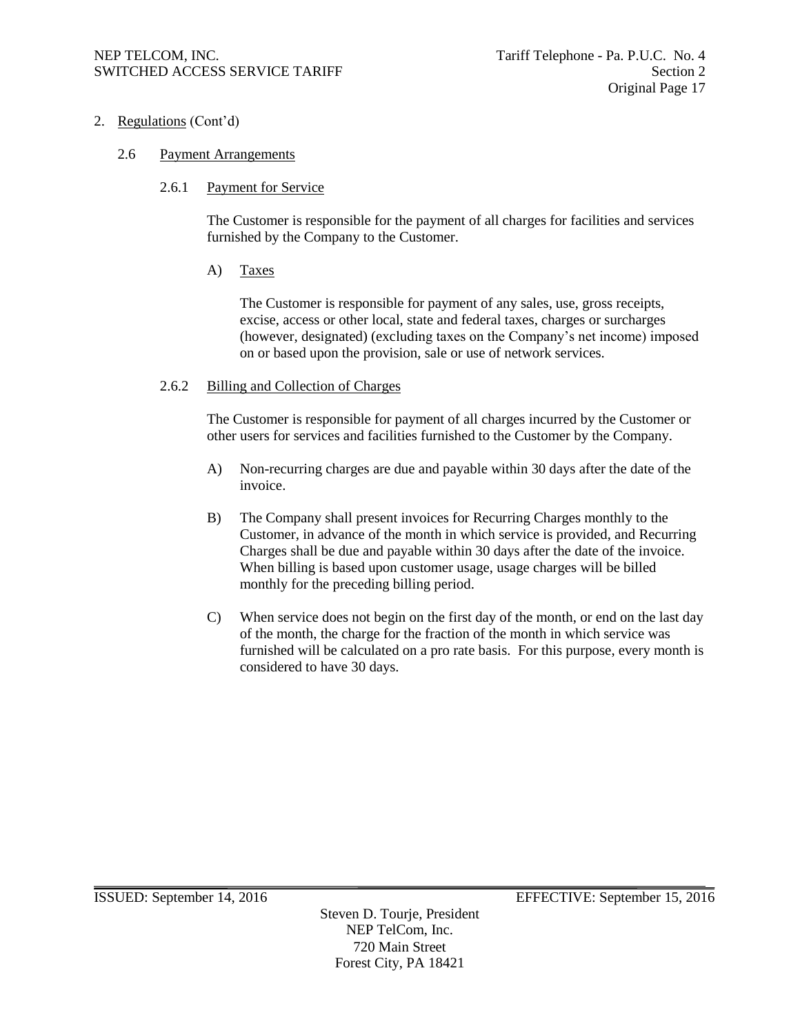2. Regulations (Cont'd)

2.6 Payment Arrangements

2.6.1 Payment for Service

The Customer is responsible for the payment of all charges for facilities and services furnished by the Company to the Customer.

A) Taxes

The Customer is responsible for payment of any sales, use, gross receipts, excise, access or other local, state and federal taxes, charges or surcharges (however, designated) (excluding taxes on the Company's net income) imposed on or based upon the provision, sale or use of network services.

2.6.2 Billing and Collection of Charges

The Customer is responsible for payment of all charges incurred by the Customer or other users for services and facilities furnished to the Customer by the Company.

A) Non-recurring charges are due and payable within 30 days after the date of the invoice.

B) The Company shall present invoices for Recurring Charges monthly to the Customer, in advance of the month in which service is provided, and Recurring Charges shall be due and payable within 30 days after the date of the invoice. When billing is based upon customer usage, usage charges will be billed monthly for the preceding billing period.

C) When service does not begin on the first day of the month, or end on the last day of the month, the charge for the fraction of the month in which service was furnished will be calculated on a pro rate basis. For this purpose, every month is considered to have 30 days.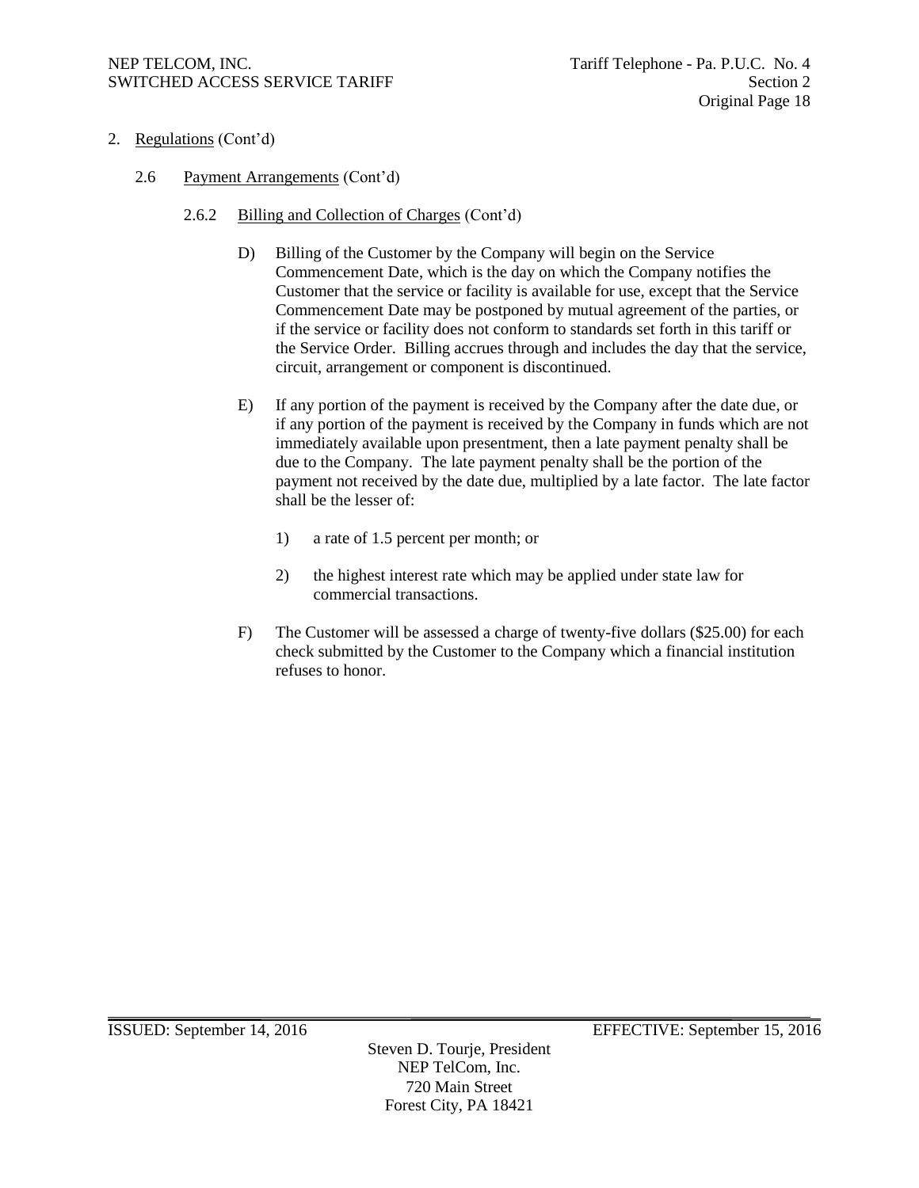2. Regulations (Cont'd)

2.6 Payment Arrangements (Cont'd)

2.6.2 Billing and Collection of Charges (Cont'd)

D) Billing of the Customer by the Company will begin on the Service Commencement Date, which is the day on which the Company notifies the Customer that the service or facility is available for use, except that the Service Commencement Date may be postponed by mutual agreement of the parties, or if the service or facility does not conform to standards set forth in this tariff or the Service Order. Billing accrues through and includes the day that the service, circuit, arrangement or component is discontinued.

E) If any portion of the payment is received by the Company after the date due, or if any portion of the payment is received by the Company in funds which are not immediately available upon presentment, then a late payment penalty shall be due to the Company. The late payment penalty shall be the portion of the payment not received by the date due, multiplied by a late factor. The late factor shall be the lesser of:

1) a rate of 1.5 percent per month; or

2) the highest interest rate which may be applied under state law for commercial transactions.

F) The Customer will be assessed a charge of twenty-five dollars ($25.00) for each check submitted by the Customer to the Company which a financial institution refuses to honor.

ISSUED: September 14, 2016 EFFECTIVE: September 15, 2016

Steven D. Tourje, President
NEP TelCom, Inc.
720 Main Street
Forest City, PA 18421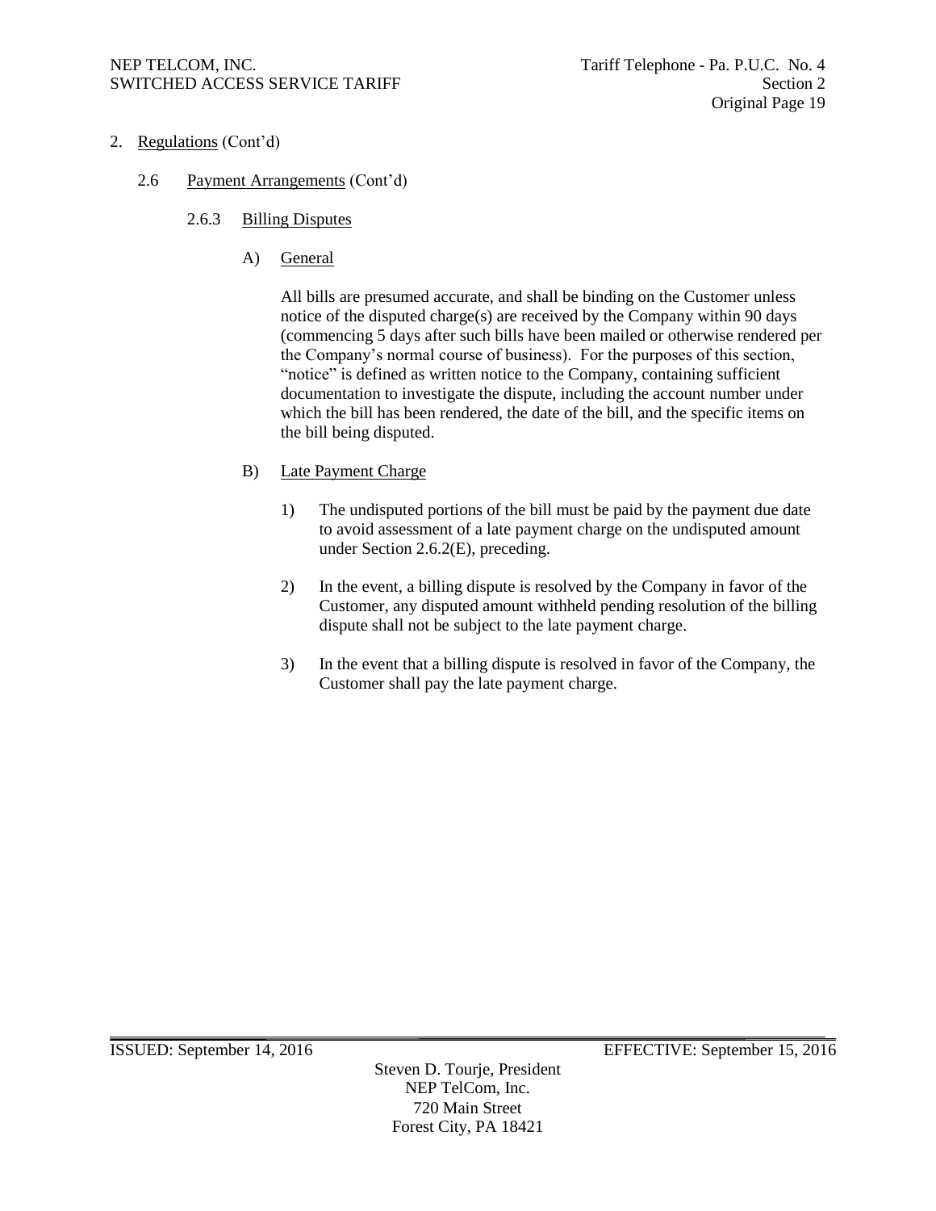2. Regulations (Cont'd)

2.6 Payment Arrangements (Cont'd)

2.6.3 Billing Disputes

A) General

All bills are presumed accurate, and shall be binding on the Customer unless notice of the disputed charge(s) are received by the Company within 90 days (commencing 5 days after such bills have been mailed or otherwise rendered per the Company's normal course of business). For the purposes of this section, "notice" is defined as written notice to the Company, containing sufficient documentation to investigate the dispute, including the account number under which the bill has been rendered, the date of the bill, and the specific items on the bill being disputed.

B) Late Payment Charge

1) The undisputed portions of the bill must be paid by the payment due date to avoid assessment of a late payment charge on the undisputed amount under Section 2.6.2(E), preceding.

2) In the event, a billing dispute is resolved by the Company in favor of the Customer, any disputed amount withheld pending resolution of the billing dispute shall not be subject to the late payment charge.

3) In the event that a billing dispute is resolved in favor of the Company, the Customer shall pay the late payment charge.

ISSUED: September 14, 2016 EFFECTIVE: September 15, 2016

Steven D. Tourje, President
NEP TelCom, Inc.
720 Main Street
Forest City, PA 18421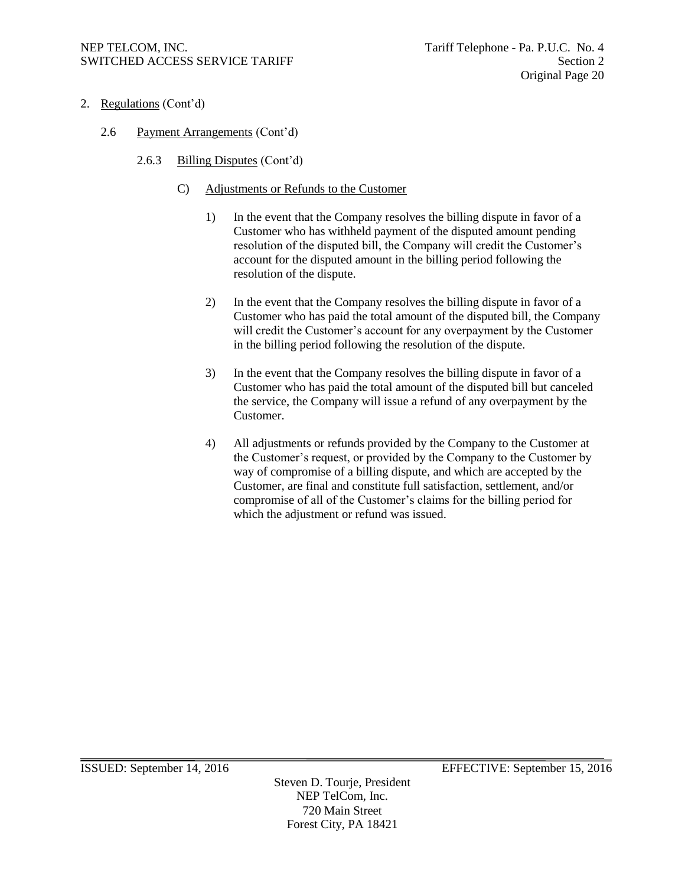2. Regulations (Cont'd)

   2.6 Payment Arrangements (Cont'd)

      2.6.3 Billing Disputes (Cont'd)

         C) Adjustments or Refunds to the Customer

            1) In the event that the Company resolves the billing dispute in favor of a Customer who has withheld payment of the disputed amount pending resolution of the disputed bill, the Company will credit the Customer's account for the disputed amount in the billing period following the resolution of the dispute.

            2) In the event that the Company resolves the billing dispute in favor of a Customer who has paid the total amount of the disputed bill, the Company will credit the Customer's account for any overpayment by the Customer in the billing period following the resolution of the dispute.

            3) In the event that the Company resolves the billing dispute in favor of a Customer who has paid the total amount of the disputed bill but canceled the service, the Company will issue a refund of any overpayment by the Customer.

            4) All adjustments or refunds provided by the Company to the Customer at the Customer's request, or provided by the Company to the Customer by way of compromise of a billing dispute, and which are accepted by the Customer, are final and constitute full satisfaction, settlement, and/or compromise of all of the Customer's claims for the billing period for which the adjustment or refund was issued.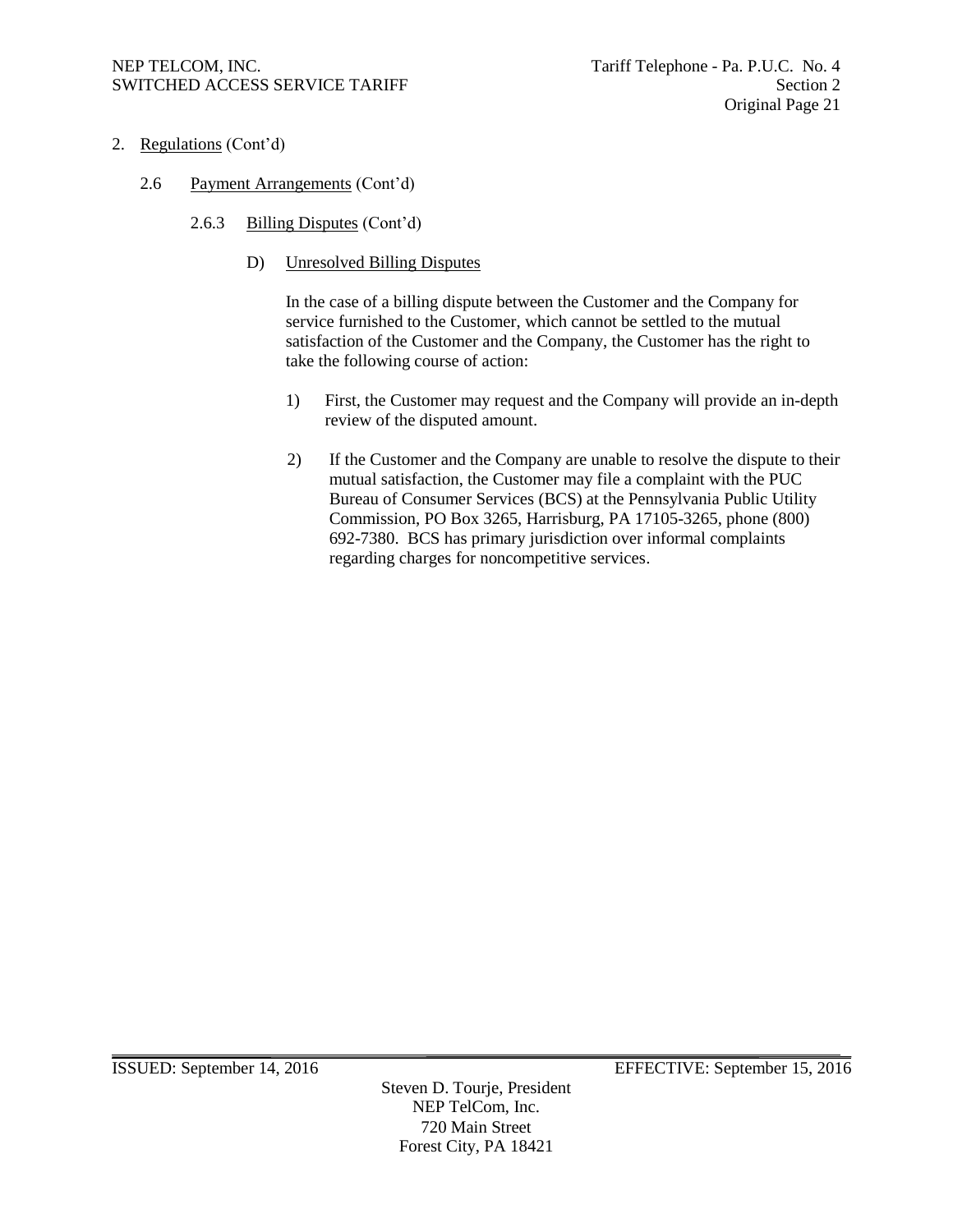2. Regulations (Cont'd)

2.6 Payment Arrangements (Cont'd)

2.6.3 Billing Disputes (Cont'd)

D) Unresolved Billing Disputes

In the case of a billing dispute between the Customer and the Company for service furnished to the Customer, which cannot be settled to the mutual satisfaction of the Customer and the Company, the Customer has the right to take the following course of action:

1) First, the Customer may request and the Company will provide an in-depth review of the disputed amount.

2) If the Customer and the Company are unable to resolve the dispute to their mutual satisfaction, the Customer may file a complaint with the PUC Bureau of Consumer Services (BCS) at the Pennsylvania Public Utility Commission, PO Box 3265, Harrisburg, PA 17105-3265, phone (800) 692-7380. BCS has primary jurisdiction over informal complaints regarding charges for noncompetitive services.

ISSUED: September 14, 2016 EFFECTIVE: September 15, 2016

Steven D. Tourje, President
NEP TelCom, Inc.
720 Main Street
Forest City, PA 18421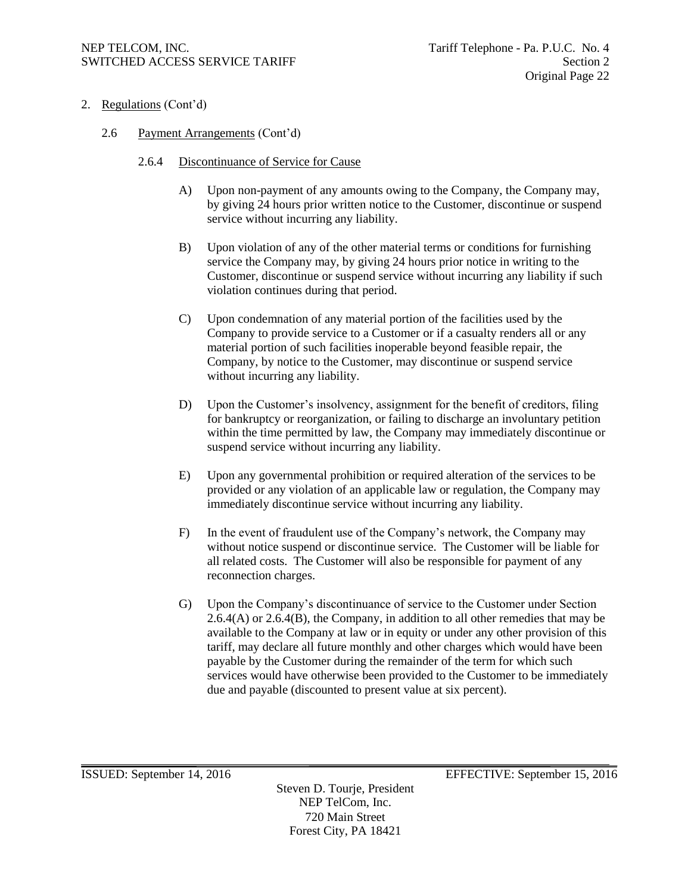2. Regulations (Cont'd)

2.6 Payment Arrangements (Cont'd)

2.6.4 Discontinuance of Service for Cause

A) Upon non-payment of any amounts owing to the Company, the Company may, by giving 24 hours prior written notice to the Customer, discontinue or suspend service without incurring any liability.

B) Upon violation of any of the other material terms or conditions for furnishing service the Company may, by giving 24 hours prior notice in writing to the Customer, discontinue or suspend service without incurring any liability if such violation continues during that period.

C) Upon condemnation of any material portion of the facilities used by the Company to provide service to a Customer or if a casualty renders all or any material portion of such facilities inoperable beyond feasible repair, the Company, by notice to the Customer, may discontinue or suspend service without incurring any liability.

D) Upon the Customer's insolvency, assignment for the benefit of creditors, filing for bankruptcy or reorganization, or failing to discharge an involuntary petition within the time permitted by law, the Company may immediately discontinue or suspend service without incurring any liability.

E) Upon any governmental prohibition or required alteration of the services to be provided or any violation of an applicable law or regulation, the Company may immediately discontinue service without incurring any liability.

F) In the event of fraudulent use of the Company's network, the Company may without notice suspend or discontinue service. The Customer will be liable for all related costs. The Customer will also be responsible for payment of any reconnection charges.

G) Upon the Company's discontinuance of service to the Customer under Section 2.6.4(A) or 2.6.4(B), the Company, in addition to all other remedies that may be available to the Company at law or in equity or under any other provision of this tariff, may declare all future monthly and other charges which would have been payable by the Customer during the remainder of the term for which such services would have otherwise been provided to the Customer to be immediately due and payable (discounted to present value at six percent).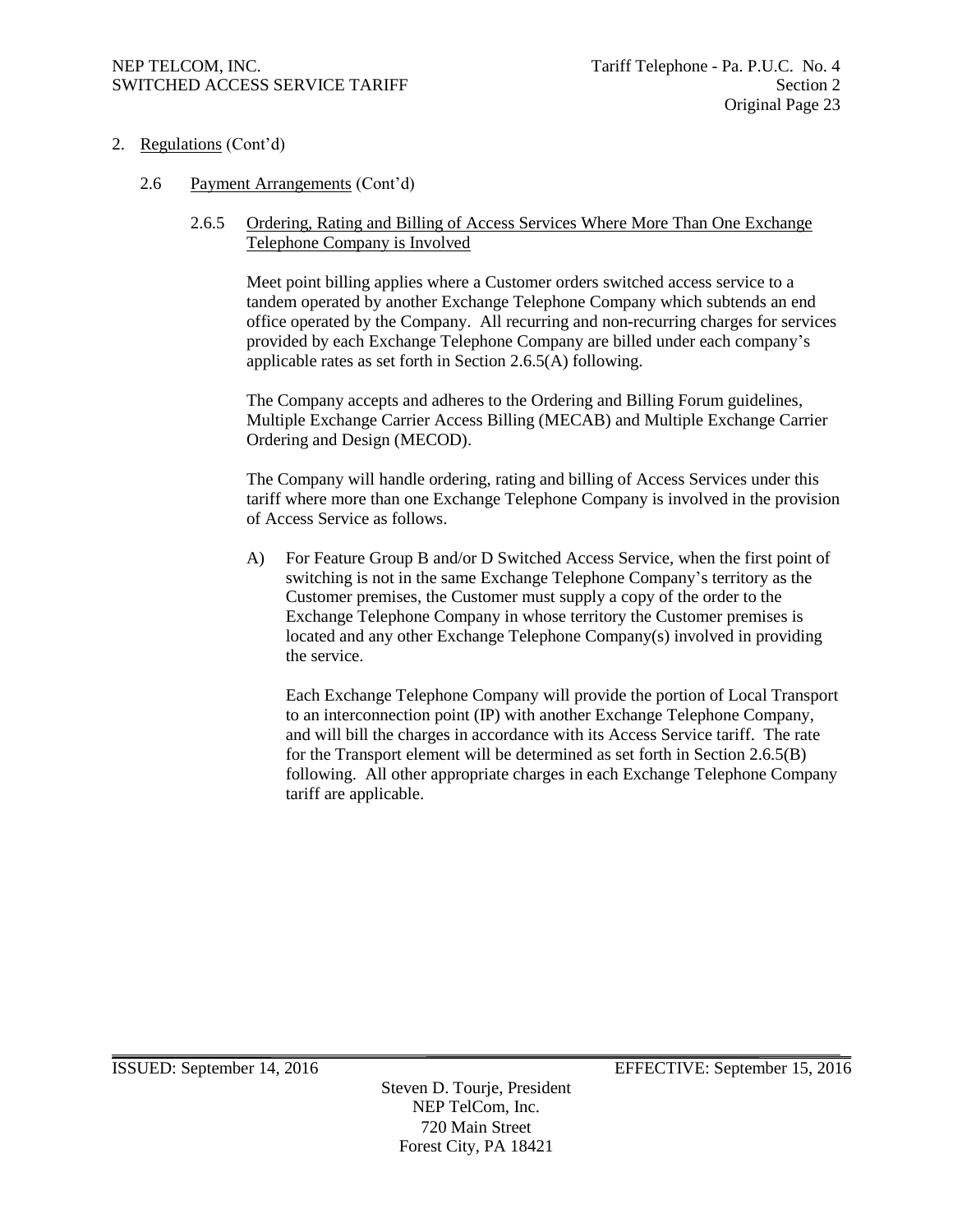2. Regulations (Cont'd)

2.6 Payment Arrangements (Cont'd)

2.6.5 Ordering, Rating and Billing of Access Services Where More Than One Exchange Telephone Company is Involved

Meet point billing applies where a Customer orders switched access service to a tandem operated by another Exchange Telephone Company which subtends an end office operated by the Company. All recurring and non-recurring charges for services provided by each Exchange Telephone Company are billed under each company's applicable rates as set forth in Section 2.6.5(A) following.

The Company accepts and adheres to the Ordering and Billing Forum guidelines, Multiple Exchange Carrier Access Billing (MECAB) and Multiple Exchange Carrier Ordering and Design (MECOD).

The Company will handle ordering, rating and billing of Access Services under this tariff where more than one Exchange Telephone Company is involved in the provision of Access Service as follows.

A) For Feature Group B and/or D Switched Access Service, when the first point of switching is not in the same Exchange Telephone Company's territory as the Customer premises, the Customer must supply a copy of the order to the Exchange Telephone Company in whose territory the Customer premises is located and any other Exchange Telephone Company(s) involved in providing the service.

Each Exchange Telephone Company will provide the portion of Local Transport to an interconnection point (IP) with another Exchange Telephone Company, and will bill the charges in accordance with its Access Service tariff. The rate for the Transport element will be determined as set forth in Section 2.6.5(B) following. All other appropriate charges in each Exchange Telephone Company tariff are applicable.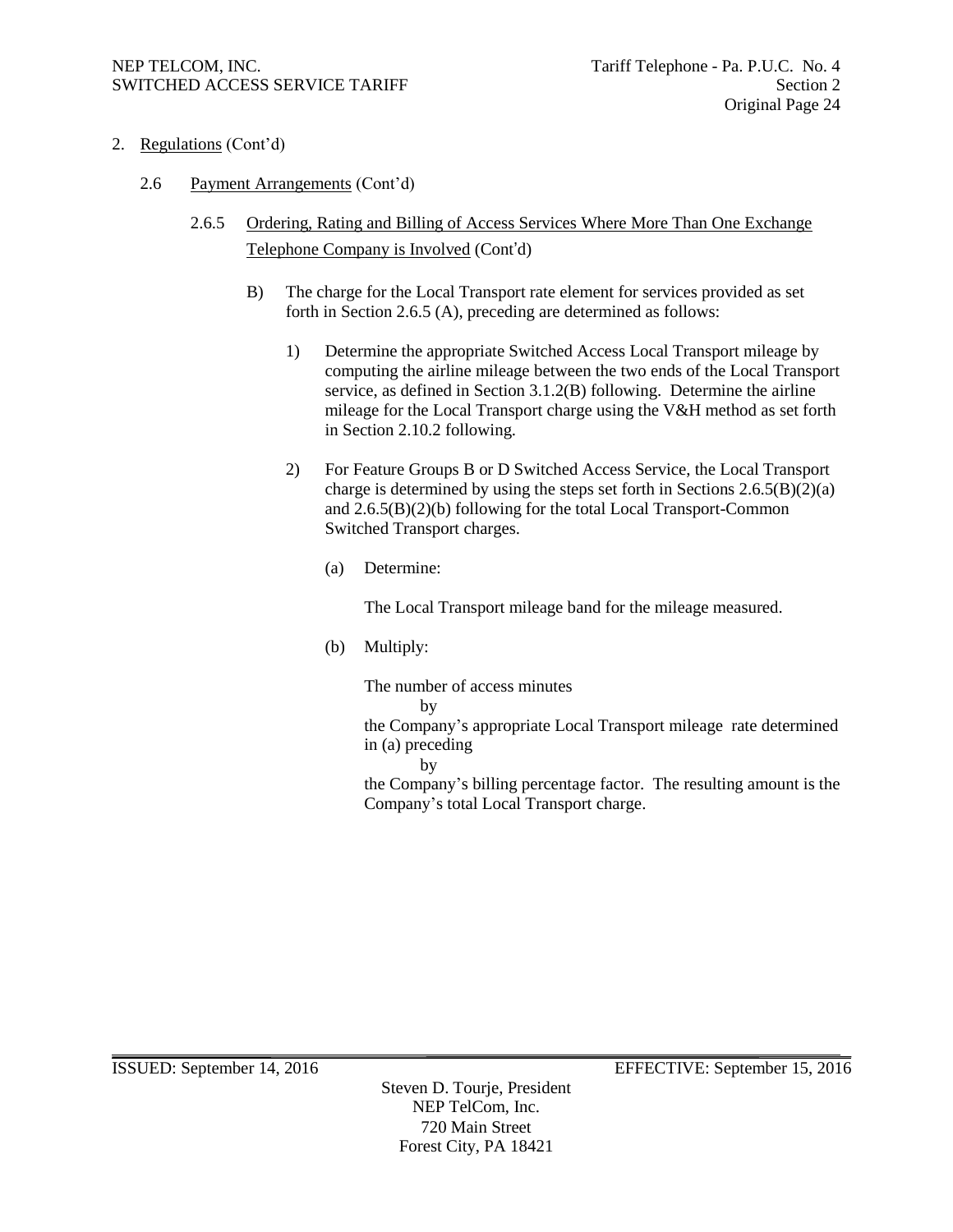2. Regulations (Cont'd)

2.6 Payment Arrangements (Cont'd)

2.6.5 Ordering, Rating and Billing of Access Services Where More Than One Exchange Telephone Company is Involved (Cont'd)

B) The charge for the Local Transport rate element for services provided as set forth in Section 2.6.5 (A), preceding are determined as follows:

1) Determine the appropriate Switched Access Local Transport mileage by computing the airline mileage between the two ends of the Local Transport service, as defined in Section 3.1.2(B) following. Determine the airline mileage for the Local Transport charge using the V&H method as set forth in Section 2.10.2 following.

2) For Feature Groups B or D Switched Access Service, the Local Transport charge is determined by using the steps set forth in Sections 2.6.5(B)(2)(a) and 2.6.5(B)(2)(b) following for the total Local Transport-Common Switched Transport charges.

(a) Determine:

The Local Transport mileage band for the mileage measured.

(b) Multiply:

The number of access minutes

by

the Company's appropriate Local Transport mileage rate determined in (a) preceding

by

the Company's billing percentage factor. The resulting amount is the Company's total Local Transport charge.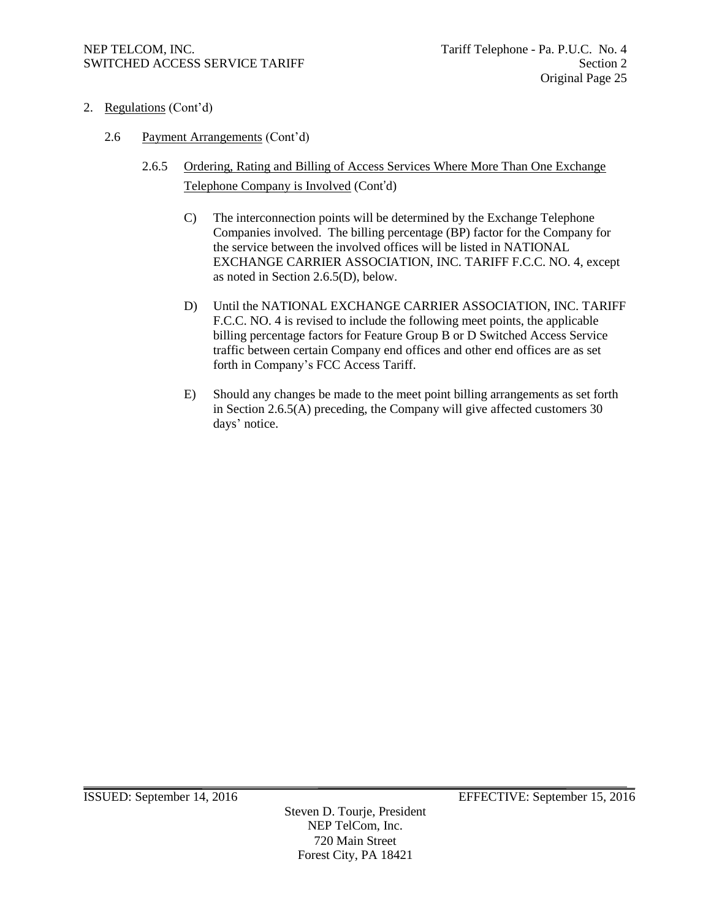2. Regulations (Cont'd)

2.6 Payment Arrangements (Cont'd)

2.6.5 Ordering, Rating and Billing of Access Services Where More Than One Exchange Telephone Company is Involved (Cont'd)

C) The interconnection points will be determined by the Exchange Telephone Companies involved. The billing percentage (BP) factor for the Company for the service between the involved offices will be listed in NATIONAL EXCHANGE CARRIER ASSOCIATION, INC. TARIFF F.C.C. NO. 4, except as noted in Section 2.6.5(D), below.

D) Until the NATIONAL EXCHANGE CARRIER ASSOCIATION, INC. TARIFF F.C.C. NO. 4 is revised to include the following meet points, the applicable billing percentage factors for Feature Group B or D Switched Access Service traffic between certain Company end offices and other end offices are as set forth in Company's FCC Access Tariff.

E) Should any changes be made to the meet point billing arrangements as set forth in Section 2.6.5(A) preceding, the Company will give affected customers 30 days' notice.

ISSUED: September 14, 2016 EFFECTIVE: September 15, 2016

Steven D. Tourje, President
NEP TelCom, Inc.
720 Main Street
Forest City, PA 18421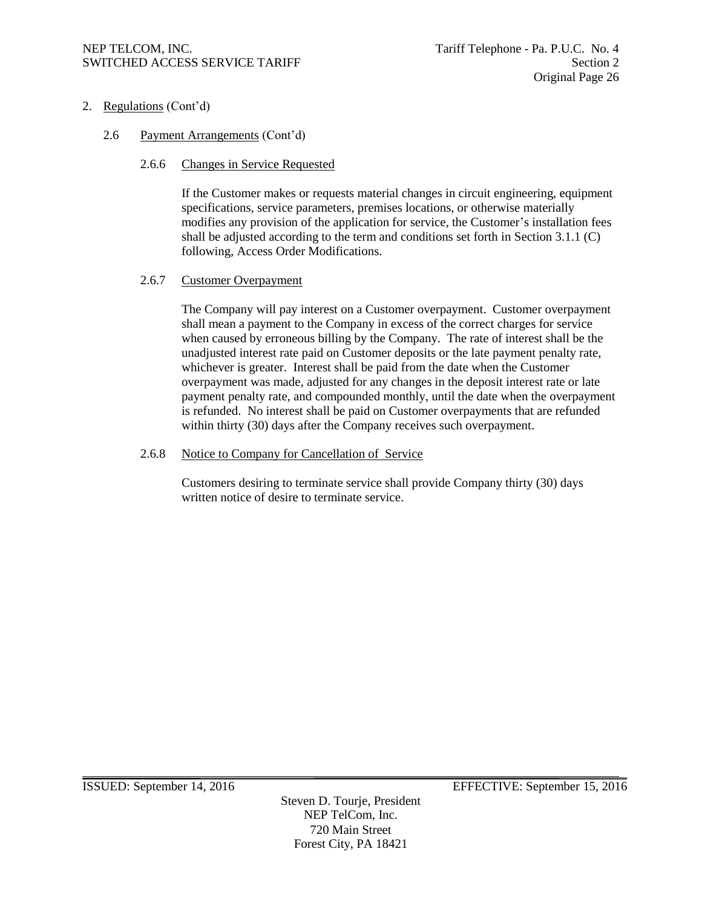2. Regulations (Cont'd)

2.6 Payment Arrangements (Cont'd)

2.6.6 Changes in Service Requested

If the Customer makes or requests material changes in circuit engineering, equipment specifications, service parameters, premises locations, or otherwise materially modifies any provision of the application for service, the Customer's installation fees shall be adjusted according to the term and conditions set forth in Section 3.1.1 (C) following, Access Order Modifications.

2.6.7 Customer Overpayment

The Company will pay interest on a Customer overpayment. Customer overpayment shall mean a payment to the Company in excess of the correct charges for service when caused by erroneous billing by the Company. The rate of interest shall be the unadjusted interest rate paid on Customer deposits or the late payment penalty rate, whichever is greater. Interest shall be paid from the date when the Customer overpayment was made, adjusted for any changes in the deposit interest rate or late payment penalty rate, and compounded monthly, until the date when the overpayment is refunded. No interest shall be paid on Customer overpayments that are refunded within thirty (30) days after the Company receives such overpayment.

2.6.8 Notice to Company for Cancellation of Service

Customers desiring to terminate service shall provide Company thirty (30) days written notice of desire to terminate service.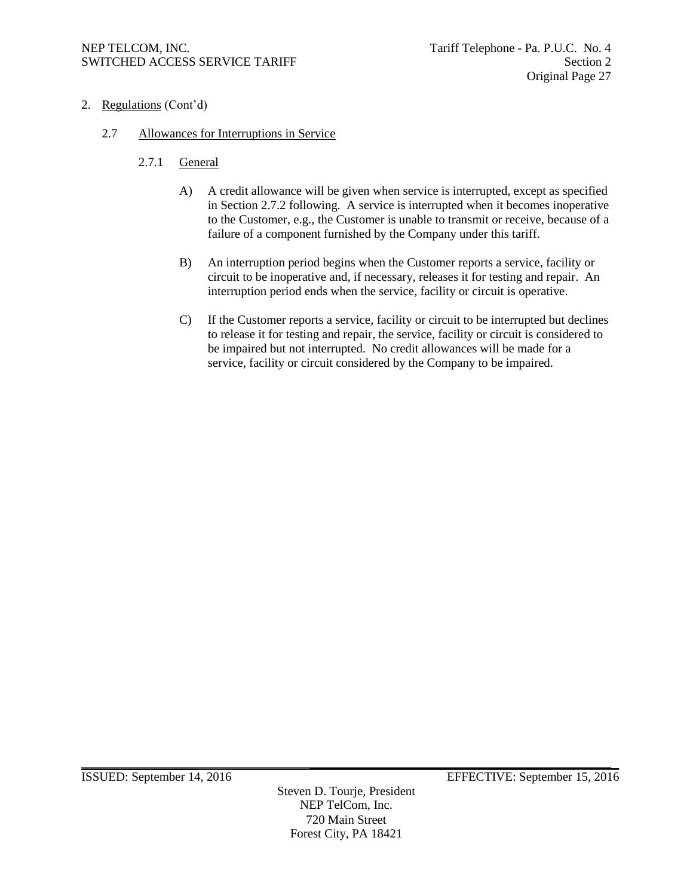2. Regulations (Cont'd)

## 2.7 Allowances for Interruptions in Service

### 2.7.1 General

A) A credit allowance will be given when service is interrupted, except as specified in Section 2.7.2 following. A service is interrupted when it becomes inoperative to the Customer, e.g., the Customer is unable to transmit or receive, because of a failure of a component furnished by the Company under this tariff.

B) An interruption period begins when the Customer reports a service, facility or circuit to be inoperative and, if necessary, releases it for testing and repair. An interruption period ends when the service, facility or circuit is operative.

C) If the Customer reports a service, facility or circuit to be interrupted but declines to release it for testing and repair, the service, facility or circuit is considered to be impaired but not interrupted. No credit allowances will be made for a service, facility or circuit considered by the Company to be impaired.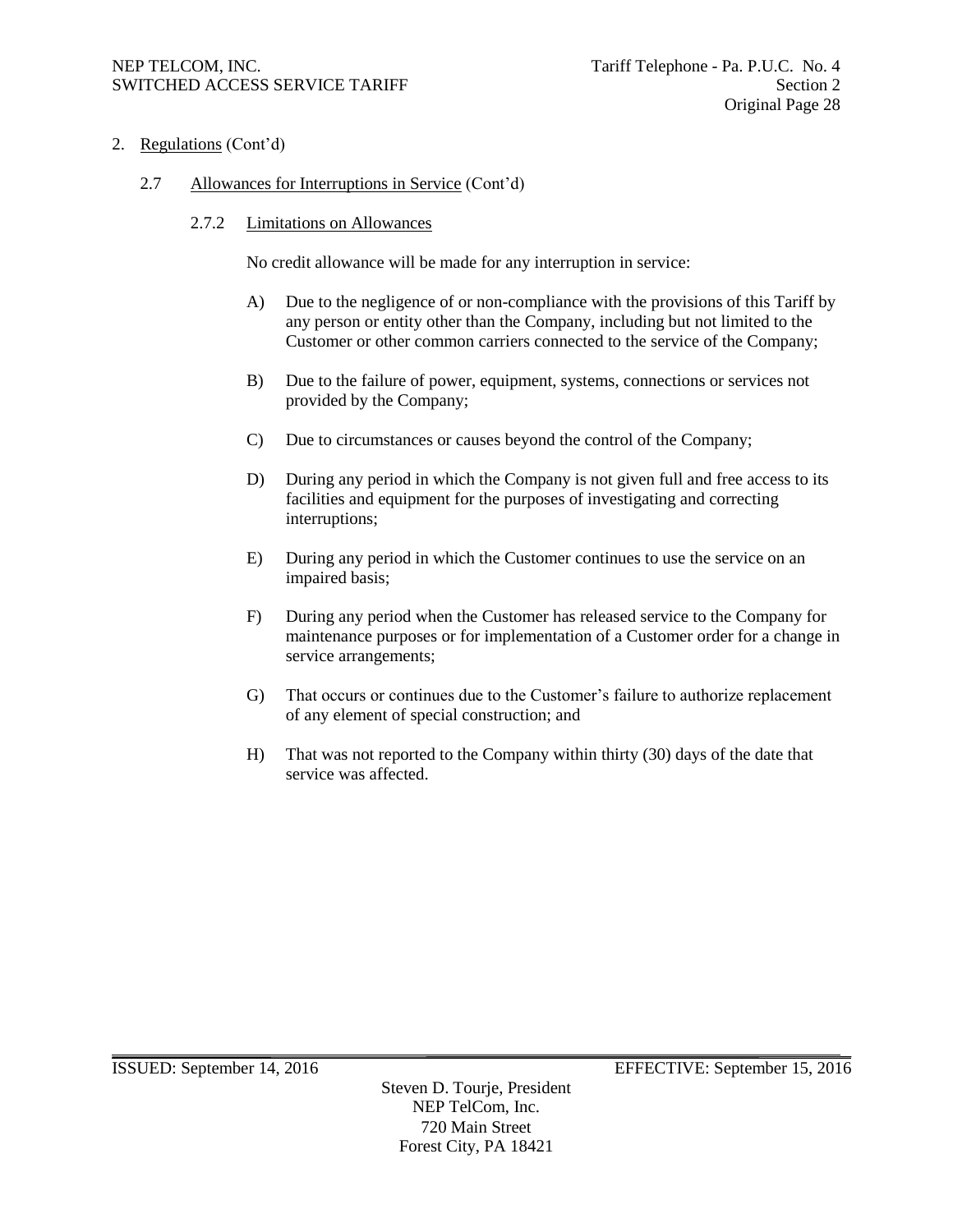2. Regulations (Cont'd)

2.7 Allowances for Interruptions in Service (Cont'd)

2.7.2 Limitations on Allowances

No credit allowance will be made for any interruption in service:

A) Due to the negligence of or non-compliance with the provisions of this Tariff by any person or entity other than the Company, including but not limited to the Customer or other common carriers connected to the service of the Company;

B) Due to the failure of power, equipment, systems, connections or services not provided by the Company;

C) Due to circumstances or causes beyond the control of the Company;

D) During any period in which the Company is not given full and free access to its facilities and equipment for the purposes of investigating and correcting interruptions;

E) During any period in which the Customer continues to use the service on an impaired basis;

F) During any period when the Customer has released service to the Company for maintenance purposes or for implementation of a Customer order for a change in service arrangements;

G) That occurs or continues due to the Customer's failure to authorize replacement of any element of special construction; and

H) That was not reported to the Company within thirty (30) days of the date that service was affected.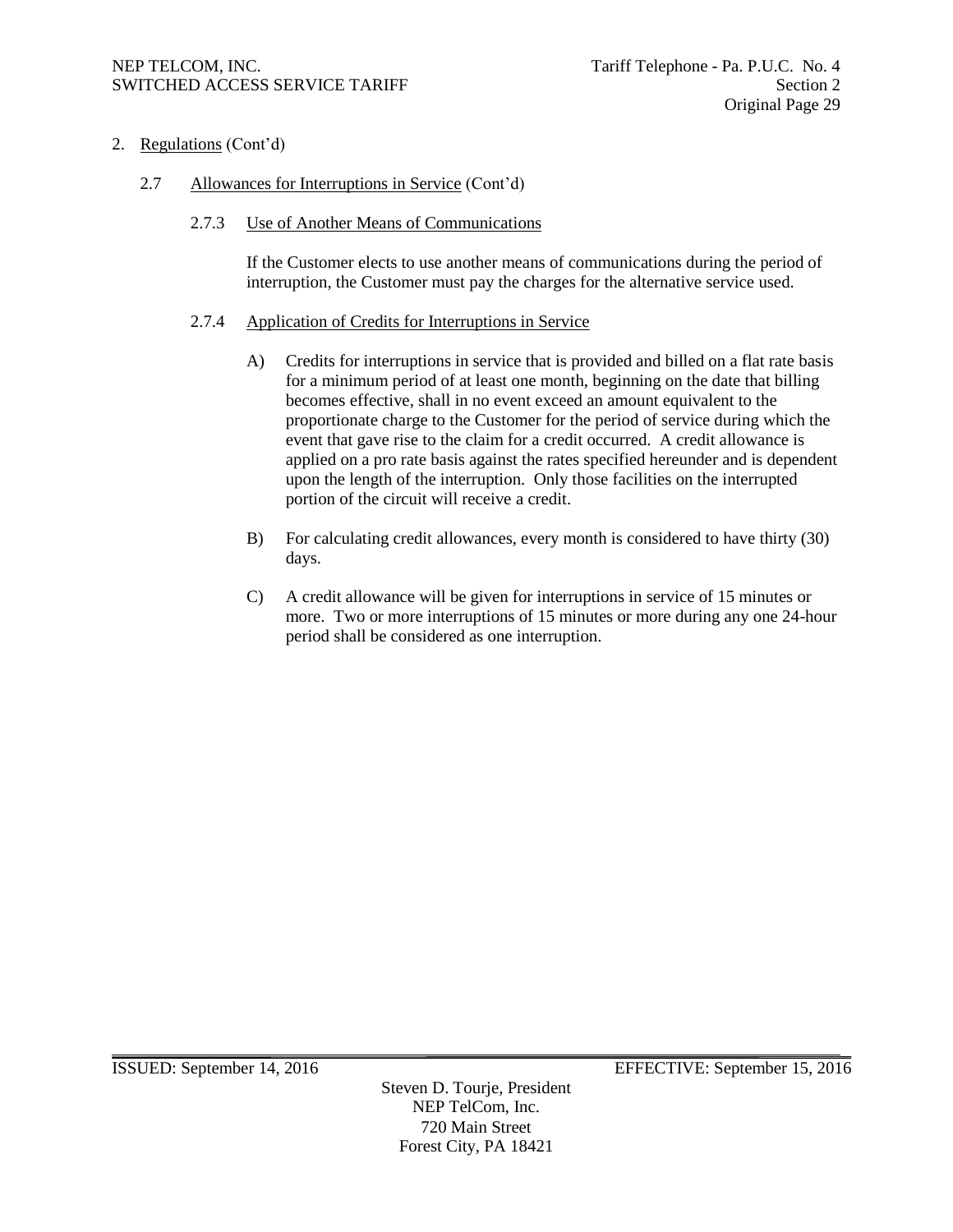2. Regulations (Cont'd)

2.7 Allowances for Interruptions in Service (Cont'd)

2.7.3 Use of Another Means of Communications

If the Customer elects to use another means of communications during the period of interruption, the Customer must pay the charges for the alternative service used.

2.7.4 Application of Credits for Interruptions in Service

A) Credits for interruptions in service that is provided and billed on a flat rate basis for a minimum period of at least one month, beginning on the date that billing becomes effective, shall in no event exceed an amount equivalent to the proportionate charge to the Customer for the period of service during which the event that gave rise to the claim for a credit occurred. A credit allowance is applied on a pro rate basis against the rates specified hereunder and is dependent upon the length of the interruption. Only those facilities on the interrupted portion of the circuit will receive a credit.

B) For calculating credit allowances, every month is considered to have thirty (30) days.

C) A credit allowance will be given for interruptions in service of 15 minutes or more. Two or more interruptions of 15 minutes or more during any one 24-hour period shall be considered as one interruption.

ISSUED: September 14, 2016 EFFECTIVE: September 15, 2016

Steven D. Tourje, President
NEP TelCom, Inc.
720 Main Street
Forest City, PA 18421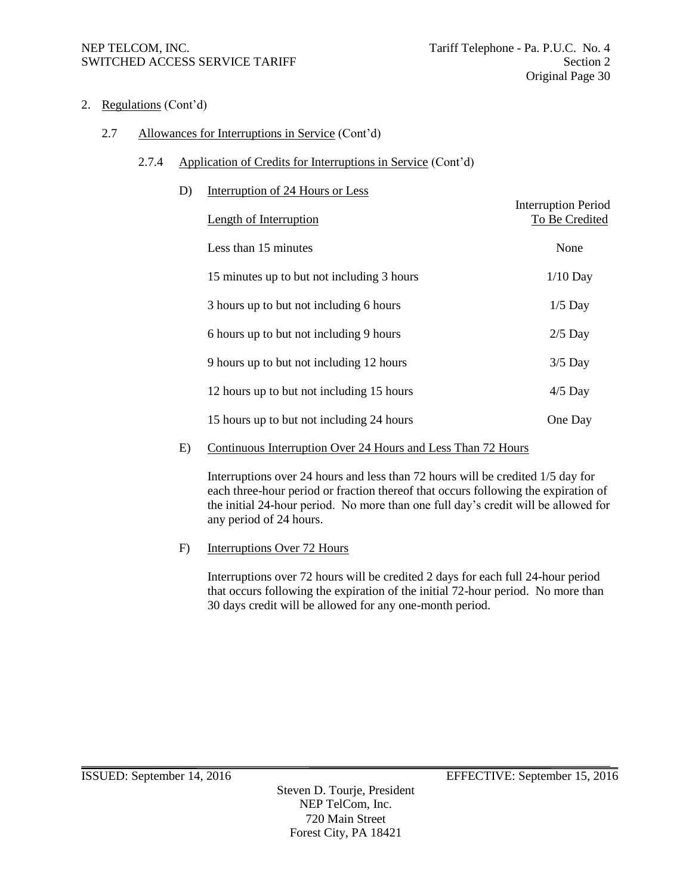2. Regulations (Cont'd)

2.7 Allowances for Interruptions in Service (Cont'd)

2.7.4 Application of Credits for Interruptions in Service (Cont'd)

D) Interruption of 24 Hours or Less

| Length of Interruption | Interruption Period To Be Credited |
|---|---|
| Less than 15 minutes | None |
| 15 minutes up to but not including 3 hours | 1/10 Day |
| 3 hours up to but not including 6 hours | 1/5 Day |
| 6 hours up to but not including 9 hours | 2/5 Day |
| 9 hours up to but not including 12 hours | 3/5 Day |
| 12 hours up to but not including 15 hours | 4/5 Day |
| 15 hours up to but not including 24 hours | One Day |

E) Continuous Interruption Over 24 Hours and Less Than 72 Hours

Interruptions over 24 hours and less than 72 hours will be credited 1/5 day for each three-hour period or fraction thereof that occurs following the expiration of the initial 24-hour period. No more than one full day's credit will be allowed for any period of 24 hours.

F) Interruptions Over 72 Hours

Interruptions over 72 hours will be credited 2 days for each full 24-hour period that occurs following the expiration of the initial 72-hour period. No more than 30 days credit will be allowed for any one-month period.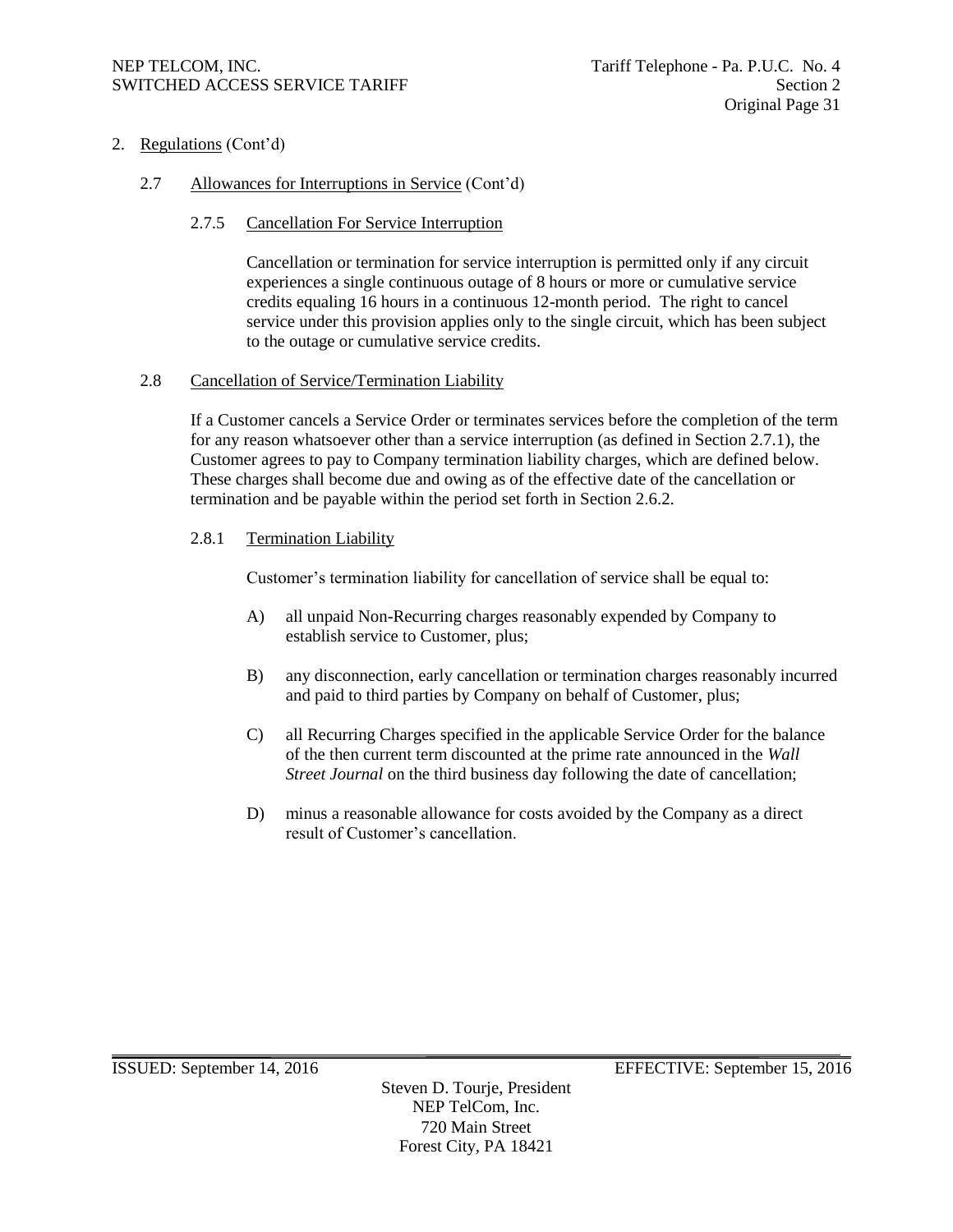2. Regulations (Cont'd)

2.7 Allowances for Interruptions in Service (Cont'd)

2.7.5 Cancellation For Service Interruption

Cancellation or termination for service interruption is permitted only if any circuit experiences a single continuous outage of 8 hours or more or cumulative service credits equaling 16 hours in a continuous 12-month period. The right to cancel service under this provision applies only to the single circuit, which has been subject to the outage or cumulative service credits.

2.8 Cancellation of Service/Termination Liability

If a Customer cancels a Service Order or terminates services before the completion of the term for any reason whatsoever other than a service interruption (as defined in Section 2.7.1), the Customer agrees to pay to Company termination liability charges, which are defined below. These charges shall become due and owing as of the effective date of the cancellation or termination and be payable within the period set forth in Section 2.6.2.

2.8.1 Termination Liability

Customer's termination liability for cancellation of service shall be equal to:

A) all unpaid Non-Recurring charges reasonably expended by Company to establish service to Customer, plus;

B) any disconnection, early cancellation or termination charges reasonably incurred and paid to third parties by Company on behalf of Customer, plus;

C) all Recurring Charges specified in the applicable Service Order for the balance of the then current term discounted at the prime rate announced in the *Wall Street Journal* on the third business day following the date of cancellation;

D) minus a reasonable allowance for costs avoided by the Company as a direct result of Customer's cancellation.

ISSUED: September 14, 2016 EFFECTIVE: September 15, 2016

Steven D. Tourje, President
NEP TelCom, Inc.
720 Main Street
Forest City, PA 18421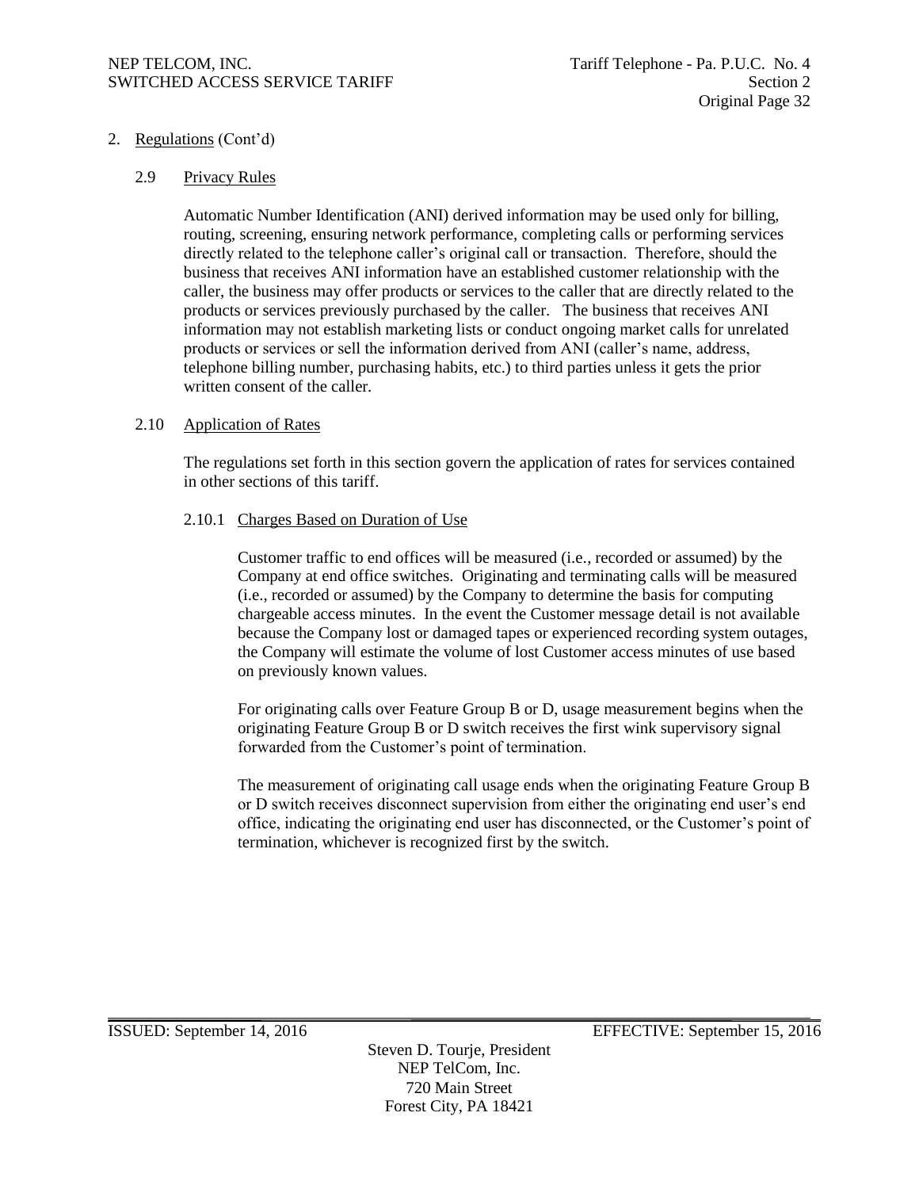## 2. Regulations (Cont'd)

### 2.9 Privacy Rules

Automatic Number Identification (ANI) derived information may be used only for billing, routing, screening, ensuring network performance, completing calls or performing services directly related to the telephone caller's original call or transaction. Therefore, should the business that receives ANI information have an established customer relationship with the caller, the business may offer products or services to the caller that are directly related to the products or services previously purchased by the caller. The business that receives ANI information may not establish marketing lists or conduct ongoing market calls for unrelated products or services or sell the information derived from ANI (caller's name, address, telephone billing number, purchasing habits, etc.) to third parties unless it gets the prior written consent of the caller.

### 2.10 Application of Rates

The regulations set forth in this section govern the application of rates for services contained in other sections of this tariff.

#### 2.10.1 Charges Based on Duration of Use

Customer traffic to end offices will be measured (i.e., recorded or assumed) by the Company at end office switches. Originating and terminating calls will be measured (i.e., recorded or assumed) by the Company to determine the basis for computing chargeable access minutes. In the event the Customer message detail is not available because the Company lost or damaged tapes or experienced recording system outages, the Company will estimate the volume of lost Customer access minutes of use based on previously known values.

For originating calls over Feature Group B or D, usage measurement begins when the originating Feature Group B or D switch receives the first wink supervisory signal forwarded from the Customer's point of termination.

The measurement of originating call usage ends when the originating Feature Group B or D switch receives disconnect supervision from either the originating end user's end office, indicating the originating end user has disconnected, or the Customer's point of termination, whichever is recognized first by the switch.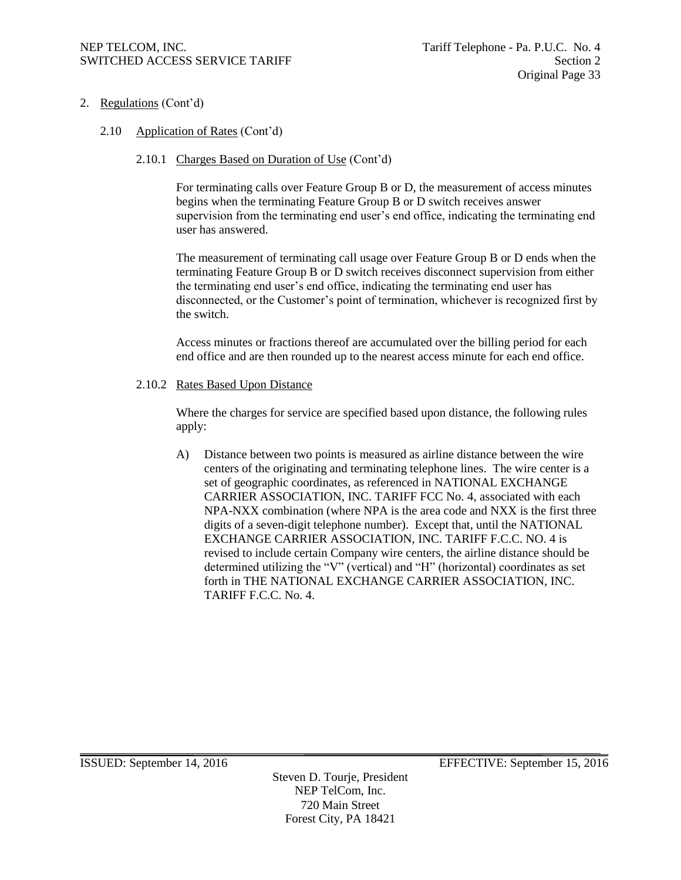2. Regulations (Cont'd)

2.10 Application of Rates (Cont'd)

2.10.1 Charges Based on Duration of Use (Cont'd)

For terminating calls over Feature Group B or D, the measurement of access minutes begins when the terminating Feature Group B or D switch receives answer supervision from the terminating end user's end office, indicating the terminating end user has answered.

The measurement of terminating call usage over Feature Group B or D ends when the terminating Feature Group B or D switch receives disconnect supervision from either the terminating end user's end office, indicating the terminating end user has disconnected, or the Customer's point of termination, whichever is recognized first by the switch.

Access minutes or fractions thereof are accumulated over the billing period for each end office and are then rounded up to the nearest access minute for each end office.

2.10.2 Rates Based Upon Distance

Where the charges for service are specified based upon distance, the following rules apply:

A) Distance between two points is measured as airline distance between the wire centers of the originating and terminating telephone lines. The wire center is a set of geographic coordinates, as referenced in NATIONAL EXCHANGE CARRIER ASSOCIATION, INC. TARIFF FCC No. 4, associated with each NPA-NXX combination (where NPA is the area code and NXX is the first three digits of a seven-digit telephone number). Except that, until the NATIONAL EXCHANGE CARRIER ASSOCIATION, INC. TARIFF F.C.C. NO. 4 is revised to include certain Company wire centers, the airline distance should be determined utilizing the "V" (vertical) and "H" (horizontal) coordinates as set forth in THE NATIONAL EXCHANGE CARRIER ASSOCIATION, INC. TARIFF F.C.C. No. 4.

ISSUED: September 14, 2016 EFFECTIVE: September 15, 2016

Steven D. Tourje, President
NEP TelCom, Inc.
720 Main Street
Forest City, PA 18421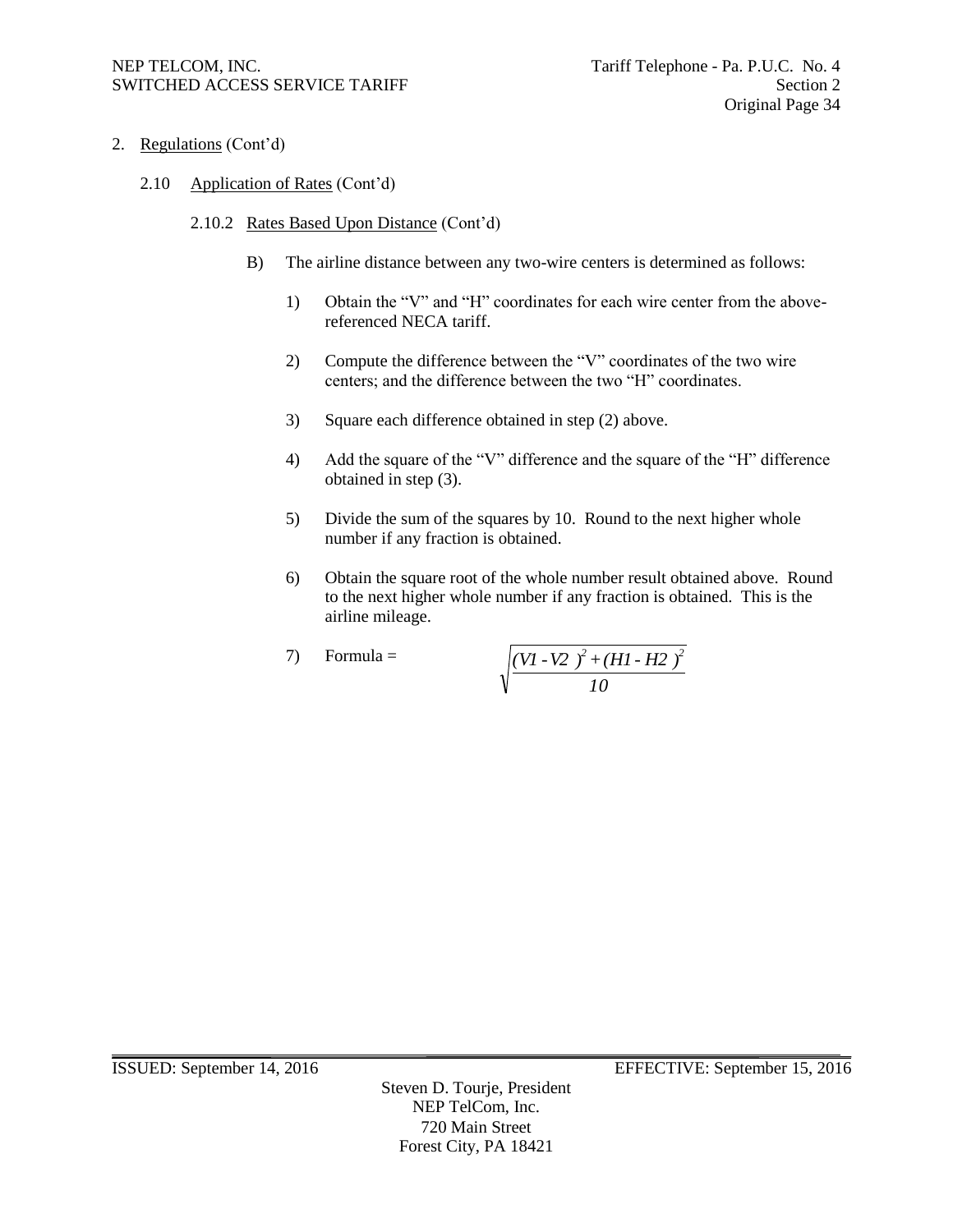2. Regulations (Cont'd)

2.10 Application of Rates (Cont'd)

2.10.2 Rates Based Upon Distance (Cont'd)

B) The airline distance between any two-wire centers is determined as follows:

1) Obtain the "V" and "H" coordinates for each wire center from the above-referenced NECA tariff.

2) Compute the difference between the "V" coordinates of the two wire centers; and the difference between the two "H" coordinates.

3) Square each difference obtained in step (2) above.

4) Add the square of the "V" difference and the square of the "H" difference obtained in step (3).

5) Divide the sum of the squares by 10. Round to the next higher whole number if any fraction is obtained.

6) Obtain the square root of the whole number result obtained above. Round to the next higher whole number if any fraction is obtained. This is the airline mileage.

7) Formula = $\sqrt{\dfrac{(V1 - V2)^2 + (H1 - H2)^2}{10}}$

ISSUED: September 14, 2016 EFFECTIVE: September 15, 2016

Steven D. Tourje, President
NEP TelCom, Inc.
720 Main Street
Forest City, PA 18421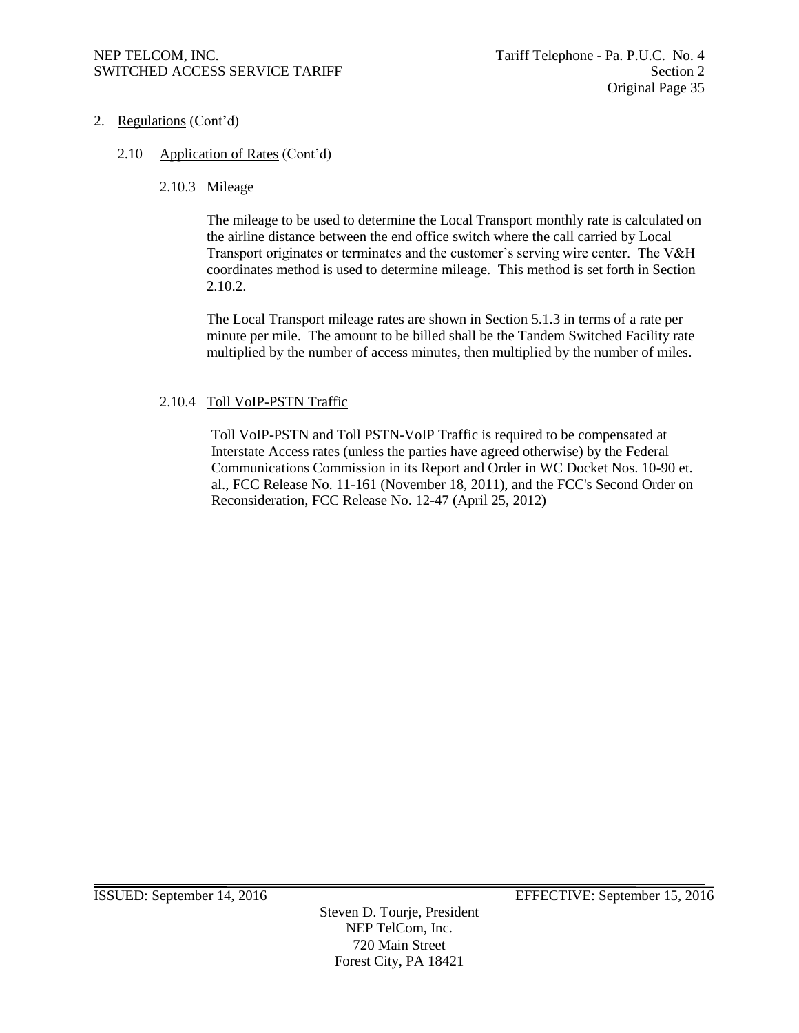2. Regulations (Cont'd)

2.10 Application of Rates (Cont'd)

2.10.3 Mileage

The mileage to be used to determine the Local Transport monthly rate is calculated on the airline distance between the end office switch where the call carried by Local Transport originates or terminates and the customer's serving wire center. The V&H coordinates method is used to determine mileage. This method is set forth in Section 2.10.2.

The Local Transport mileage rates are shown in Section 5.1.3 in terms of a rate per minute per mile. The amount to be billed shall be the Tandem Switched Facility rate multiplied by the number of access minutes, then multiplied by the number of miles.

2.10.4 Toll VoIP-PSTN Traffic

Toll VoIP-PSTN and Toll PSTN-VoIP Traffic is required to be compensated at Interstate Access rates (unless the parties have agreed otherwise) by the Federal Communications Commission in its Report and Order in WC Docket Nos. 10-90 et. al., FCC Release No. 11-161 (November 18, 2011), and the FCC's Second Order on Reconsideration, FCC Release No. 12-47 (April 25, 2012)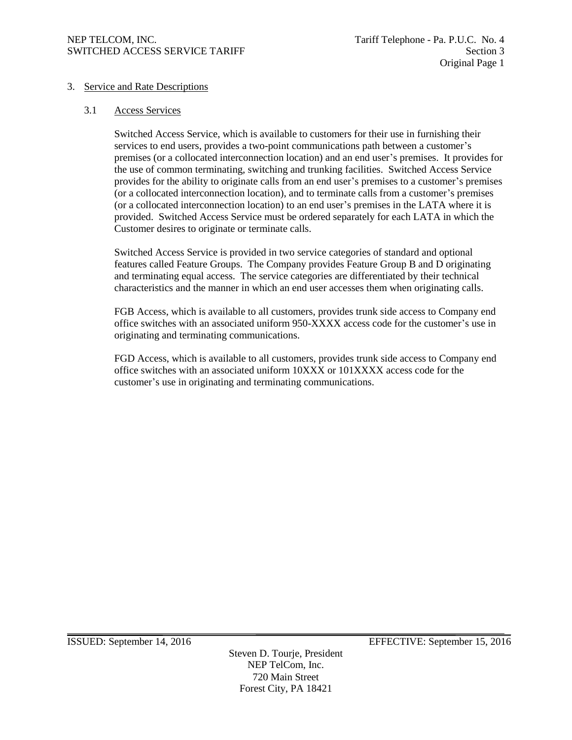# 3. Service and Rate Descriptions

## 3.1 Access Services

Switched Access Service, which is available to customers for their use in furnishing their services to end users, provides a two-point communications path between a customer's premises (or a collocated interconnection location) and an end user's premises. It provides for the use of common terminating, switching and trunking facilities. Switched Access Service provides for the ability to originate calls from an end user's premises to a customer's premises (or a collocated interconnection location), and to terminate calls from a customer's premises (or a collocated interconnection location) to an end user's premises in the LATA where it is provided. Switched Access Service must be ordered separately for each LATA in which the Customer desires to originate or terminate calls.

Switched Access Service is provided in two service categories of standard and optional features called Feature Groups. The Company provides Feature Group B and D originating and terminating equal access. The service categories are differentiated by their technical characteristics and the manner in which an end user accesses them when originating calls.

FGB Access, which is available to all customers, provides trunk side access to Company end office switches with an associated uniform 950-XXXX access code for the customer's use in originating and terminating communications.

FGD Access, which is available to all customers, provides trunk side access to Company end office switches with an associated uniform 10XXX or 101XXXX access code for the customer's use in originating and terminating communications.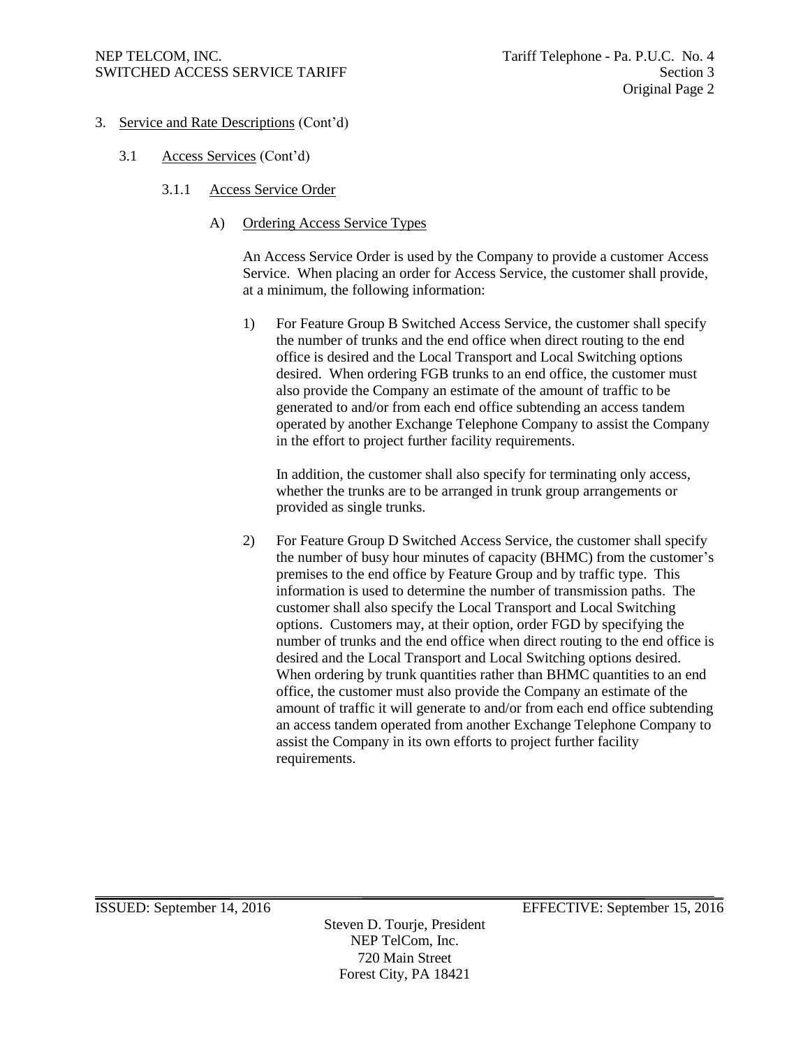3. Service and Rate Descriptions (Cont'd)

3.1 Access Services (Cont'd)

3.1.1 Access Service Order

A) Ordering Access Service Types

An Access Service Order is used by the Company to provide a customer Access Service. When placing an order for Access Service, the customer shall provide, at a minimum, the following information:

1) For Feature Group B Switched Access Service, the customer shall specify the number of trunks and the end office when direct routing to the end office is desired and the Local Transport and Local Switching options desired. When ordering FGB trunks to an end office, the customer must also provide the Company an estimate of the amount of traffic to be generated to and/or from each end office subtending an access tandem operated by another Exchange Telephone Company to assist the Company in the effort to project further facility requirements.

   In addition, the customer shall also specify for terminating only access, whether the trunks are to be arranged in trunk group arrangements or provided as single trunks.

2) For Feature Group D Switched Access Service, the customer shall specify the number of busy hour minutes of capacity (BHMC) from the customer's premises to the end office by Feature Group and by traffic type. This information is used to determine the number of transmission paths. The customer shall also specify the Local Transport and Local Switching options. Customers may, at their option, order FGD by specifying the number of trunks and the end office when direct routing to the end office is desired and the Local Transport and Local Switching options desired. When ordering by trunk quantities rather than BHMC quantities to an end office, the customer must also provide the Company an estimate of the amount of traffic it will generate to and/or from each end office subtending an access tandem operated from another Exchange Telephone Company to assist the Company in its own efforts to project further facility requirements.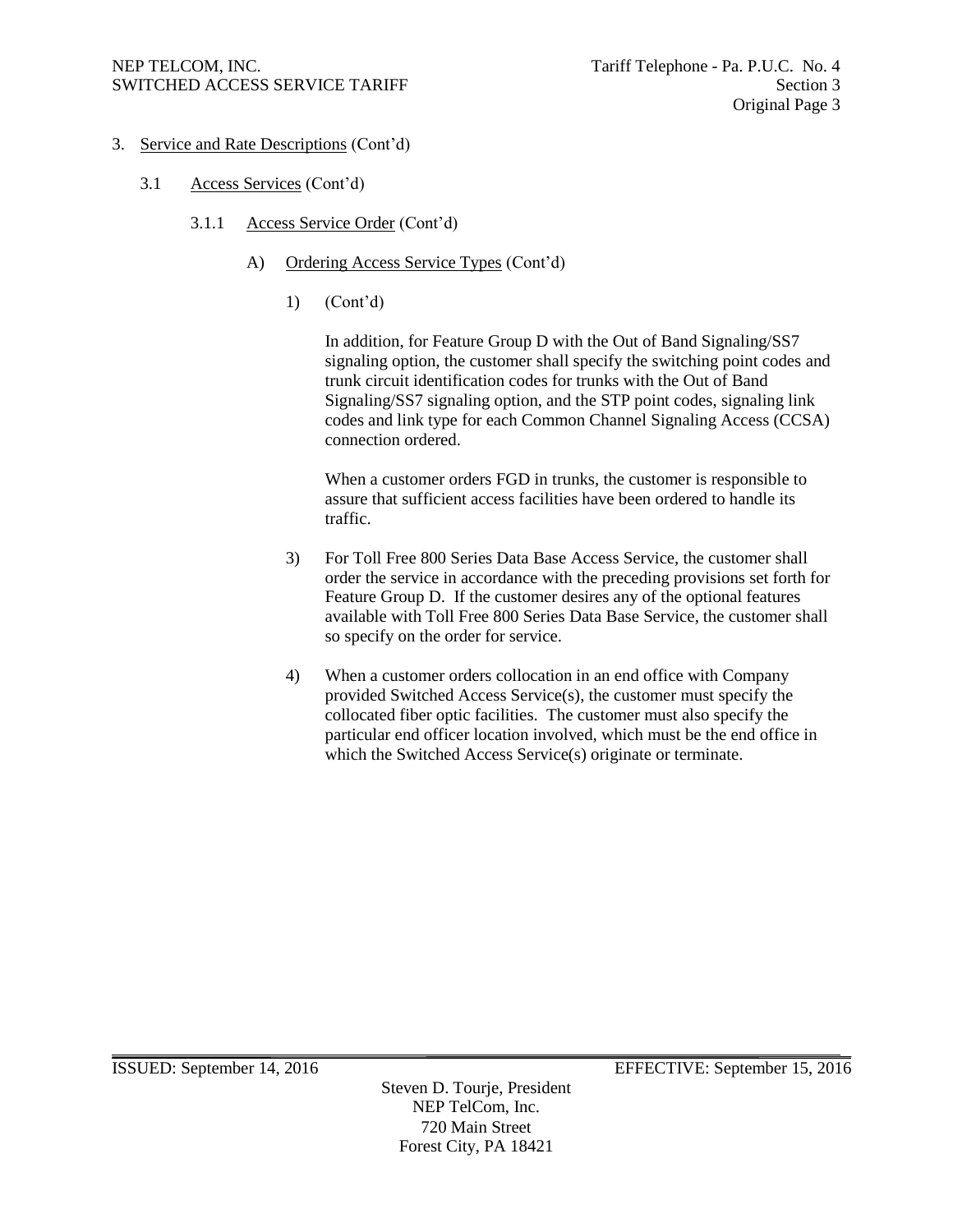3. Service and Rate Descriptions (Cont'd)

 3.1 Access Services (Cont'd)

 3.1.1 Access Service Order (Cont'd)

 A) Ordering Access Service Types (Cont'd)

 1) (Cont'd)

In addition, for Feature Group D with the Out of Band Signaling/SS7 signaling option, the customer shall specify the switching point codes and trunk circuit identification codes for trunks with the Out of Band Signaling/SS7 signaling option, and the STP point codes, signaling link codes and link type for each Common Channel Signaling Access (CCSA) connection ordered.

When a customer orders FGD in trunks, the customer is responsible to assure that sufficient access facilities have been ordered to handle its traffic.

 3) For Toll Free 800 Series Data Base Access Service, the customer shall order the service in accordance with the preceding provisions set forth for Feature Group D. If the customer desires any of the optional features available with Toll Free 800 Series Data Base Service, the customer shall so specify on the order for service.

 4) When a customer orders collocation in an end office with Company provided Switched Access Service(s), the customer must specify the collocated fiber optic facilities. The customer must also specify the particular end officer location involved, which must be the end office in which the Switched Access Service(s) originate or terminate.

ISSUED: September 14, 2016 EFFECTIVE: September 15, 2016

Steven D. Tourje, President
NEP TelCom, Inc.
720 Main Street
Forest City, PA 18421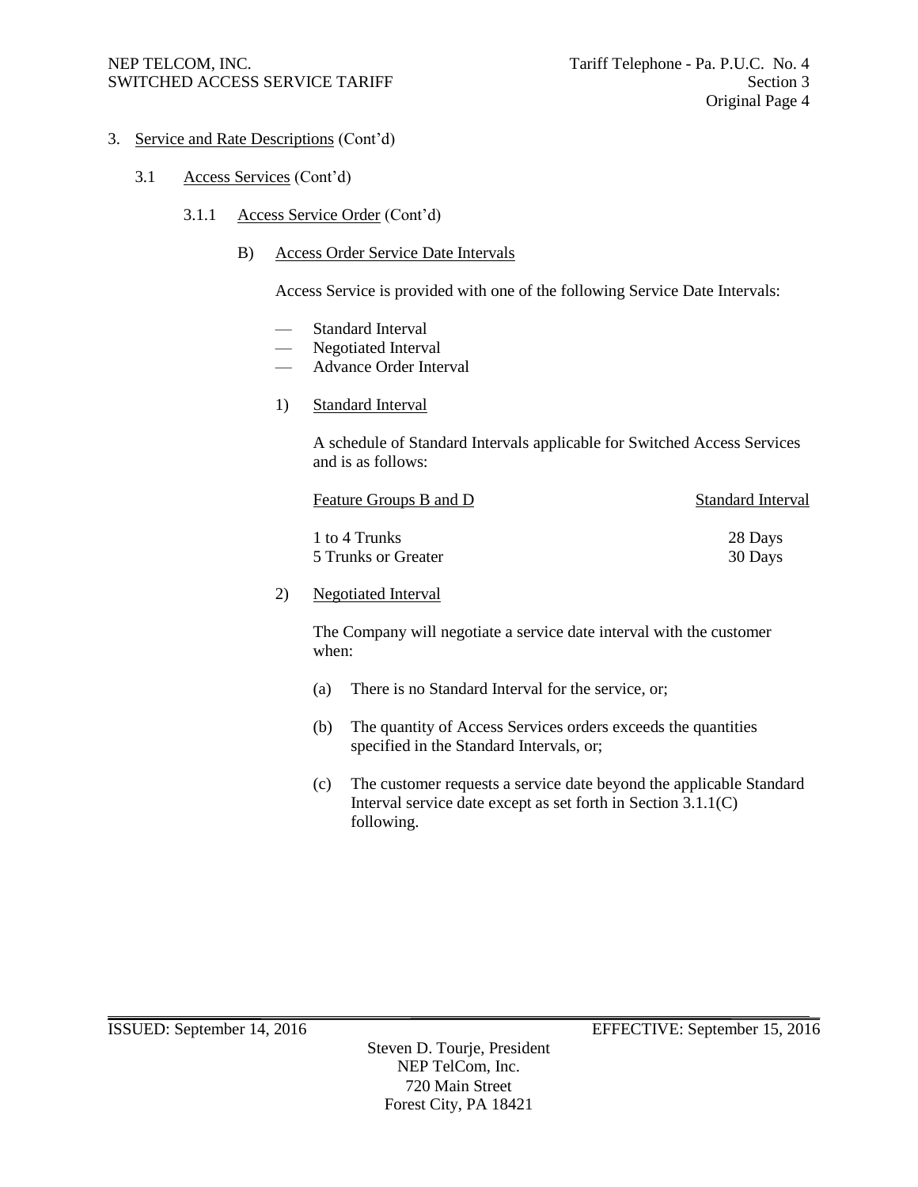3. Service and Rate Descriptions (Cont'd)

3.1 Access Services (Cont'd)

3.1.1 Access Service Order (Cont'd)

B) Access Order Service Date Intervals

Access Service is provided with one of the following Service Date Intervals:

— Standard Interval
— Negotiated Interval
— Advance Order Interval

1) Standard Interval

A schedule of Standard Intervals applicable for Switched Access Services and is as follows:

| Feature Groups B and D | Standard Interval |
|---|---|
| 1 to 4 Trunks | 28 Days |
| 5 Trunks or Greater | 30 Days |

2) Negotiated Interval

The Company will negotiate a service date interval with the customer when:

(a) There is no Standard Interval for the service, or;

(b) The quantity of Access Services orders exceeds the quantities specified in the Standard Intervals, or;

(c) The customer requests a service date beyond the applicable Standard Interval service date except as set forth in Section 3.1.1(C) following.

ISSUED: September 14, 2016 EFFECTIVE: September 15, 2016

Steven D. Tourje, President
NEP TelCom, Inc.
720 Main Street
Forest City, PA 18421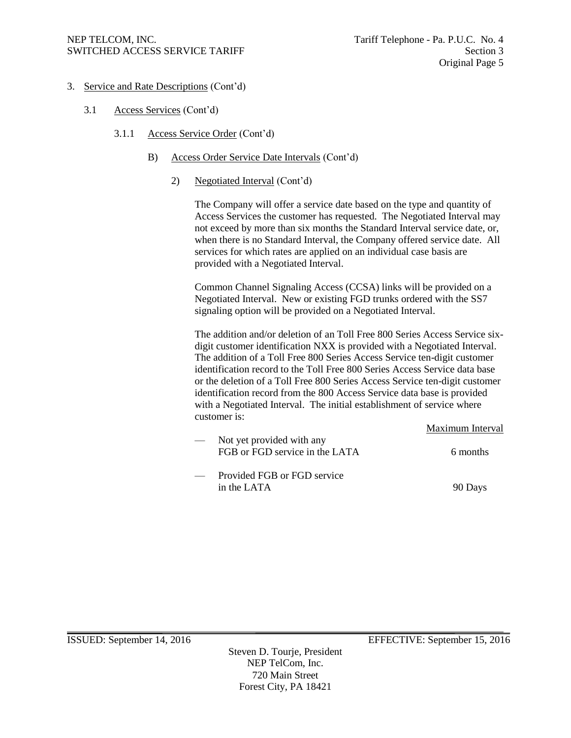3. Service and Rate Descriptions (Cont'd)

3.1 Access Services (Cont'd)

3.1.1 Access Service Order (Cont'd)

B) Access Order Service Date Intervals (Cont'd)

2) Negotiated Interval (Cont'd)

The Company will offer a service date based on the type and quantity of Access Services the customer has requested. The Negotiated Interval may not exceed by more than six months the Standard Interval service date, or, when there is no Standard Interval, the Company offered service date. All services for which rates are applied on an individual case basis are provided with a Negotiated Interval.

Common Channel Signaling Access (CCSA) links will be provided on a Negotiated Interval. New or existing FGD trunks ordered with the SS7 signaling option will be provided on a Negotiated Interval.

The addition and/or deletion of an Toll Free 800 Series Access Service six-digit customer identification NXX is provided with a Negotiated Interval. The addition of a Toll Free 800 Series Access Service ten-digit customer identification record to the Toll Free 800 Series Access Service data base or the deletion of a Toll Free 800 Series Access Service ten-digit customer identification record from the 800 Access Service data base is provided with a Negotiated Interval. The initial establishment of service where customer is:

| | Maximum Interval |
|---|---|
| — Not yet provided with any FGB or FGD service in the LATA | 6 months |
| — Provided FGB or FGD service in the LATA | 90 Days |

ISSUED: September 14, 2016 EFFECTIVE: September 15, 2016

Steven D. Tourje, President
NEP TelCom, Inc.
720 Main Street
Forest City, PA 18421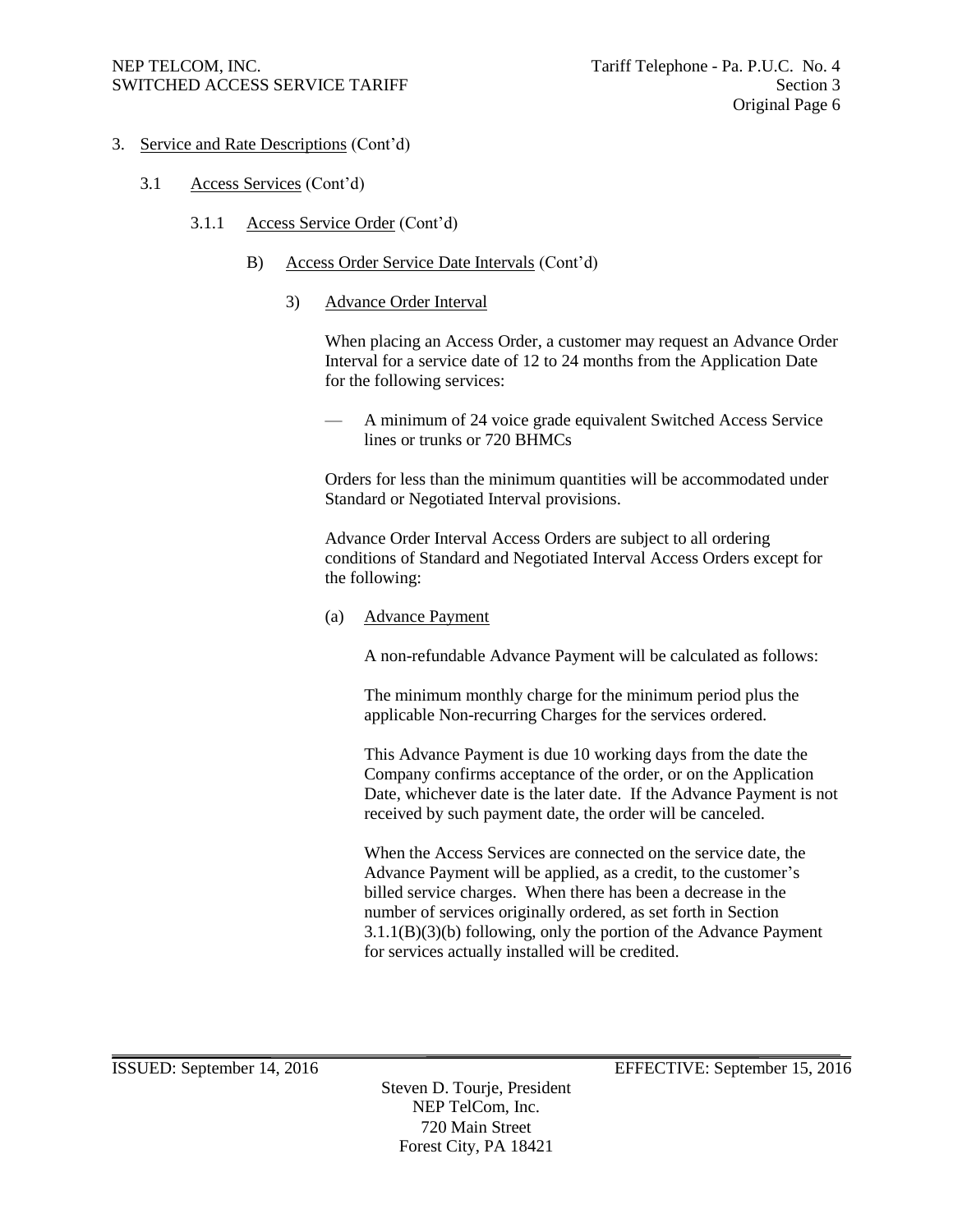3. Service and Rate Descriptions (Cont'd)

3.1 Access Services (Cont'd)

3.1.1 Access Service Order (Cont'd)

B) Access Order Service Date Intervals (Cont'd)

3) Advance Order Interval

When placing an Access Order, a customer may request an Advance Order Interval for a service date of 12 to 24 months from the Application Date for the following services:

— A minimum of 24 voice grade equivalent Switched Access Service lines or trunks or 720 BHMCs

Orders for less than the minimum quantities will be accommodated under Standard or Negotiated Interval provisions.

Advance Order Interval Access Orders are subject to all ordering conditions of Standard and Negotiated Interval Access Orders except for the following:

(a) Advance Payment

A non-refundable Advance Payment will be calculated as follows:

The minimum monthly charge for the minimum period plus the applicable Non-recurring Charges for the services ordered.

This Advance Payment is due 10 working days from the date the Company confirms acceptance of the order, or on the Application Date, whichever date is the later date. If the Advance Payment is not received by such payment date, the order will be canceled.

When the Access Services are connected on the service date, the Advance Payment will be applied, as a credit, to the customer's billed service charges. When there has been a decrease in the number of services originally ordered, as set forth in Section 3.1.1(B)(3)(b) following, only the portion of the Advance Payment for services actually installed will be credited.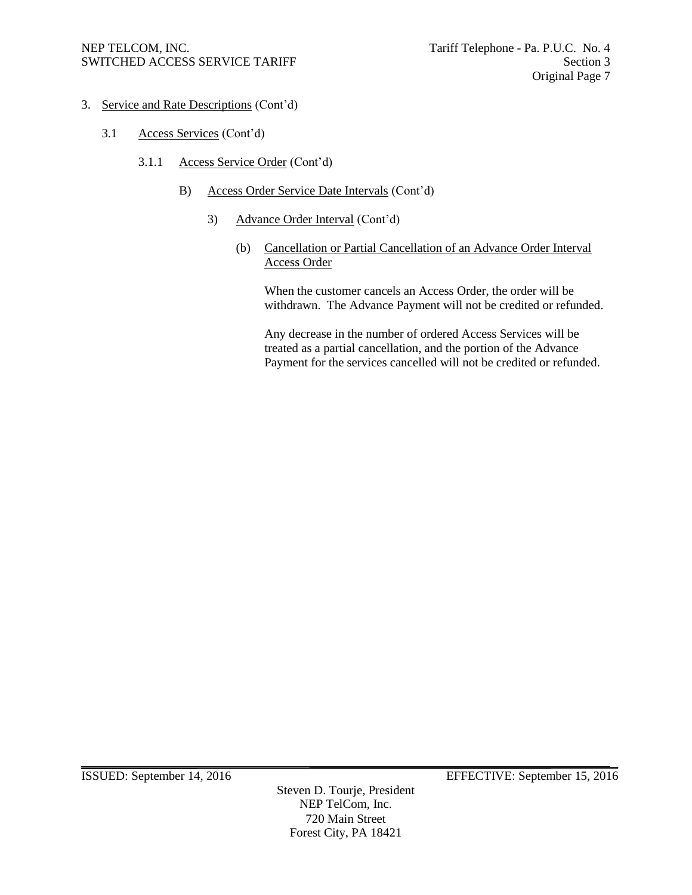3. Service and Rate Descriptions (Cont'd)

3.1 Access Services (Cont'd)

3.1.1 Access Service Order (Cont'd)

B) Access Order Service Date Intervals (Cont'd)

3) Advance Order Interval (Cont'd)

(b) Cancellation or Partial Cancellation of an Advance Order Interval Access Order

When the customer cancels an Access Order, the order will be withdrawn. The Advance Payment will not be credited or refunded.

Any decrease in the number of ordered Access Services will be treated as a partial cancellation, and the portion of the Advance Payment for the services cancelled will not be credited or refunded.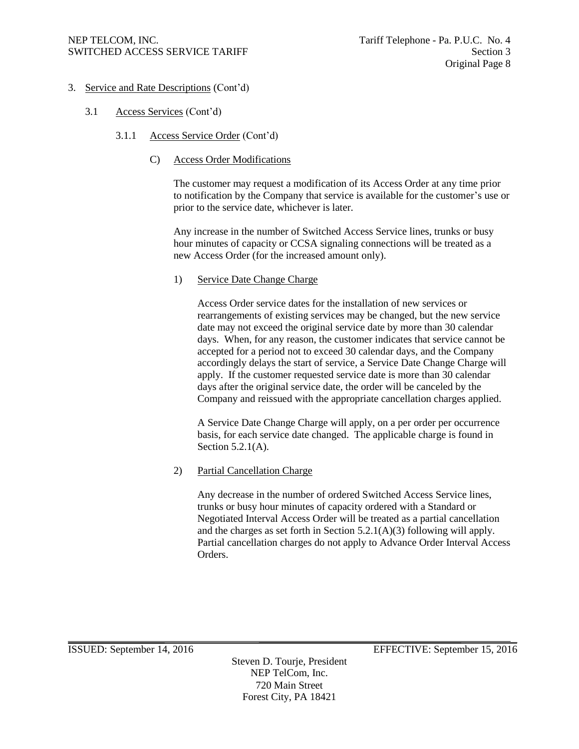3. Service and Rate Descriptions (Cont'd)

   3.1 Access Services (Cont'd)

      3.1.1 Access Service Order (Cont'd)

         C) Access Order Modifications

            The customer may request a modification of its Access Order at any time prior to notification by the Company that service is available for the customer's use or prior to the service date, whichever is later.

            Any increase in the number of Switched Access Service lines, trunks or busy hour minutes of capacity or CCSA signaling connections will be treated as a new Access Order (for the increased amount only).

            1) Service Date Change Charge

               Access Order service dates for the installation of new services or rearrangements of existing services may be changed, but the new service date may not exceed the original service date by more than 30 calendar days. When, for any reason, the customer indicates that service cannot be accepted for a period not to exceed 30 calendar days, and the Company accordingly delays the start of service, a Service Date Change Charge will apply. If the customer requested service date is more than 30 calendar days after the original service date, the order will be canceled by the Company and reissued with the appropriate cancellation charges applied.

               A Service Date Change Charge will apply, on a per order per occurrence basis, for each service date changed. The applicable charge is found in Section 5.2.1(A).

            2) Partial Cancellation Charge

               Any decrease in the number of ordered Switched Access Service lines, trunks or busy hour minutes of capacity ordered with a Standard or Negotiated Interval Access Order will be treated as a partial cancellation and the charges as set forth in Section 5.2.1(A)(3) following will apply. Partial cancellation charges do not apply to Advance Order Interval Access Orders.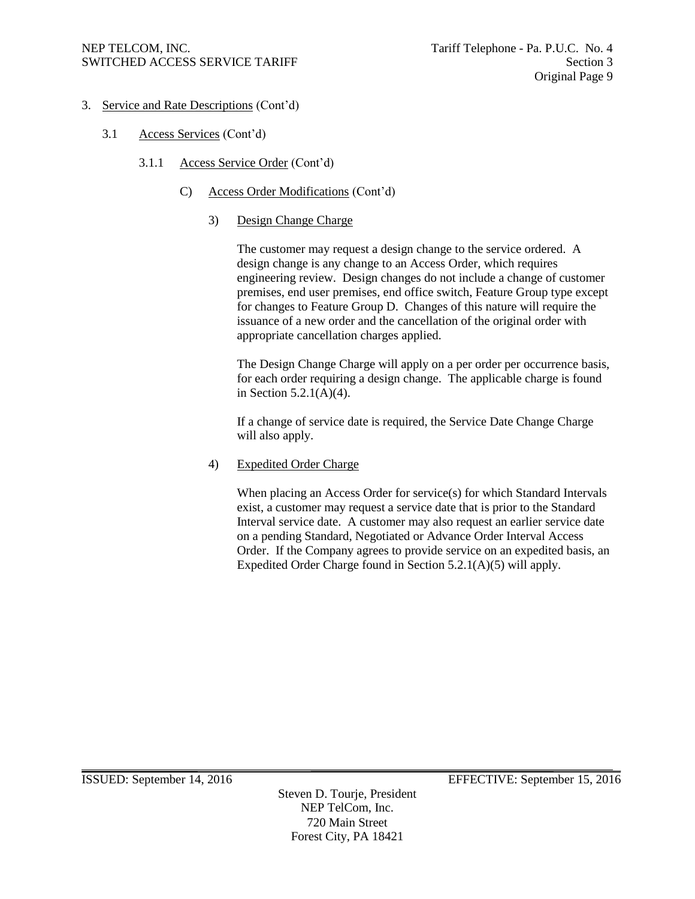3. Service and Rate Descriptions (Cont'd)

3.1 Access Services (Cont'd)

3.1.1 Access Service Order (Cont'd)

C) Access Order Modifications (Cont'd)

3) Design Change Charge

The customer may request a design change to the service ordered. A design change is any change to an Access Order, which requires engineering review. Design changes do not include a change of customer premises, end user premises, end office switch, Feature Group type except for changes to Feature Group D. Changes of this nature will require the issuance of a new order and the cancellation of the original order with appropriate cancellation charges applied.

The Design Change Charge will apply on a per order per occurrence basis, for each order requiring a design change. The applicable charge is found in Section 5.2.1(A)(4).

If a change of service date is required, the Service Date Change Charge will also apply.

4) Expedited Order Charge

When placing an Access Order for service(s) for which Standard Intervals exist, a customer may request a service date that is prior to the Standard Interval service date. A customer may also request an earlier service date on a pending Standard, Negotiated or Advance Order Interval Access Order. If the Company agrees to provide service on an expedited basis, an Expedited Order Charge found in Section 5.2.1(A)(5) will apply.

ISSUED: September 14, 2016 EFFECTIVE: September 15, 2016

Steven D. Tourje, President
NEP TelCom, Inc.
720 Main Street
Forest City, PA 18421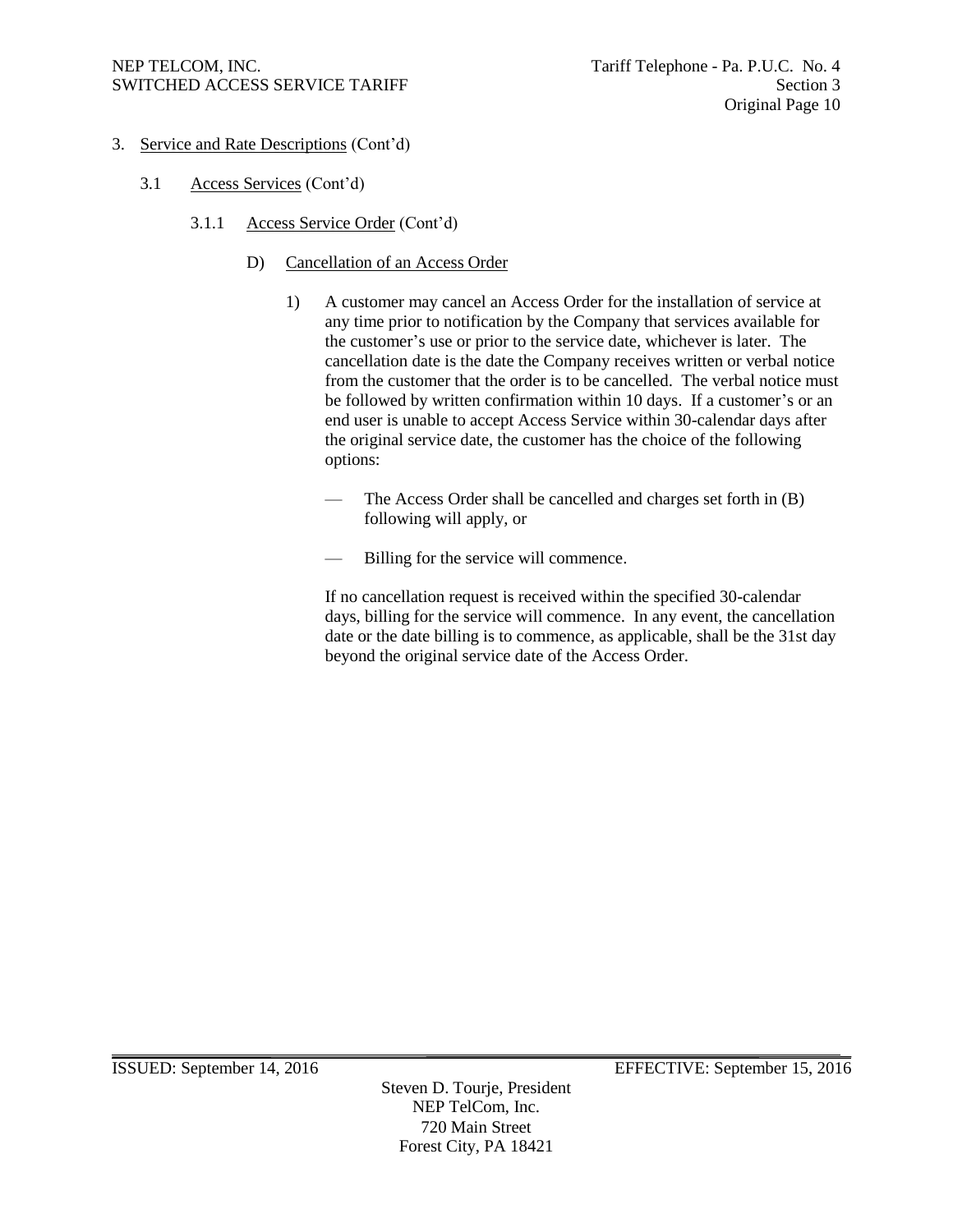3. Service and Rate Descriptions (Cont'd)

3.1 Access Services (Cont'd)

3.1.1 Access Service Order (Cont'd)

D) Cancellation of an Access Order

1) A customer may cancel an Access Order for the installation of service at any time prior to notification by the Company that services available for the customer's use or prior to the service date, whichever is later. The cancellation date is the date the Company receives written or verbal notice from the customer that the order is to be cancelled. The verbal notice must be followed by written confirmation within 10 days. If a customer's or an end user is unable to accept Access Service within 30-calendar days after the original service date, the customer has the choice of the following options:

— The Access Order shall be cancelled and charges set forth in (B) following will apply, or

— Billing for the service will commence.

If no cancellation request is received within the specified 30-calendar days, billing for the service will commence. In any event, the cancellation date or the date billing is to commence, as applicable, shall be the 31st day beyond the original service date of the Access Order.

ISSUED: September 14, 2016 EFFECTIVE: September 15, 2016

Steven D. Tourje, President
NEP TelCom, Inc.
720 Main Street
Forest City, PA 18421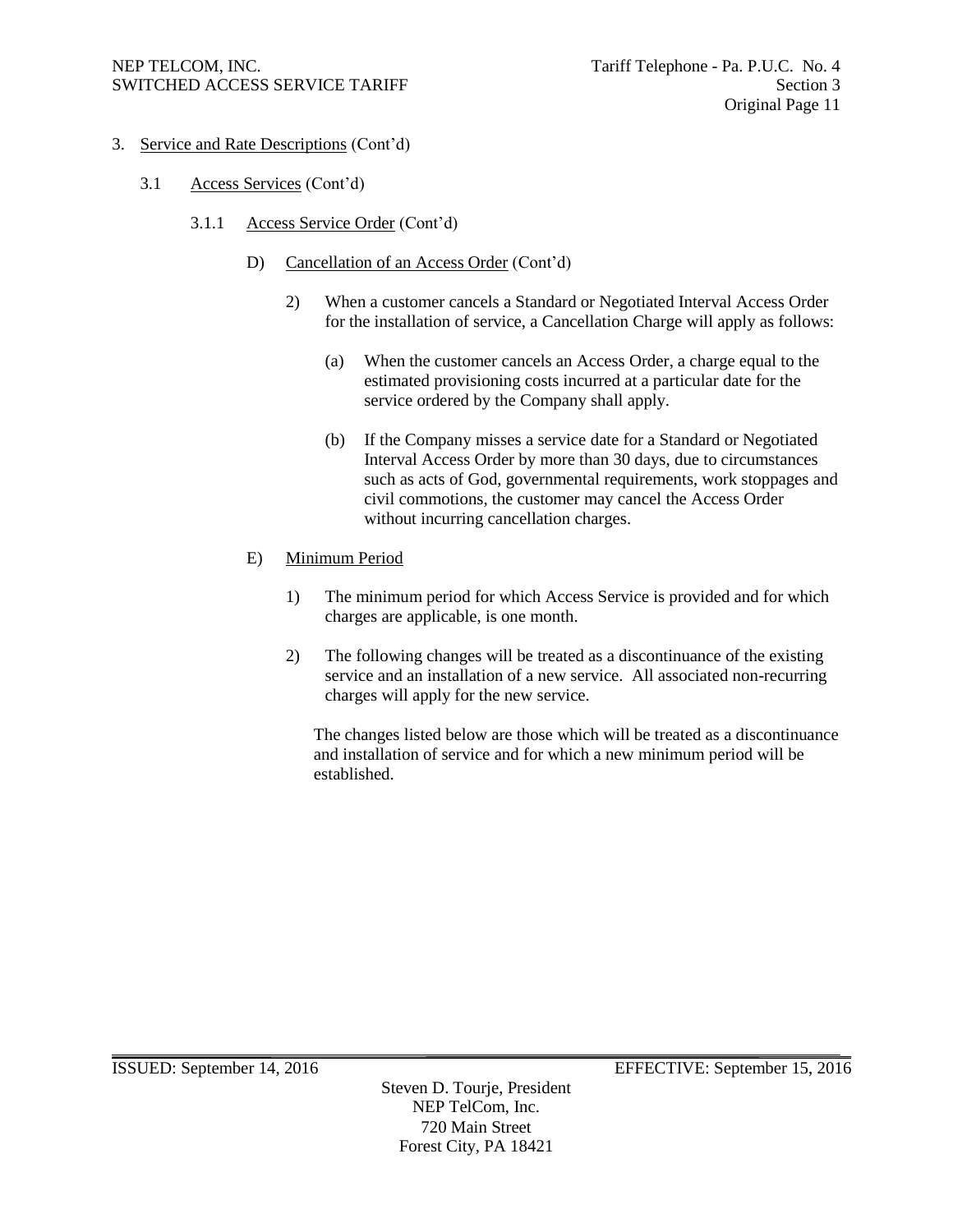3. Service and Rate Descriptions (Cont'd)

3.1 Access Services (Cont'd)

3.1.1 Access Service Order (Cont'd)

D) Cancellation of an Access Order (Cont'd)

2) When a customer cancels a Standard or Negotiated Interval Access Order for the installation of service, a Cancellation Charge will apply as follows:

(a) When the customer cancels an Access Order, a charge equal to the estimated provisioning costs incurred at a particular date for the service ordered by the Company shall apply.

(b) If the Company misses a service date for a Standard or Negotiated Interval Access Order by more than 30 days, due to circumstances such as acts of God, governmental requirements, work stoppages and civil commotions, the customer may cancel the Access Order without incurring cancellation charges.

E) Minimum Period

1) The minimum period for which Access Service is provided and for which charges are applicable, is one month.

2) The following changes will be treated as a discontinuance of the existing service and an installation of a new service. All associated non-recurring charges will apply for the new service.

The changes listed below are those which will be treated as a discontinuance and installation of service and for which a new minimum period will be established.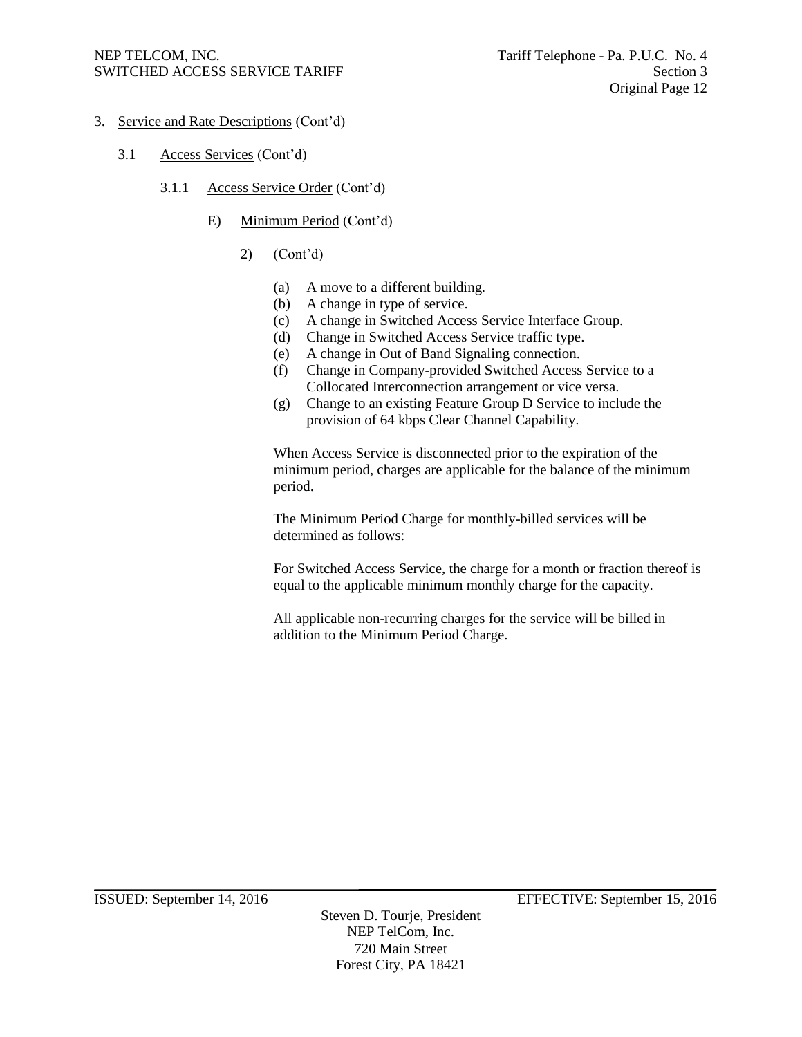3. Service and Rate Descriptions (Cont'd)

3.1 Access Services (Cont'd)

3.1.1 Access Service Order (Cont'd)

E) Minimum Period (Cont'd)

2) (Cont'd)

(a) A move to a different building.
(b) A change in type of service.
(c) A change in Switched Access Service Interface Group.
(d) Change in Switched Access Service traffic type.
(e) A change in Out of Band Signaling connection.
(f) Change in Company-provided Switched Access Service to a Collocated Interconnection arrangement or vice versa.
(g) Change to an existing Feature Group D Service to include the provision of 64 kbps Clear Channel Capability.

When Access Service is disconnected prior to the expiration of the minimum period, charges are applicable for the balance of the minimum period.

The Minimum Period Charge for monthly-billed services will be determined as follows:

For Switched Access Service, the charge for a month or fraction thereof is equal to the applicable minimum monthly charge for the capacity.

All applicable non-recurring charges for the service will be billed in addition to the Minimum Period Charge.

ISSUED: September 14, 2016 EFFECTIVE: September 15, 2016

Steven D. Tourje, President
NEP TelCom, Inc.
720 Main Street
Forest City, PA 18421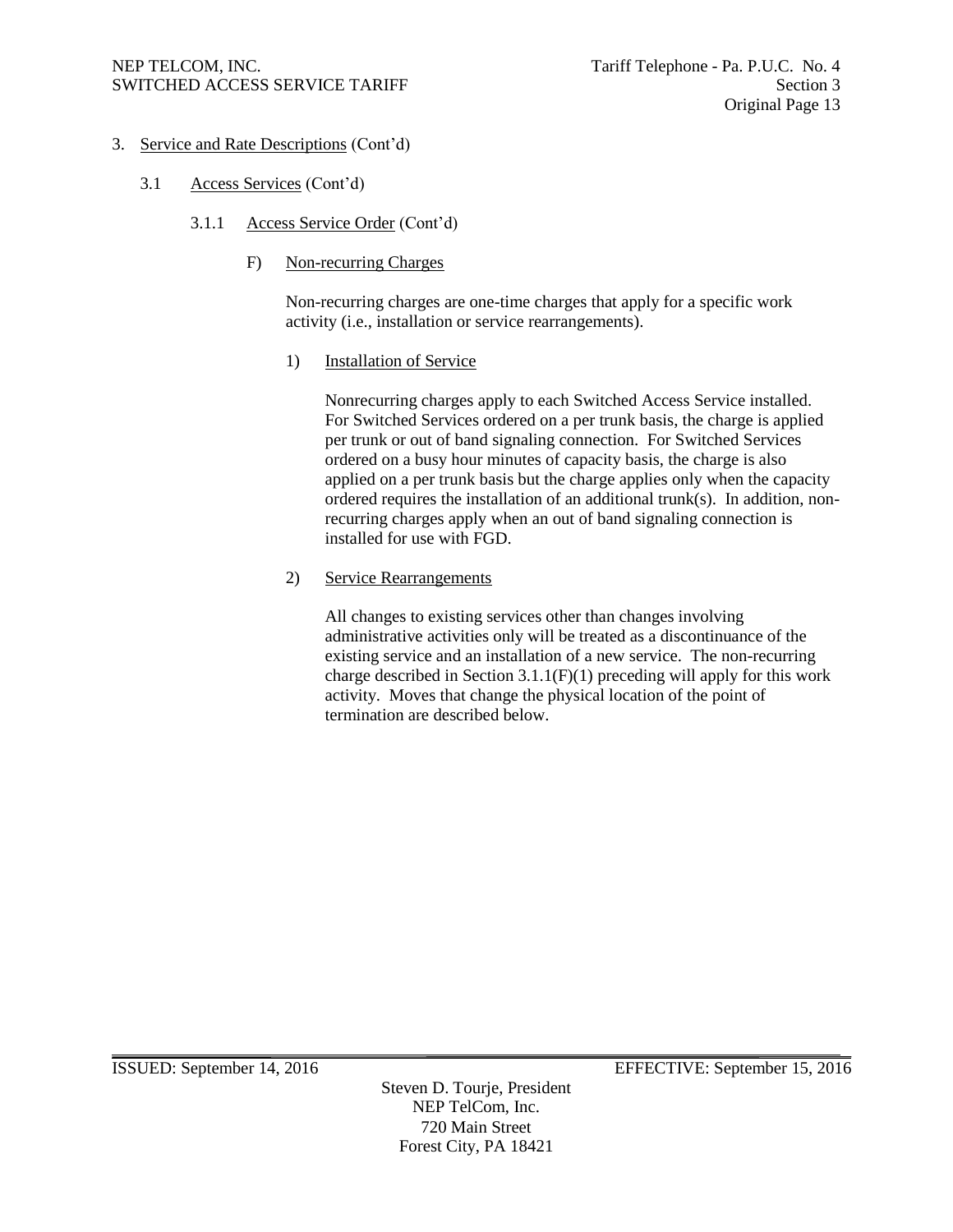3. Service and Rate Descriptions (Cont'd)

3.1 Access Services (Cont'd)

3.1.1 Access Service Order (Cont'd)

F) Non-recurring Charges

Non-recurring charges are one-time charges that apply for a specific work activity (i.e., installation or service rearrangements).

1) Installation of Service

Nonrecurring charges apply to each Switched Access Service installed. For Switched Services ordered on a per trunk basis, the charge is applied per trunk or out of band signaling connection. For Switched Services ordered on a busy hour minutes of capacity basis, the charge is also applied on a per trunk basis but the charge applies only when the capacity ordered requires the installation of an additional trunk(s). In addition, non-recurring charges apply when an out of band signaling connection is installed for use with FGD.

2) Service Rearrangements

All changes to existing services other than changes involving administrative activities only will be treated as a discontinuance of the existing service and an installation of a new service. The non-recurring charge described in Section 3.1.1(F)(1) preceding will apply for this work activity. Moves that change the physical location of the point of termination are described below.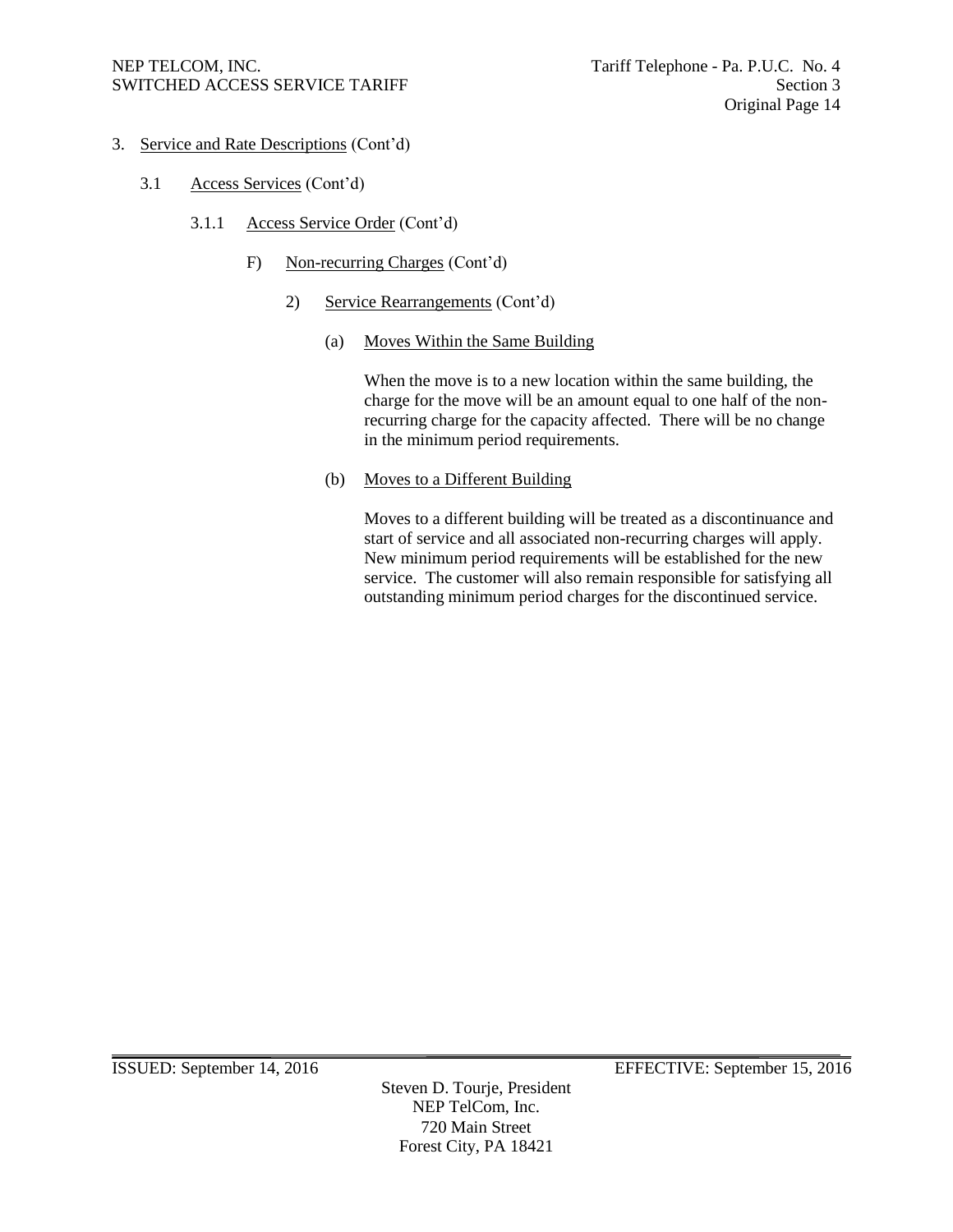3. Service and Rate Descriptions (Cont'd)

3.1 Access Services (Cont'd)

3.1.1 Access Service Order (Cont'd)

F) Non-recurring Charges (Cont'd)

2) Service Rearrangements (Cont'd)

(a) Moves Within the Same Building

When the move is to a new location within the same building, the charge for the move will be an amount equal to one half of the non-recurring charge for the capacity affected. There will be no change in the minimum period requirements.

(b) Moves to a Different Building

Moves to a different building will be treated as a discontinuance and start of service and all associated non-recurring charges will apply. New minimum period requirements will be established for the new service. The customer will also remain responsible for satisfying all outstanding minimum period charges for the discontinued service.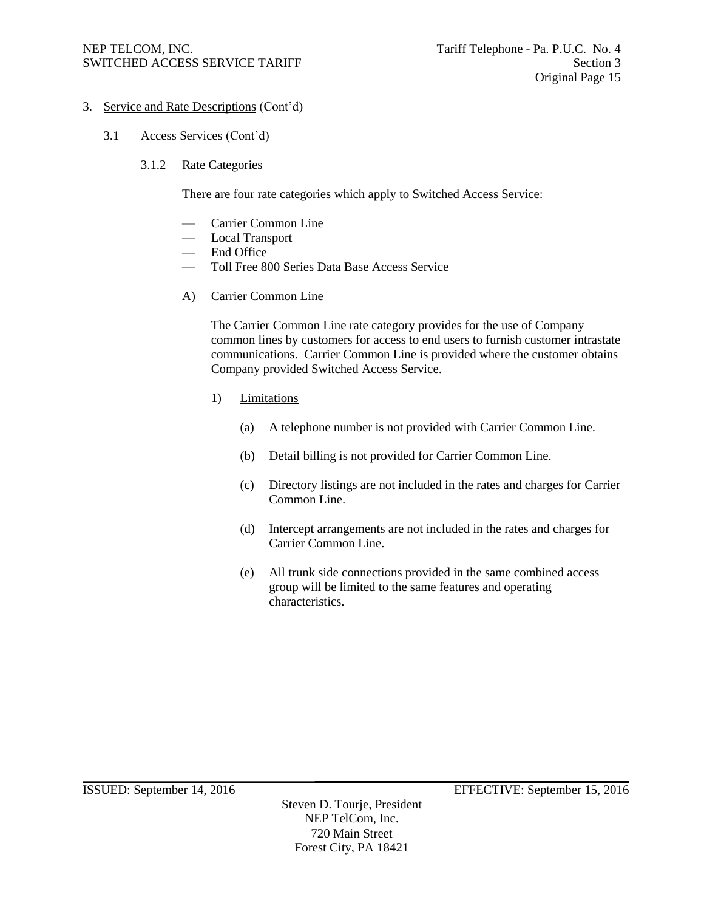3. Service and Rate Descriptions (Cont'd)

3.1 Access Services (Cont'd)

3.1.2 Rate Categories

There are four rate categories which apply to Switched Access Service:

- Carrier Common Line
- Local Transport
- End Office
- Toll Free 800 Series Data Base Access Service

A) Carrier Common Line

The Carrier Common Line rate category provides for the use of Company common lines by customers for access to end users to furnish customer intrastate communications. Carrier Common Line is provided where the customer obtains Company provided Switched Access Service.

1) Limitations

(a) A telephone number is not provided with Carrier Common Line.

(b) Detail billing is not provided for Carrier Common Line.

(c) Directory listings are not included in the rates and charges for Carrier Common Line.

(d) Intercept arrangements are not included in the rates and charges for Carrier Common Line.

(e) All trunk side connections provided in the same combined access group will be limited to the same features and operating characteristics.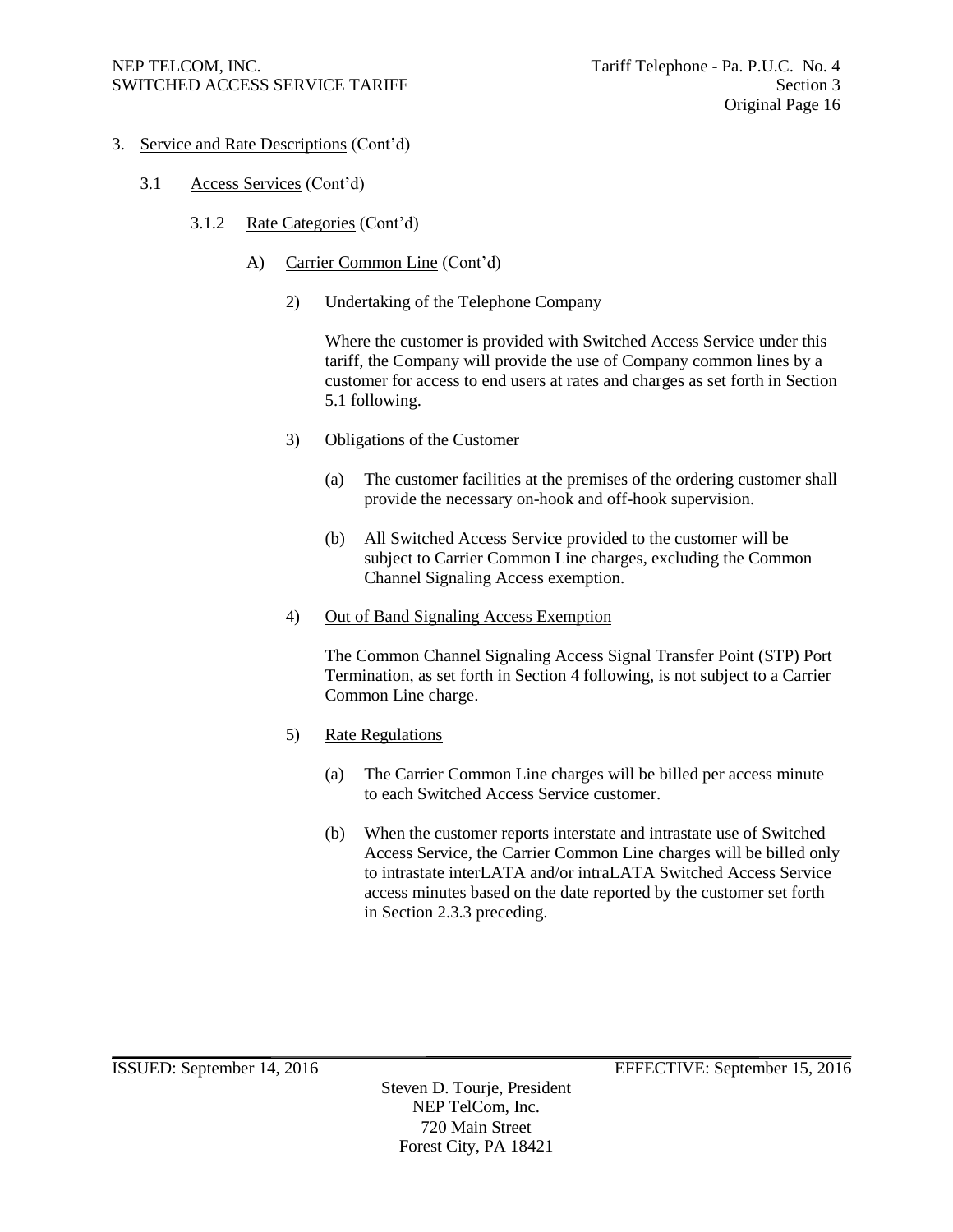3. Service and Rate Descriptions (Cont'd)

   3.1 Access Services (Cont'd)

      3.1.2 Rate Categories (Cont'd)

         A) Carrier Common Line (Cont'd)

            2) Undertaking of the Telephone Company

               Where the customer is provided with Switched Access Service under this tariff, the Company will provide the use of Company common lines by a customer for access to end users at rates and charges as set forth in Section 5.1 following.

            3) Obligations of the Customer

               (a) The customer facilities at the premises of the ordering customer shall provide the necessary on-hook and off-hook supervision.

               (b) All Switched Access Service provided to the customer will be subject to Carrier Common Line charges, excluding the Common Channel Signaling Access exemption.

            4) Out of Band Signaling Access Exemption

               The Common Channel Signaling Access Signal Transfer Point (STP) Port Termination, as set forth in Section 4 following, is not subject to a Carrier Common Line charge.

            5) Rate Regulations

               (a) The Carrier Common Line charges will be billed per access minute to each Switched Access Service customer.

               (b) When the customer reports interstate and intrastate use of Switched Access Service, the Carrier Common Line charges will be billed only to intrastate interLATA and/or intraLATA Switched Access Service access minutes based on the date reported by the customer set forth in Section 2.3.3 preceding.

ISSUED: September 14, 2016 EFFECTIVE: September 15, 2016

Steven D. Tourje, President
NEP TelCom, Inc.
720 Main Street
Forest City, PA 18421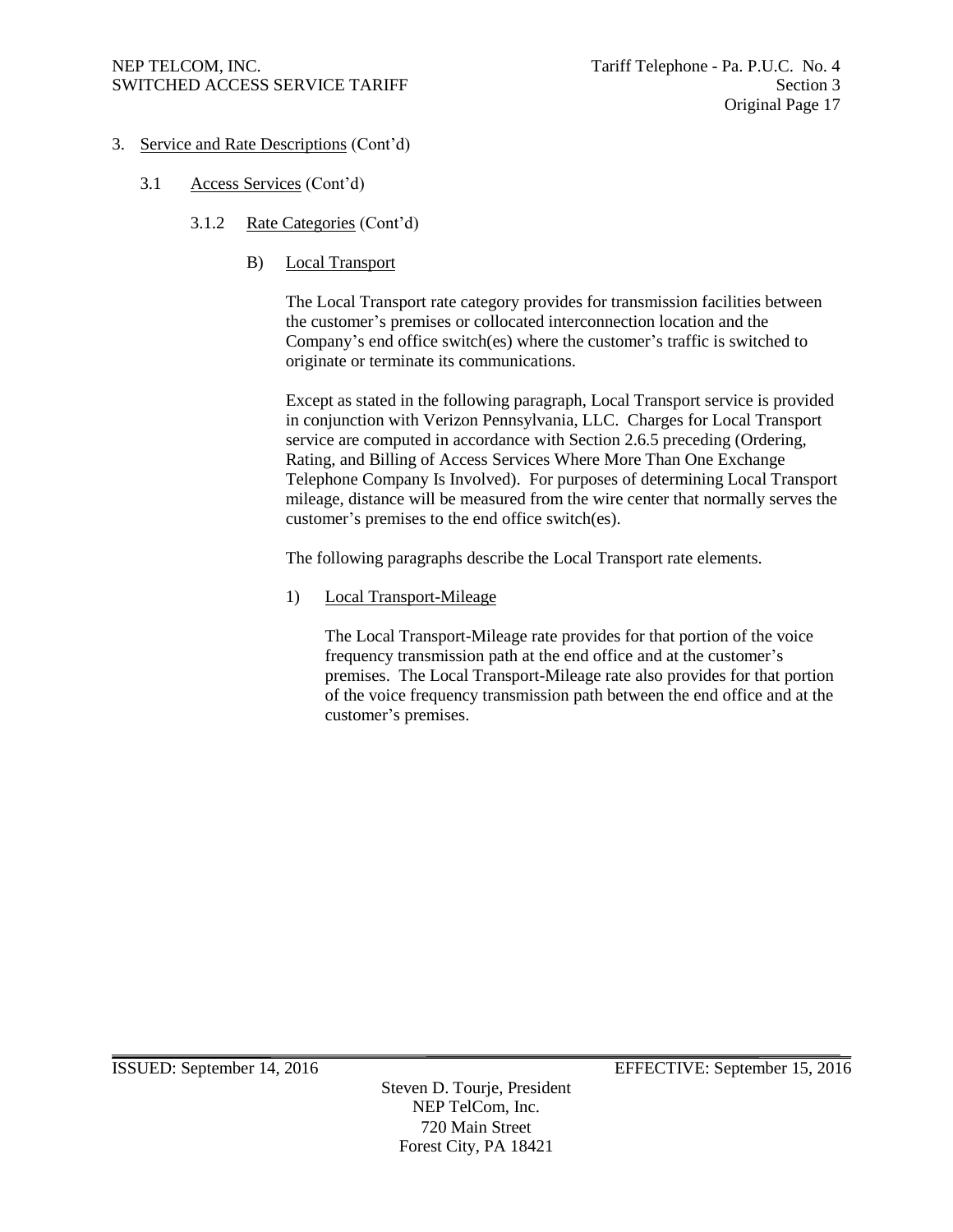3. Service and Rate Descriptions (Cont'd)

3.1 Access Services (Cont'd)

3.1.2 Rate Categories (Cont'd)

B) Local Transport

The Local Transport rate category provides for transmission facilities between the customer's premises or collocated interconnection location and the Company's end office switch(es) where the customer's traffic is switched to originate or terminate its communications.

Except as stated in the following paragraph, Local Transport service is provided in conjunction with Verizon Pennsylvania, LLC. Charges for Local Transport service are computed in accordance with Section 2.6.5 preceding (Ordering, Rating, and Billing of Access Services Where More Than One Exchange Telephone Company Is Involved). For purposes of determining Local Transport mileage, distance will be measured from the wire center that normally serves the customer's premises to the end office switch(es).

The following paragraphs describe the Local Transport rate elements.

1) Local Transport-Mileage

The Local Transport-Mileage rate provides for that portion of the voice frequency transmission path at the end office and at the customer's premises. The Local Transport-Mileage rate also provides for that portion of the voice frequency transmission path between the end office and at the customer's premises.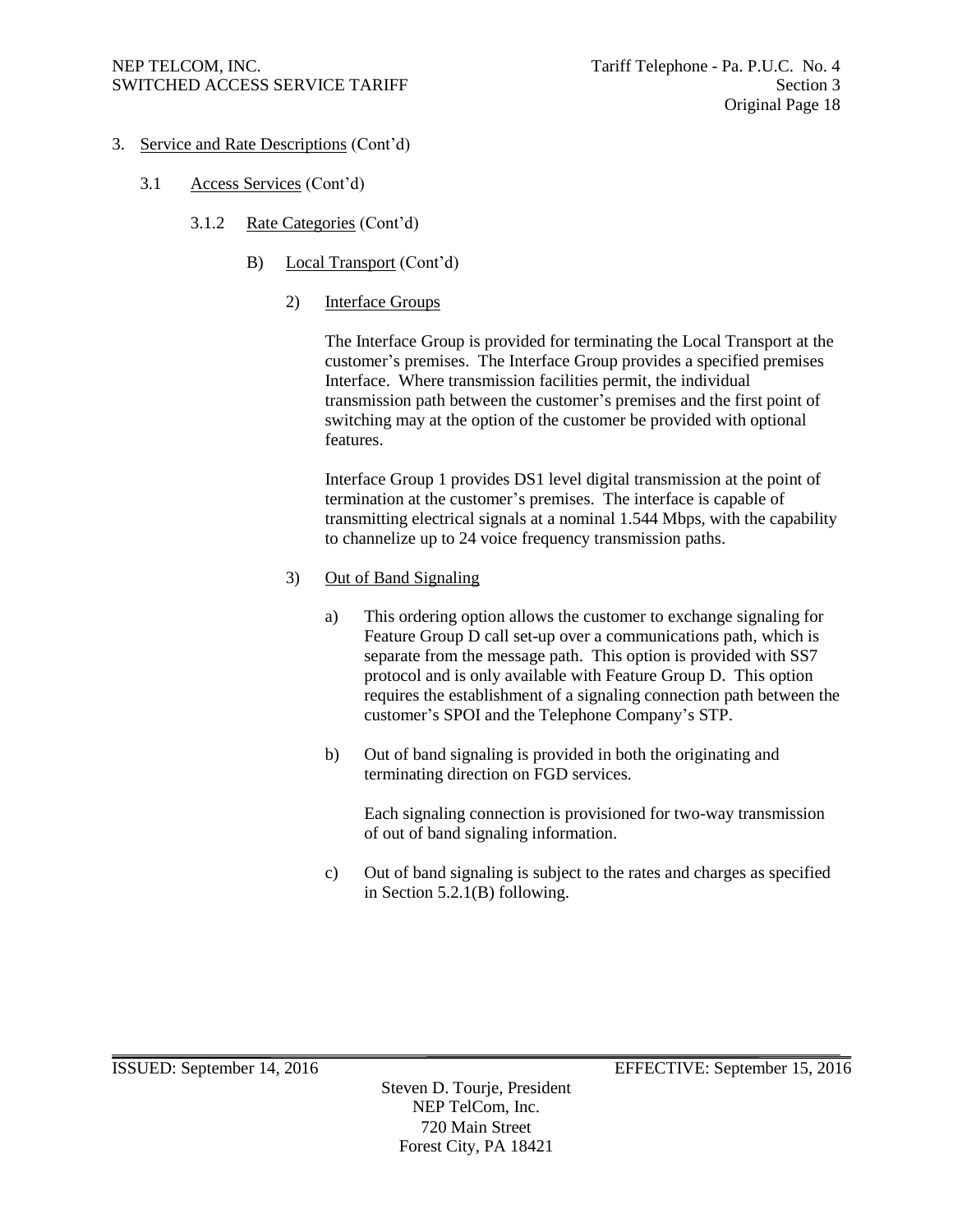3. Service and Rate Descriptions (Cont'd)

3.1 Access Services (Cont'd)

3.1.2 Rate Categories (Cont'd)

B) Local Transport (Cont'd)

2) Interface Groups

The Interface Group is provided for terminating the Local Transport at the customer's premises. The Interface Group provides a specified premises Interface. Where transmission facilities permit, the individual transmission path between the customer's premises and the first point of switching may at the option of the customer be provided with optional features.

Interface Group 1 provides DS1 level digital transmission at the point of termination at the customer's premises. The interface is capable of transmitting electrical signals at a nominal 1.544 Mbps, with the capability to channelize up to 24 voice frequency transmission paths.

3) Out of Band Signaling

a) This ordering option allows the customer to exchange signaling for Feature Group D call set-up over a communications path, which is separate from the message path. This option is provided with SS7 protocol and is only available with Feature Group D. This option requires the establishment of a signaling connection path between the customer's SPOI and the Telephone Company's STP.

b) Out of band signaling is provided in both the originating and terminating direction on FGD services.

Each signaling connection is provisioned for two-way transmission of out of band signaling information.

c) Out of band signaling is subject to the rates and charges as specified in Section 5.2.1(B) following.

ISSUED: September 14, 2016 EFFECTIVE: September 15, 2016

Steven D. Tourje, President
NEP TelCom, Inc.
720 Main Street
Forest City, PA 18421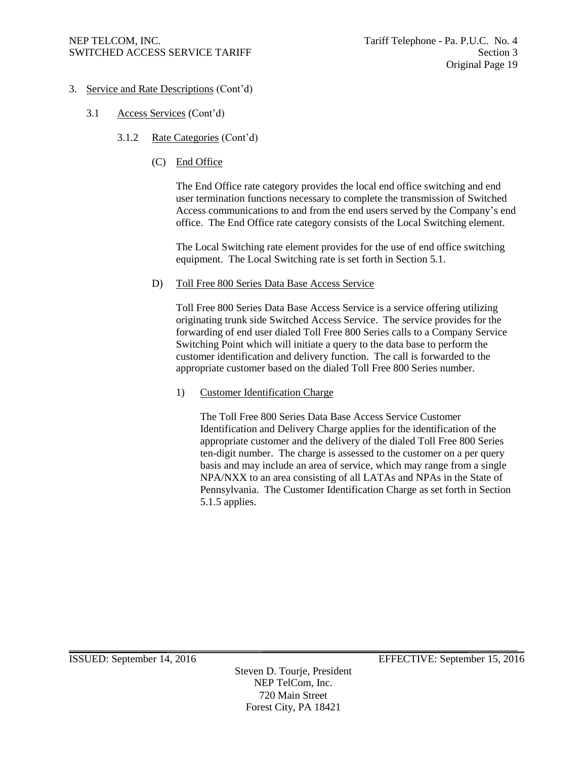3. Service and Rate Descriptions (Cont'd)

3.1 Access Services (Cont'd)

3.1.2 Rate Categories (Cont'd)

(C) End Office

The End Office rate category provides the local end office switching and end user termination functions necessary to complete the transmission of Switched Access communications to and from the end users served by the Company's end office. The End Office rate category consists of the Local Switching element.

The Local Switching rate element provides for the use of end office switching equipment. The Local Switching rate is set forth in Section 5.1.

D) Toll Free 800 Series Data Base Access Service

Toll Free 800 Series Data Base Access Service is a service offering utilizing originating trunk side Switched Access Service. The service provides for the forwarding of end user dialed Toll Free 800 Series calls to a Company Service Switching Point which will initiate a query to the data base to perform the customer identification and delivery function. The call is forwarded to the appropriate customer based on the dialed Toll Free 800 Series number.

1) Customer Identification Charge

The Toll Free 800 Series Data Base Access Service Customer Identification and Delivery Charge applies for the identification of the appropriate customer and the delivery of the dialed Toll Free 800 Series ten-digit number. The charge is assessed to the customer on a per query basis and may include an area of service, which may range from a single NPA/NXX to an area consisting of all LATAs and NPAs in the State of Pennsylvania. The Customer Identification Charge as set forth in Section 5.1.5 applies.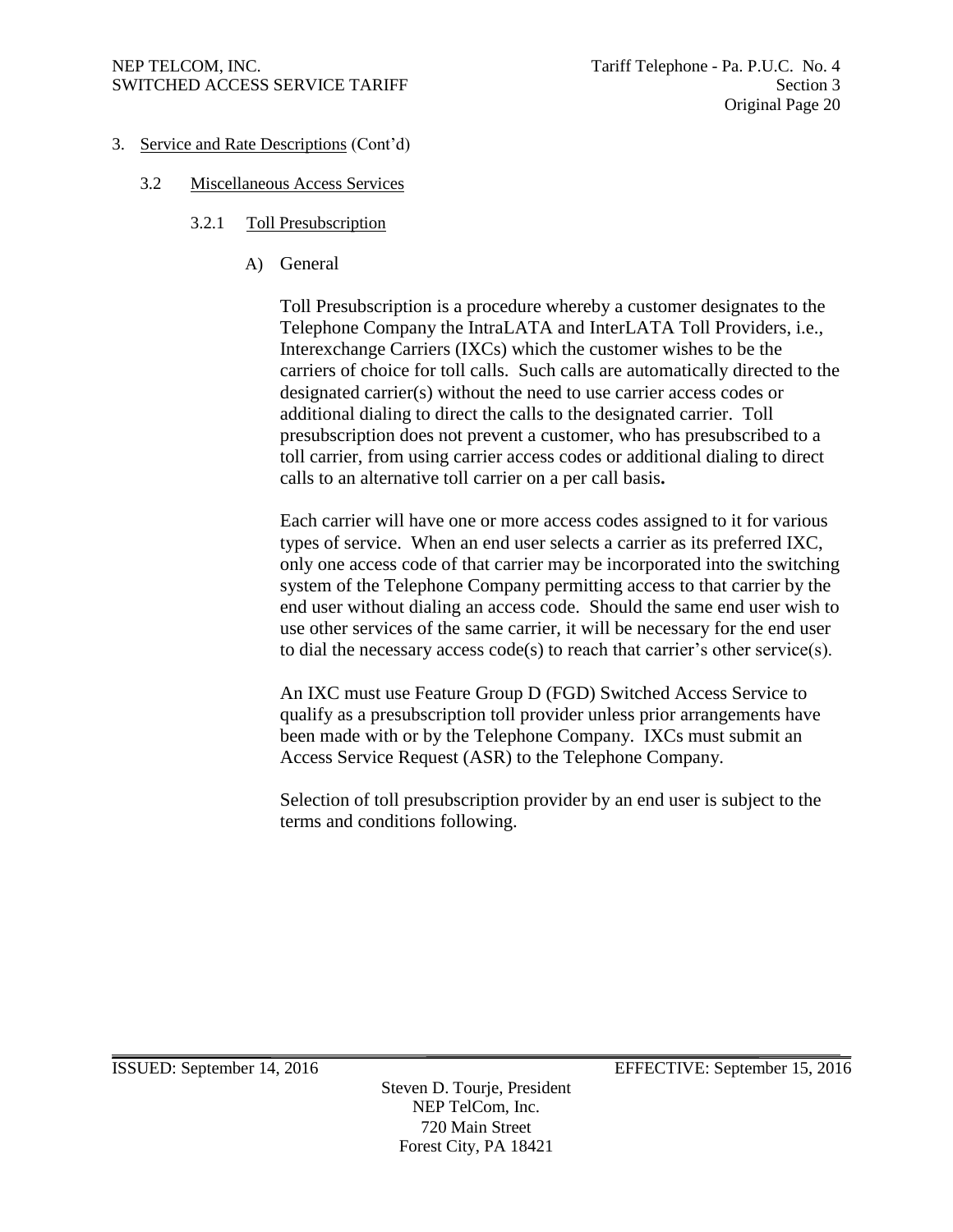3. Service and Rate Descriptions (Cont'd)

3.2 Miscellaneous Access Services

3.2.1 Toll Presubscription

A) General

Toll Presubscription is a procedure whereby a customer designates to the Telephone Company the IntraLATA and InterLATA Toll Providers, i.e., Interexchange Carriers (IXCs) which the customer wishes to be the carriers of choice for toll calls. Such calls are automatically directed to the designated carrier(s) without the need to use carrier access codes or additional dialing to direct the calls to the designated carrier. Toll presubscription does not prevent a customer, who has presubscribed to a toll carrier, from using carrier access codes or additional dialing to direct calls to an alternative toll carrier on a per call basis.

Each carrier will have one or more access codes assigned to it for various types of service. When an end user selects a carrier as its preferred IXC, only one access code of that carrier may be incorporated into the switching system of the Telephone Company permitting access to that carrier by the end user without dialing an access code. Should the same end user wish to use other services of the same carrier, it will be necessary for the end user to dial the necessary access code(s) to reach that carrier's other service(s).

An IXC must use Feature Group D (FGD) Switched Access Service to qualify as a presubscription toll provider unless prior arrangements have been made with or by the Telephone Company. IXCs must submit an Access Service Request (ASR) to the Telephone Company.

Selection of toll presubscription provider by an end user is subject to the terms and conditions following.

ISSUED: September 14, 2016 EFFECTIVE: September 15, 2016

Steven D. Tourje, President
NEP TelCom, Inc.
720 Main Street
Forest City, PA 18421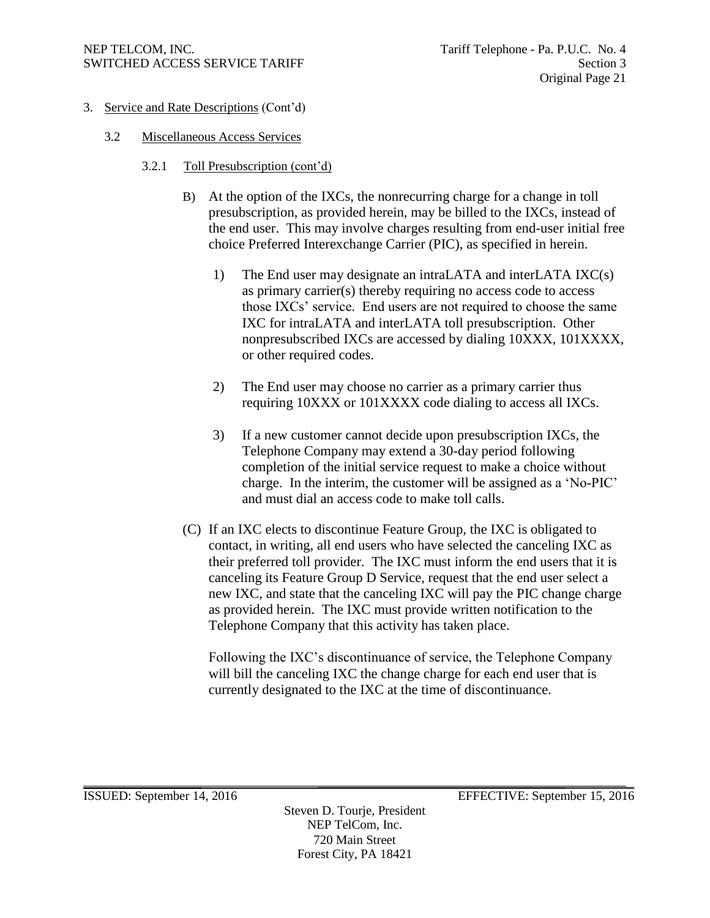3. Service and Rate Descriptions (Cont'd)

3.2 Miscellaneous Access Services

3.2.1 Toll Presubscription (cont'd)

B) At the option of the IXCs, the nonrecurring charge for a change in toll presubscription, as provided herein, may be billed to the IXCs, instead of the end user. This may involve charges resulting from end-user initial free choice Preferred Interexchange Carrier (PIC), as specified in herein.

1) The End user may designate an intraLATA and interLATA IXC(s) as primary carrier(s) thereby requiring no access code to access those IXCs' service. End users are not required to choose the same IXC for intraLATA and interLATA toll presubscription. Other nonpresubscribed IXCs are accessed by dialing 10XXX, 101XXXX, or other required codes.

2) The End user may choose no carrier as a primary carrier thus requiring 10XXX or 101XXXX code dialing to access all IXCs.

3) If a new customer cannot decide upon presubscription IXCs, the Telephone Company may extend a 30-day period following completion of the initial service request to make a choice without charge. In the interim, the customer will be assigned as a 'No-PIC' and must dial an access code to make toll calls.

(C) If an IXC elects to discontinue Feature Group, the IXC is obligated to contact, in writing, all end users who have selected the canceling IXC as their preferred toll provider. The IXC must inform the end users that it is canceling its Feature Group D Service, request that the end user select a new IXC, and state that the canceling IXC will pay the PIC change charge as provided herein. The IXC must provide written notification to the Telephone Company that this activity has taken place.

Following the IXC's discontinuance of service, the Telephone Company will bill the canceling IXC the change charge for each end user that is currently designated to the IXC at the time of discontinuance.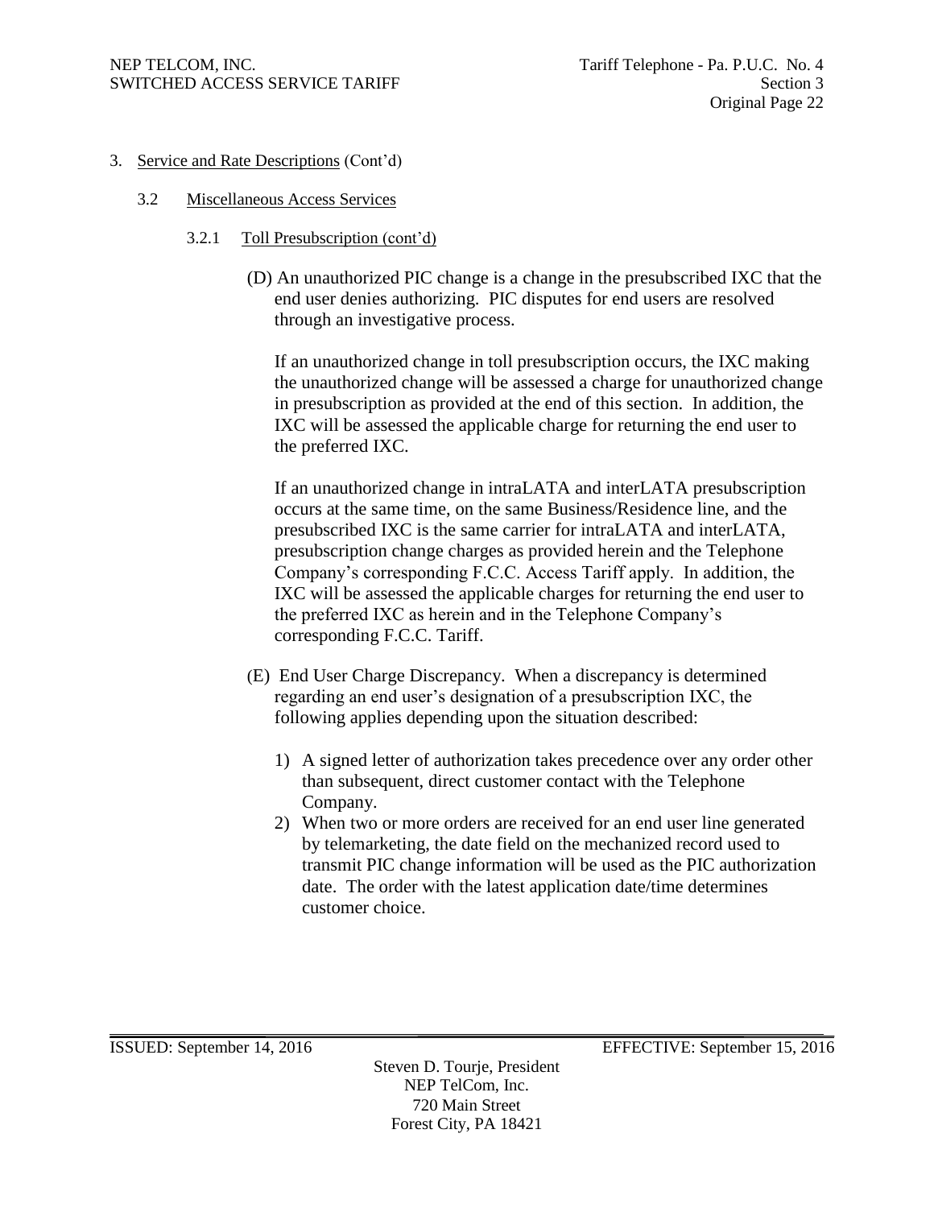3. Service and Rate Descriptions (Cont'd)

3.2 Miscellaneous Access Services

3.2.1 Toll Presubscription (cont'd)

(D) An unauthorized PIC change is a change in the presubscribed IXC that the end user denies authorizing. PIC disputes for end users are resolved through an investigative process.

If an unauthorized change in toll presubscription occurs, the IXC making the unauthorized change will be assessed a charge for unauthorized change in presubscription as provided at the end of this section. In addition, the IXC will be assessed the applicable charge for returning the end user to the preferred IXC.

If an unauthorized change in intraLATA and interLATA presubscription occurs at the same time, on the same Business/Residence line, and the presubscribed IXC is the same carrier for intraLATA and interLATA, presubscription change charges as provided herein and the Telephone Company's corresponding F.C.C. Access Tariff apply. In addition, the IXC will be assessed the applicable charges for returning the end user to the preferred IXC as herein and in the Telephone Company's corresponding F.C.C. Tariff.

(E) End User Charge Discrepancy. When a discrepancy is determined regarding an end user's designation of a presubscription IXC, the following applies depending upon the situation described:

1) A signed letter of authorization takes precedence over any order other than subsequent, direct customer contact with the Telephone Company.
2) When two or more orders are received for an end user line generated by telemarketing, the date field on the mechanized record used to transmit PIC change information will be used as the PIC authorization date. The order with the latest application date/time determines customer choice.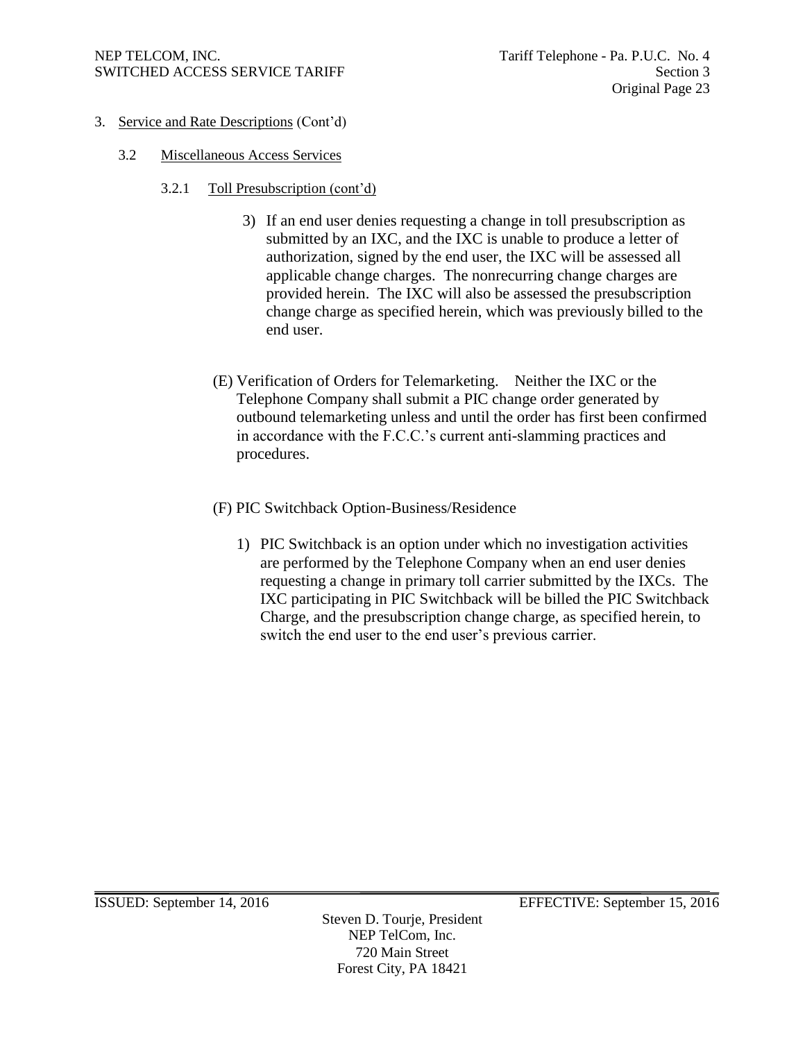3. Service and Rate Descriptions (Cont'd)

3.2 Miscellaneous Access Services

3.2.1 Toll Presubscription (cont'd)

3) If an end user denies requesting a change in toll presubscription as submitted by an IXC, and the IXC is unable to produce a letter of authorization, signed by the end user, the IXC will be assessed all applicable change charges. The nonrecurring change charges are provided herein. The IXC will also be assessed the presubscription change charge as specified herein, which was previously billed to the end user.

(E) Verification of Orders for Telemarketing. Neither the IXC or the Telephone Company shall submit a PIC change order generated by outbound telemarketing unless and until the order has first been confirmed in accordance with the F.C.C.'s current anti-slamming practices and procedures.

(F) PIC Switchback Option-Business/Residence

1) PIC Switchback is an option under which no investigation activities are performed by the Telephone Company when an end user denies requesting a change in primary toll carrier submitted by the IXCs. The IXC participating in PIC Switchback will be billed the PIC Switchback Charge, and the presubscription change charge, as specified herein, to switch the end user to the end user's previous carrier.

ISSUED: September 14, 2016 EFFECTIVE: September 15, 2016

Steven D. Tourje, President
NEP TelCom, Inc.
720 Main Street
Forest City, PA 18421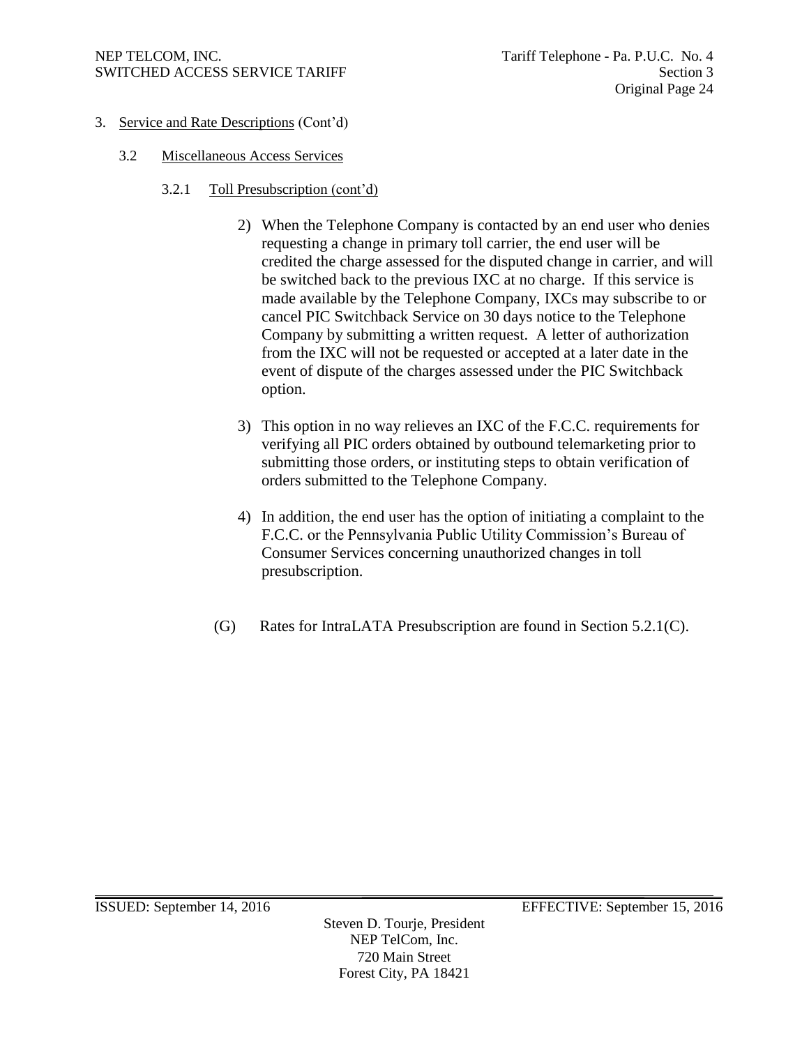3. Service and Rate Descriptions (Cont'd)

3.2 Miscellaneous Access Services

3.2.1 Toll Presubscription (cont'd)

2) When the Telephone Company is contacted by an end user who denies requesting a change in primary toll carrier, the end user will be credited the charge assessed for the disputed change in carrier, and will be switched back to the previous IXC at no charge. If this service is made available by the Telephone Company, IXCs may subscribe to or cancel PIC Switchback Service on 30 days notice to the Telephone Company by submitting a written request. A letter of authorization from the IXC will not be requested or accepted at a later date in the event of dispute of the charges assessed under the PIC Switchback option.

3) This option in no way relieves an IXC of the F.C.C. requirements for verifying all PIC orders obtained by outbound telemarketing prior to submitting those orders, or instituting steps to obtain verification of orders submitted to the Telephone Company.

4) In addition, the end user has the option of initiating a complaint to the F.C.C. or the Pennsylvania Public Utility Commission's Bureau of Consumer Services concerning unauthorized changes in toll presubscription.

(G) Rates for IntraLATA Presubscription are found in Section 5.2.1(C).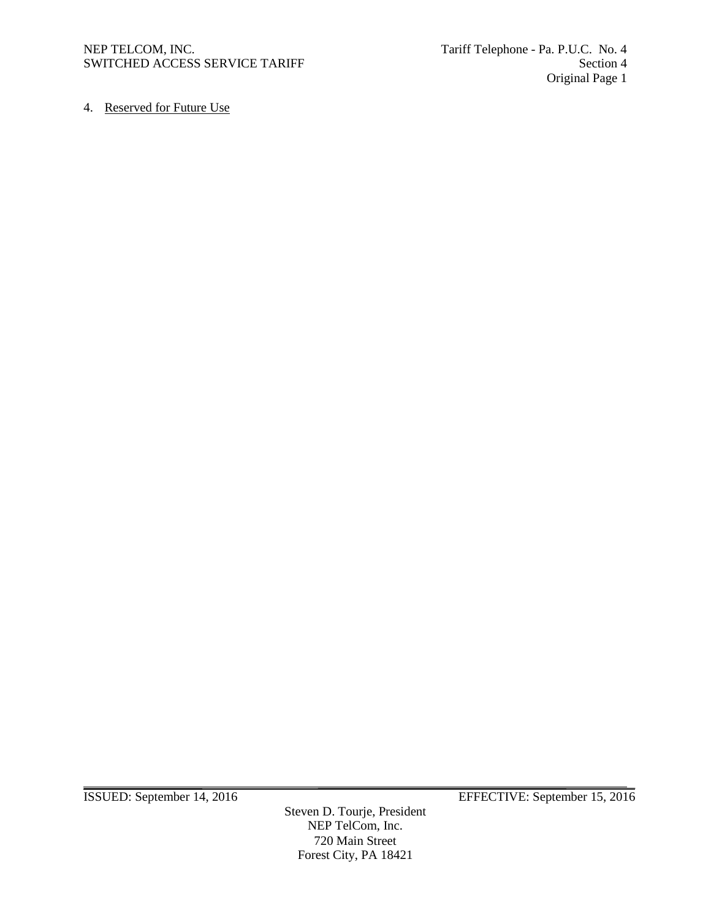4. Reserved for Future Use

ISSUED: September 14, 2016 EFFECTIVE: September 15, 2016

Steven D. Tourje, President
NEP TelCom, Inc.
720 Main Street
Forest City, PA 18421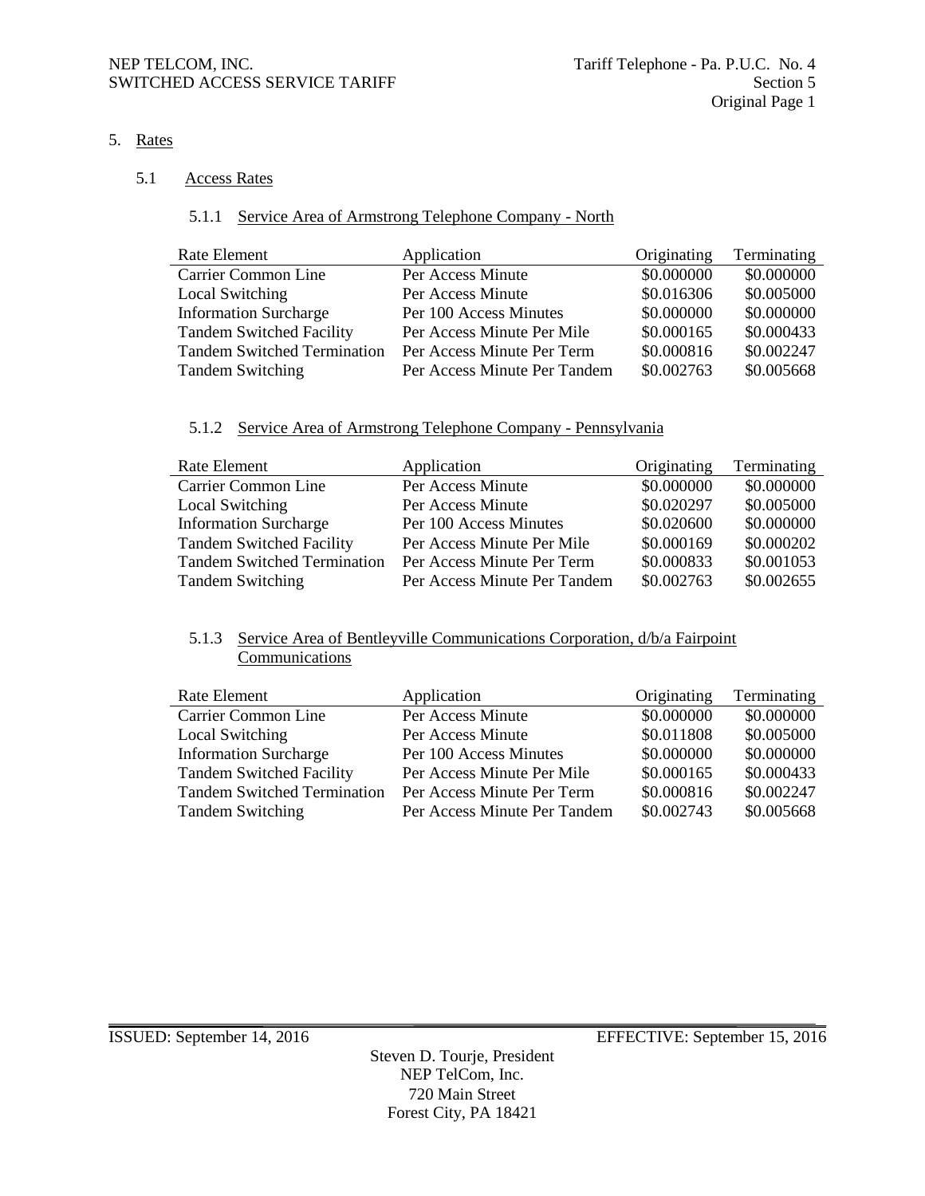# 5. Rates

## 5.1 Access Rates

### 5.1.1 Service Area of Armstrong Telephone Company - North

| Rate Element | Application | Originating | Terminating |
|---|---|---|---|
| Carrier Common Line | Per Access Minute | $0.000000 | $0.000000 |
| Local Switching | Per Access Minute | $0.016306 | $0.005000 |
| Information Surcharge | Per 100 Access Minutes | $0.000000 | $0.000000 |
| Tandem Switched Facility | Per Access Minute Per Mile | $0.000165 | $0.000433 |
| Tandem Switched Termination | Per Access Minute Per Term | $0.000816 | $0.002247 |
| Tandem Switching | Per Access Minute Per Tandem | $0.002763 | $0.005668 |

### 5.1.2 Service Area of Armstrong Telephone Company - Pennsylvania

| Rate Element | Application | Originating | Terminating |
|---|---|---|---|
| Carrier Common Line | Per Access Minute | $0.000000 | $0.000000 |
| Local Switching | Per Access Minute | $0.020297 | $0.005000 |
| Information Surcharge | Per 100 Access Minutes | $0.020600 | $0.000000 |
| Tandem Switched Facility | Per Access Minute Per Mile | $0.000169 | $0.000202 |
| Tandem Switched Termination | Per Access Minute Per Term | $0.000833 | $0.001053 |
| Tandem Switching | Per Access Minute Per Tandem | $0.002763 | $0.002655 |

### 5.1.3 Service Area of Bentleyville Communications Corporation, d/b/a Fairpoint Communications

| Rate Element | Application | Originating | Terminating |
|---|---|---|---|
| Carrier Common Line | Per Access Minute | $0.000000 | $0.000000 |
| Local Switching | Per Access Minute | $0.011808 | $0.005000 |
| Information Surcharge | Per 100 Access Minutes | $0.000000 | $0.000000 |
| Tandem Switched Facility | Per Access Minute Per Mile | $0.000165 | $0.000433 |
| Tandem Switched Termination | Per Access Minute Per Term | $0.000816 | $0.002247 |
| Tandem Switching | Per Access Minute Per Tandem | $0.002743 | $0.005668 |

ISSUED: September 14, 2016 EFFECTIVE: September 15, 2016

Steven D. Tourje, President
NEP TelCom, Inc.
720 Main Street
Forest City, PA 18421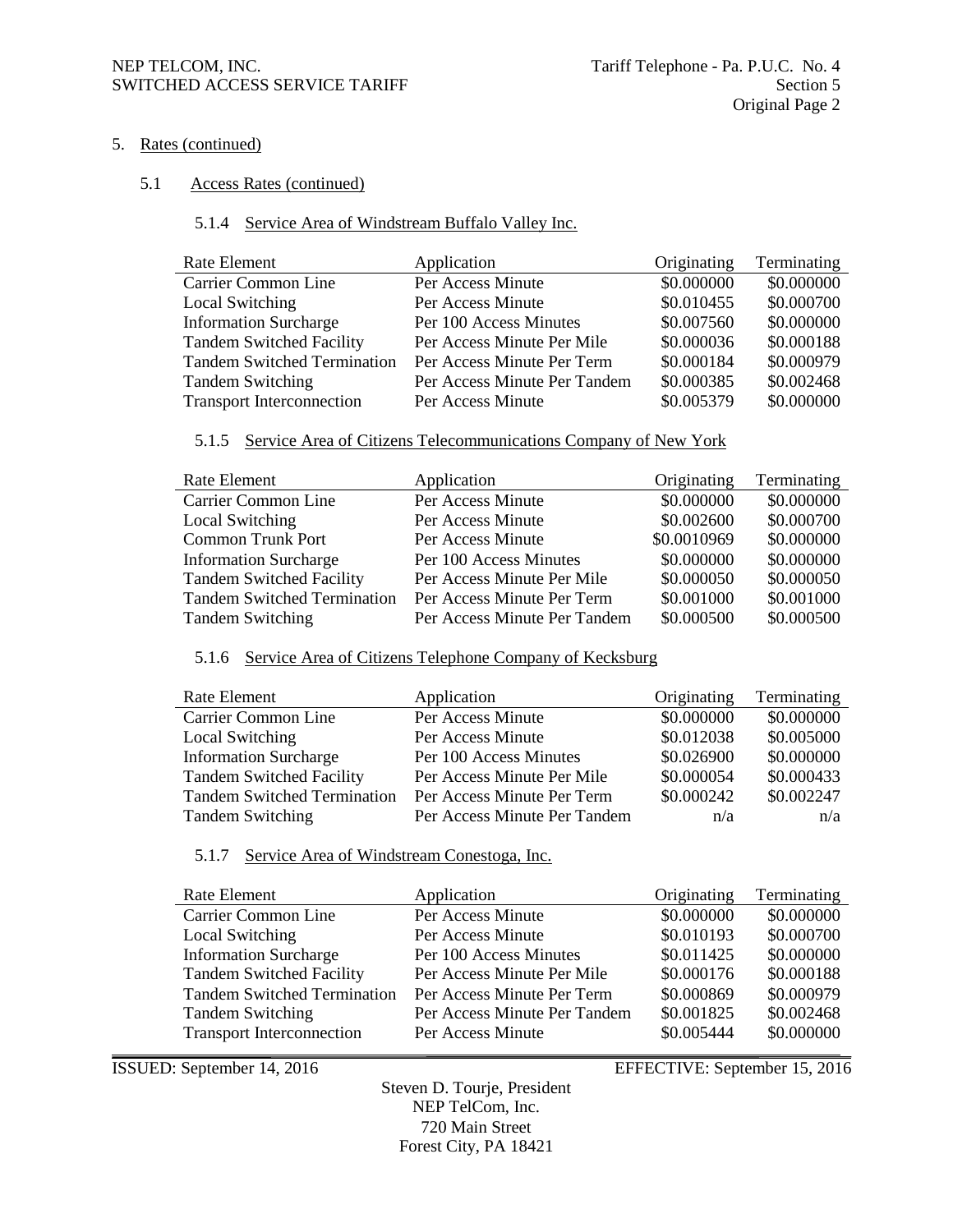5. Rates (continued)

5.1 Access Rates (continued)

5.1.4 Service Area of Windstream Buffalo Valley Inc.

| Rate Element | Application | Originating | Terminating |
|---|---|---|---|
| Carrier Common Line | Per Access Minute | \$0.000000 | \$0.000000 |
| Local Switching | Per Access Minute | \$0.010455 | \$0.000700 |
| Information Surcharge | Per 100 Access Minutes | \$0.007560 | \$0.000000 |
| Tandem Switched Facility | Per Access Minute Per Mile | \$0.000036 | \$0.000188 |
| Tandem Switched Termination | Per Access Minute Per Term | \$0.000184 | \$0.000979 |
| Tandem Switching | Per Access Minute Per Tandem | \$0.000385 | \$0.002468 |
| Transport Interconnection | Per Access Minute | \$0.005379 | \$0.000000 |

5.1.5 Service Area of Citizens Telecommunications Company of New York

| Rate Element | Application | Originating | Terminating |
|---|---|---|---|
| Carrier Common Line | Per Access Minute | \$0.000000 | \$0.000000 |
| Local Switching | Per Access Minute | \$0.002600 | \$0.000700 |
| Common Trunk Port | Per Access Minute | \$0.0010969 | \$0.000000 |
| Information Surcharge | Per 100 Access Minutes | \$0.000000 | \$0.000000 |
| Tandem Switched Facility | Per Access Minute Per Mile | \$0.000050 | \$0.000050 |
| Tandem Switched Termination | Per Access Minute Per Term | \$0.001000 | \$0.001000 |
| Tandem Switching | Per Access Minute Per Tandem | \$0.000500 | \$0.000500 |

5.1.6 Service Area of Citizens Telephone Company of Kecksburg

| Rate Element | Application | Originating | Terminating |
|---|---|---|---|
| Carrier Common Line | Per Access Minute | \$0.000000 | \$0.000000 |
| Local Switching | Per Access Minute | \$0.012038 | \$0.005000 |
| Information Surcharge | Per 100 Access Minutes | \$0.026900 | \$0.000000 |
| Tandem Switched Facility | Per Access Minute Per Mile | \$0.000054 | \$0.000433 |
| Tandem Switched Termination | Per Access Minute Per Term | \$0.000242 | \$0.002247 |
| Tandem Switching | Per Access Minute Per Tandem | n/a | n/a |

5.1.7 Service Area of Windstream Conestoga, Inc.

| Rate Element | Application | Originating | Terminating |
|---|---|---|---|
| Carrier Common Line | Per Access Minute | \$0.000000 | \$0.000000 |
| Local Switching | Per Access Minute | \$0.010193 | \$0.000700 |
| Information Surcharge | Per 100 Access Minutes | \$0.011425 | \$0.000000 |
| Tandem Switched Facility | Per Access Minute Per Mile | \$0.000176 | \$0.000188 |
| Tandem Switched Termination | Per Access Minute Per Term | \$0.000869 | \$0.000979 |
| Tandem Switching | Per Access Minute Per Tandem | \$0.001825 | \$0.002468 |
| Transport Interconnection | Per Access Minute | \$0.005444 | \$0.000000 |

ISSUED: September 14, 2016 EFFECTIVE: September 15, 2016

Steven D. Tourje, President
NEP TelCom, Inc.
720 Main Street
Forest City, PA 18421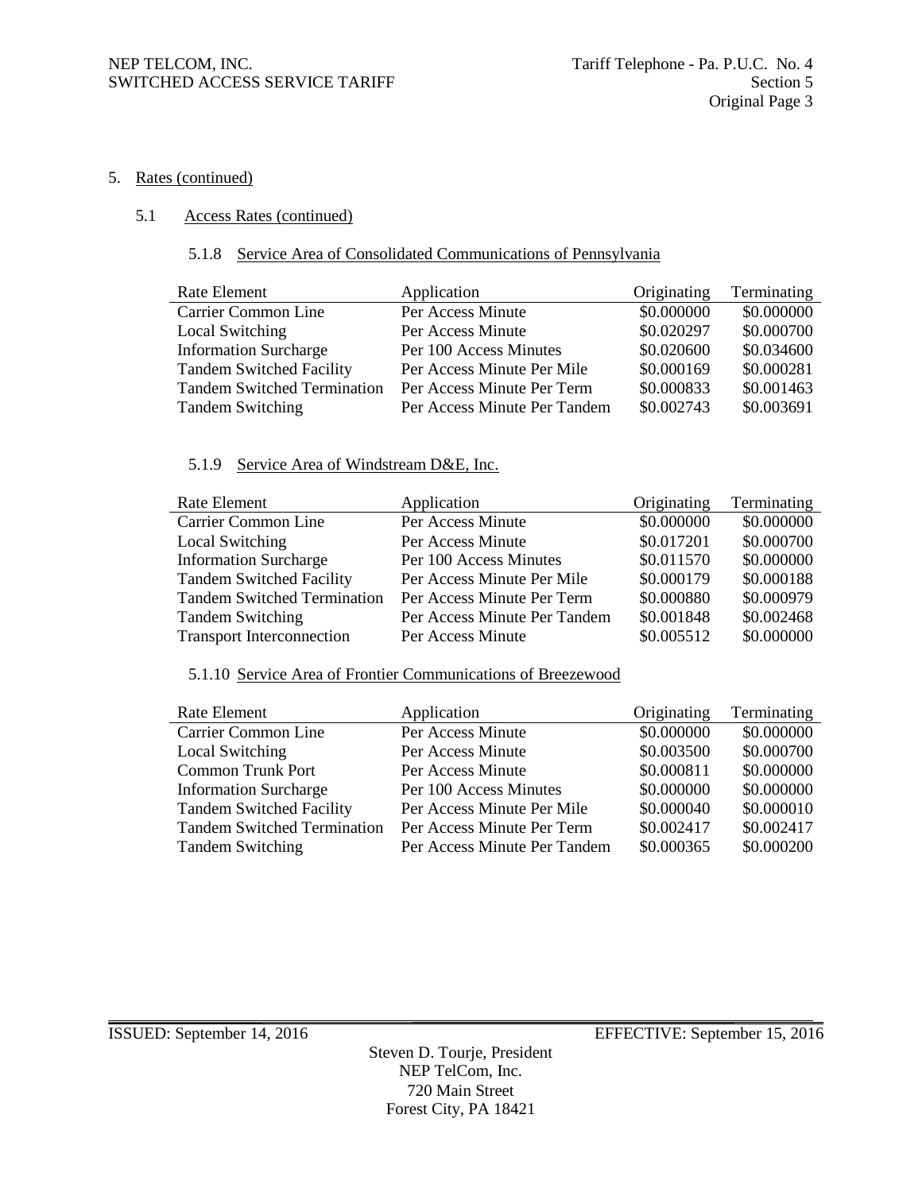## 5. Rates (continued)

### 5.1 Access Rates (continued)

#### 5.1.8 Service Area of Consolidated Communications of Pennsylvania

| Rate Element | Application | Originating | Terminating |
|---|---|---|---|
| Carrier Common Line | Per Access Minute | \$0.000000 | \$0.000000 |
| Local Switching | Per Access Minute | \$0.020297 | \$0.000700 |
| Information Surcharge | Per 100 Access Minutes | \$0.020600 | \$0.034600 |
| Tandem Switched Facility | Per Access Minute Per Mile | \$0.000169 | \$0.000281 |
| Tandem Switched Termination | Per Access Minute Per Term | \$0.000833 | \$0.001463 |
| Tandem Switching | Per Access Minute Per Tandem | \$0.002743 | \$0.003691 |

#### 5.1.9 Service Area of Windstream D&E, Inc.

| Rate Element | Application | Originating | Terminating |
|---|---|---|---|
| Carrier Common Line | Per Access Minute | \$0.000000 | \$0.000000 |
| Local Switching | Per Access Minute | \$0.017201 | \$0.000700 |
| Information Surcharge | Per 100 Access Minutes | \$0.011570 | \$0.000000 |
| Tandem Switched Facility | Per Access Minute Per Mile | \$0.000179 | \$0.000188 |
| Tandem Switched Termination | Per Access Minute Per Term | \$0.000880 | \$0.000979 |
| Tandem Switching | Per Access Minute Per Tandem | \$0.001848 | \$0.002468 |
| Transport Interconnection | Per Access Minute | \$0.005512 | \$0.000000 |

#### 5.1.10 Service Area of Frontier Communications of Breezewood

| Rate Element | Application | Originating | Terminating |
|---|---|---|---|
| Carrier Common Line | Per Access Minute | \$0.000000 | \$0.000000 |
| Local Switching | Per Access Minute | \$0.003500 | \$0.000700 |
| Common Trunk Port | Per Access Minute | \$0.000811 | \$0.000000 |
| Information Surcharge | Per 100 Access Minutes | \$0.000000 | \$0.000000 |
| Tandem Switched Facility | Per Access Minute Per Mile | \$0.000040 | \$0.000010 |
| Tandem Switched Termination | Per Access Minute Per Term | \$0.002417 | \$0.002417 |
| Tandem Switching | Per Access Minute Per Tandem | \$0.000365 | \$0.000200 |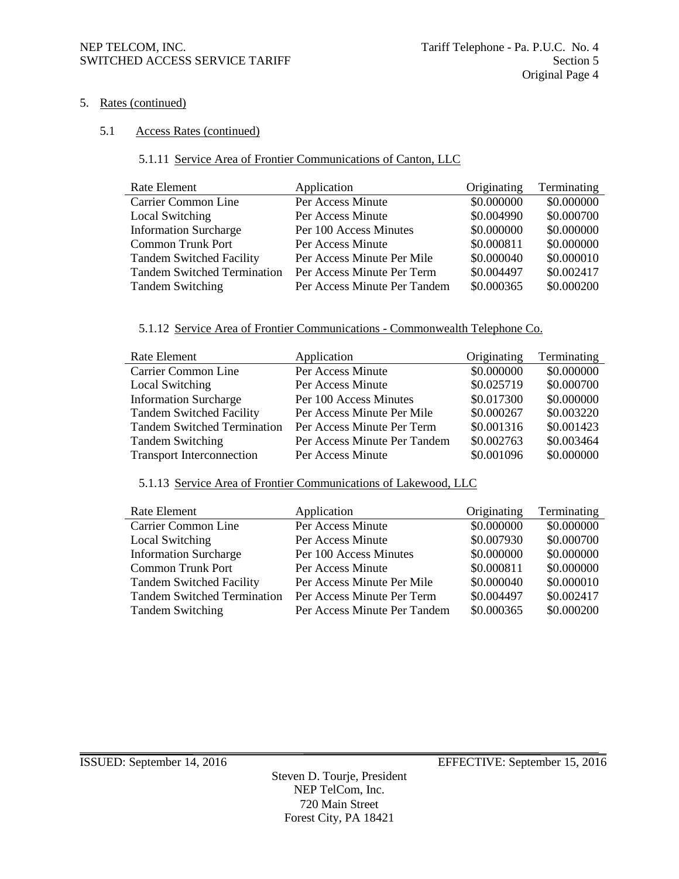## 5. Rates (continued)

### 5.1 Access Rates (continued)

#### 5.1.11 Service Area of Frontier Communications of Canton, LLC

| Rate Element | Application | Originating | Terminating |
|---|---|---|---|
| Carrier Common Line | Per Access Minute | $0.000000 | $0.000000 |
| Local Switching | Per Access Minute | $0.004990 | $0.000700 |
| Information Surcharge | Per 100 Access Minutes | $0.000000 | $0.000000 |
| Common Trunk Port | Per Access Minute | $0.000811 | $0.000000 |
| Tandem Switched Facility | Per Access Minute Per Mile | $0.000040 | $0.000010 |
| Tandem Switched Termination | Per Access Minute Per Term | $0.004497 | $0.002417 |
| Tandem Switching | Per Access Minute Per Tandem | $0.000365 | $0.000200 |

#### 5.1.12 Service Area of Frontier Communications - Commonwealth Telephone Co.

| Rate Element | Application | Originating | Terminating |
|---|---|---|---|
| Carrier Common Line | Per Access Minute | $0.000000 | $0.000000 |
| Local Switching | Per Access Minute | $0.025719 | $0.000700 |
| Information Surcharge | Per 100 Access Minutes | $0.017300 | $0.000000 |
| Tandem Switched Facility | Per Access Minute Per Mile | $0.000267 | $0.003220 |
| Tandem Switched Termination | Per Access Minute Per Term | $0.001316 | $0.001423 |
| Tandem Switching | Per Access Minute Per Tandem | $0.002763 | $0.003464 |
| Transport Interconnection | Per Access Minute | $0.001096 | $0.000000 |

#### 5.1.13 Service Area of Frontier Communications of Lakewood, LLC

| Rate Element | Application | Originating | Terminating |
|---|---|---|---|
| Carrier Common Line | Per Access Minute | $0.000000 | $0.000000 |
| Local Switching | Per Access Minute | $0.007930 | $0.000700 |
| Information Surcharge | Per 100 Access Minutes | $0.000000 | $0.000000 |
| Common Trunk Port | Per Access Minute | $0.000811 | $0.000000 |
| Tandem Switched Facility | Per Access Minute Per Mile | $0.000040 | $0.000010 |
| Tandem Switched Termination | Per Access Minute Per Term | $0.004497 | $0.002417 |
| Tandem Switching | Per Access Minute Per Tandem | $0.000365 | $0.000200 |

ISSUED: September 14, 2016 EFFECTIVE: September 15, 2016

Steven D. Tourje, President
NEP TelCom, Inc.
720 Main Street
Forest City, PA 18421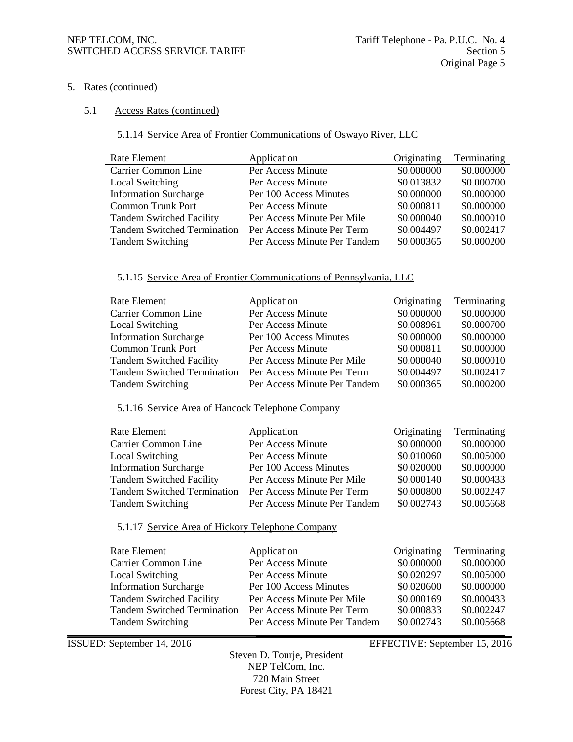5. Rates (continued)

5.1 Access Rates (continued)

5.1.14 Service Area of Frontier Communications of Oswayo River, LLC

| Rate Element | Application | Originating | Terminating |
|---|---|---|---|
| Carrier Common Line | Per Access Minute | \$0.000000 | \$0.000000 |
| Local Switching | Per Access Minute | \$0.013832 | \$0.000700 |
| Information Surcharge | Per 100 Access Minutes | \$0.000000 | \$0.000000 |
| Common Trunk Port | Per Access Minute | \$0.000811 | \$0.000000 |
| Tandem Switched Facility | Per Access Minute Per Mile | \$0.000040 | \$0.000010 |
| Tandem Switched Termination | Per Access Minute Per Term | \$0.004497 | \$0.002417 |
| Tandem Switching | Per Access Minute Per Tandem | \$0.000365 | \$0.000200 |

5.1.15 Service Area of Frontier Communications of Pennsylvania, LLC

| Rate Element | Application | Originating | Terminating |
|---|---|---|---|
| Carrier Common Line | Per Access Minute | \$0.000000 | \$0.000000 |
| Local Switching | Per Access Minute | \$0.008961 | \$0.000700 |
| Information Surcharge | Per 100 Access Minutes | \$0.000000 | \$0.000000 |
| Common Trunk Port | Per Access Minute | \$0.000811 | \$0.000000 |
| Tandem Switched Facility | Per Access Minute Per Mile | \$0.000040 | \$0.000010 |
| Tandem Switched Termination | Per Access Minute Per Term | \$0.004497 | \$0.002417 |
| Tandem Switching | Per Access Minute Per Tandem | \$0.000365 | \$0.000200 |

5.1.16 Service Area of Hancock Telephone Company

| Rate Element | Application | Originating | Terminating |
|---|---|---|---|
| Carrier Common Line | Per Access Minute | \$0.000000 | \$0.000000 |
| Local Switching | Per Access Minute | \$0.010060 | \$0.005000 |
| Information Surcharge | Per 100 Access Minutes | \$0.020000 | \$0.000000 |
| Tandem Switched Facility | Per Access Minute Per Mile | \$0.000140 | \$0.000433 |
| Tandem Switched Termination | Per Access Minute Per Term | \$0.000800 | \$0.002247 |
| Tandem Switching | Per Access Minute Per Tandem | \$0.002743 | \$0.005668 |

5.1.17 Service Area of Hickory Telephone Company

| Rate Element | Application | Originating | Terminating |
|---|---|---|---|
| Carrier Common Line | Per Access Minute | \$0.000000 | \$0.000000 |
| Local Switching | Per Access Minute | \$0.020297 | \$0.005000 |
| Information Surcharge | Per 100 Access Minutes | \$0.020600 | \$0.000000 |
| Tandem Switched Facility | Per Access Minute Per Mile | \$0.000169 | \$0.000433 |
| Tandem Switched Termination | Per Access Minute Per Term | \$0.000833 | \$0.002247 |
| Tandem Switching | Per Access Minute Per Tandem | \$0.002743 | \$0.005668 |

ISSUED: September 14, 2016 EFFECTIVE: September 15, 2016

Steven D. Tourje, President
NEP TelCom, Inc.
720 Main Street
Forest City, PA 18421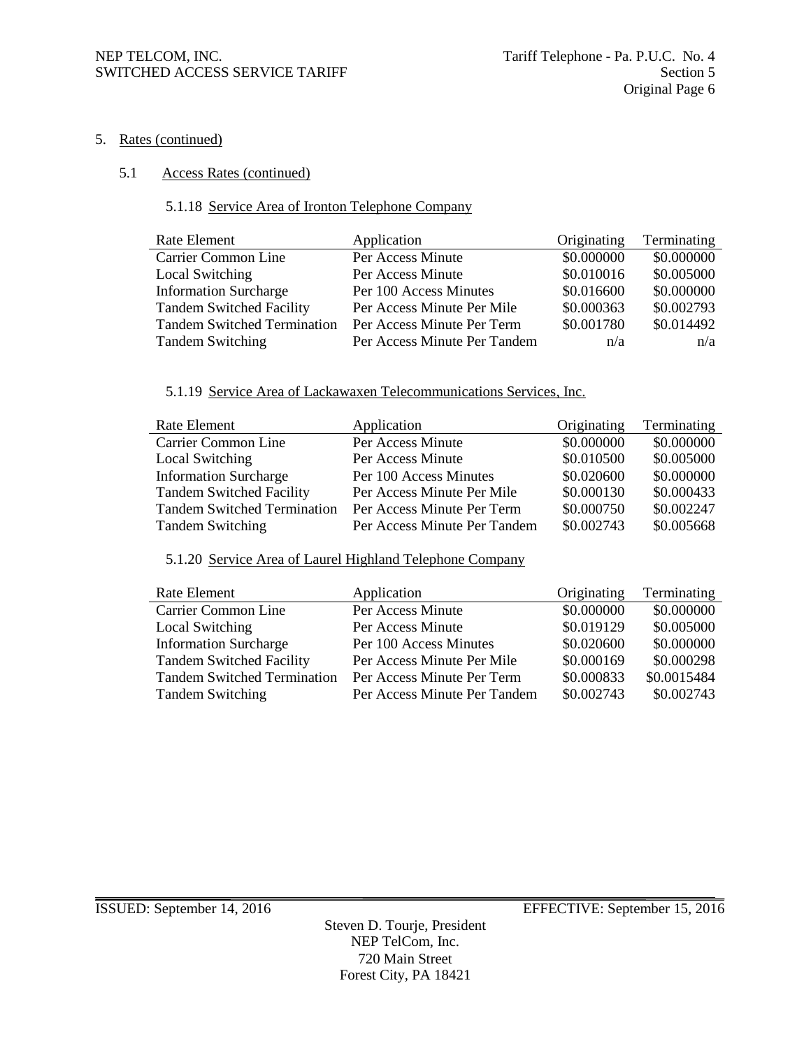5. Rates (continued)

5.1 Access Rates (continued)

5.1.18 Service Area of Ironton Telephone Company

| Rate Element | Application | Originating | Terminating |
|---|---|---|---|
| Carrier Common Line | Per Access Minute | \$0.000000 | \$0.000000 |
| Local Switching | Per Access Minute | \$0.010016 | \$0.005000 |
| Information Surcharge | Per 100 Access Minutes | \$0.016600 | \$0.000000 |
| Tandem Switched Facility | Per Access Minute Per Mile | \$0.000363 | \$0.002793 |
| Tandem Switched Termination | Per Access Minute Per Term | \$0.001780 | \$0.014492 |
| Tandem Switching | Per Access Minute Per Tandem | n/a | n/a |

5.1.19 Service Area of Lackawaxen Telecommunications Services, Inc.

| Rate Element | Application | Originating | Terminating |
|---|---|---|---|
| Carrier Common Line | Per Access Minute | \$0.000000 | \$0.000000 |
| Local Switching | Per Access Minute | \$0.010500 | \$0.005000 |
| Information Surcharge | Per 100 Access Minutes | \$0.020600 | \$0.000000 |
| Tandem Switched Facility | Per Access Minute Per Mile | \$0.000130 | \$0.000433 |
| Tandem Switched Termination | Per Access Minute Per Term | \$0.000750 | \$0.002247 |
| Tandem Switching | Per Access Minute Per Tandem | \$0.002743 | \$0.005668 |

5.1.20 Service Area of Laurel Highland Telephone Company

| Rate Element | Application | Originating | Terminating |
|---|---|---|---|
| Carrier Common Line | Per Access Minute | \$0.000000 | \$0.000000 |
| Local Switching | Per Access Minute | \$0.019129 | \$0.005000 |
| Information Surcharge | Per 100 Access Minutes | \$0.020600 | \$0.000000 |
| Tandem Switched Facility | Per Access Minute Per Mile | \$0.000169 | \$0.000298 |
| Tandem Switched Termination | Per Access Minute Per Term | \$0.000833 | \$0.0015484 |
| Tandem Switching | Per Access Minute Per Tandem | \$0.002743 | \$0.002743 |

ISSUED: September 14, 2016 EFFECTIVE: September 15, 2016

Steven D. Tourje, President
NEP TelCom, Inc.
720 Main Street
Forest City, PA 18421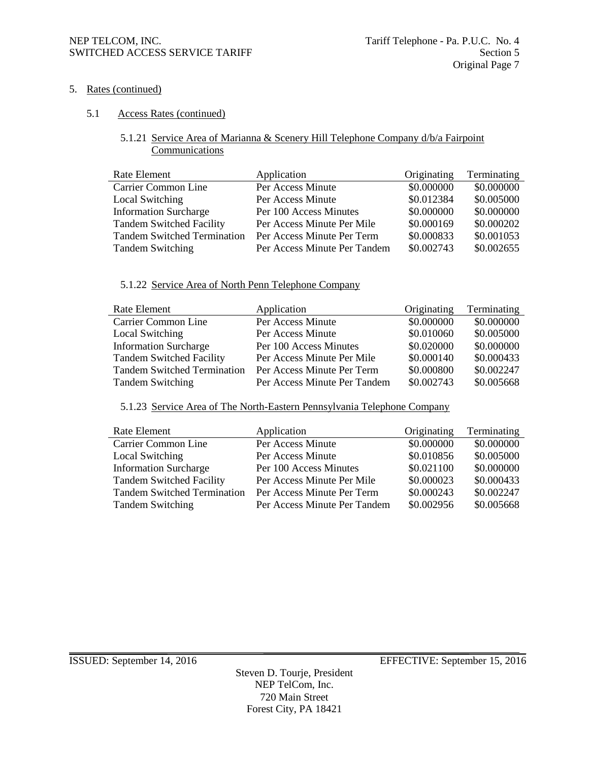5. Rates (continued)

5.1 Access Rates (continued)

5.1.21 Service Area of Marianna & Scenery Hill Telephone Company d/b/a Fairpoint Communications

| Rate Element | Application | Originating | Terminating |
|---|---|---|---|
| Carrier Common Line | Per Access Minute | $0.000000 | $0.000000 |
| Local Switching | Per Access Minute | $0.012384 | $0.005000 |
| Information Surcharge | Per 100 Access Minutes | $0.000000 | $0.000000 |
| Tandem Switched Facility | Per Access Minute Per Mile | $0.000169 | $0.000202 |
| Tandem Switched Termination | Per Access Minute Per Term | $0.000833 | $0.001053 |
| Tandem Switching | Per Access Minute Per Tandem | $0.002743 | $0.002655 |

5.1.22 Service Area of North Penn Telephone Company

| Rate Element | Application | Originating | Terminating |
|---|---|---|---|
| Carrier Common Line | Per Access Minute | $0.000000 | $0.000000 |
| Local Switching | Per Access Minute | $0.010060 | $0.005000 |
| Information Surcharge | Per 100 Access Minutes | $0.020000 | $0.000000 |
| Tandem Switched Facility | Per Access Minute Per Mile | $0.000140 | $0.000433 |
| Tandem Switched Termination | Per Access Minute Per Term | $0.000800 | $0.002247 |
| Tandem Switching | Per Access Minute Per Tandem | $0.002743 | $0.005668 |

5.1.23 Service Area of The North-Eastern Pennsylvania Telephone Company

| Rate Element | Application | Originating | Terminating |
|---|---|---|---|
| Carrier Common Line | Per Access Minute | $0.000000 | $0.000000 |
| Local Switching | Per Access Minute | $0.010856 | $0.005000 |
| Information Surcharge | Per 100 Access Minutes | $0.021100 | $0.000000 |
| Tandem Switched Facility | Per Access Minute Per Mile | $0.000023 | $0.000433 |
| Tandem Switched Termination | Per Access Minute Per Term | $0.000243 | $0.002247 |
| Tandem Switching | Per Access Minute Per Tandem | $0.002956 | $0.005668 |

ISSUED: September 14, 2016 EFFECTIVE: September 15, 2016

Steven D. Tourje, President
NEP TelCom, Inc.
720 Main Street
Forest City, PA 18421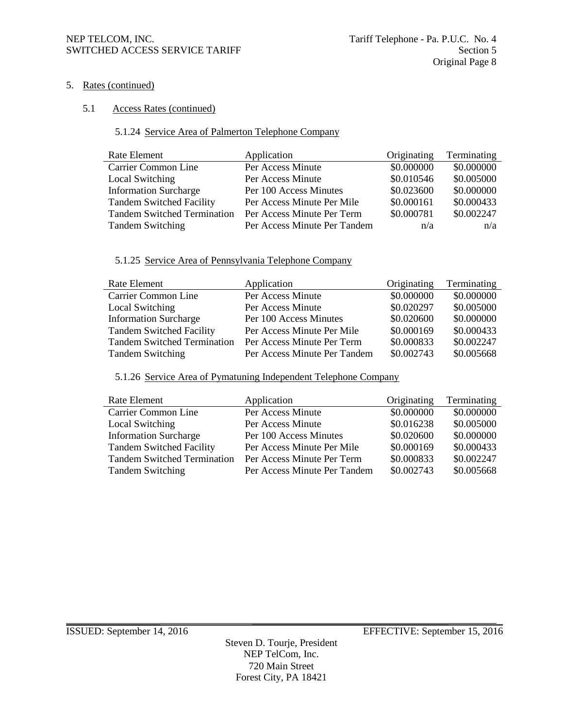5. Rates (continued)

5.1 Access Rates (continued)

5.1.24 Service Area of Palmerton Telephone Company

| Rate Element | Application | Originating | Terminating |
|---|---|---|---|
| Carrier Common Line | Per Access Minute | $0.000000 | $0.000000 |
| Local Switching | Per Access Minute | $0.010546 | $0.005000 |
| Information Surcharge | Per 100 Access Minutes | $0.023600 | $0.000000 |
| Tandem Switched Facility | Per Access Minute Per Mile | $0.000161 | $0.000433 |
| Tandem Switched Termination | Per Access Minute Per Term | $0.000781 | $0.002247 |
| Tandem Switching | Per Access Minute Per Tandem | n/a | n/a |

5.1.25 Service Area of Pennsylvania Telephone Company

| Rate Element | Application | Originating | Terminating |
|---|---|---|---|
| Carrier Common Line | Per Access Minute | $0.000000 | $0.000000 |
| Local Switching | Per Access Minute | $0.020297 | $0.005000 |
| Information Surcharge | Per 100 Access Minutes | $0.020600 | $0.000000 |
| Tandem Switched Facility | Per Access Minute Per Mile | $0.000169 | $0.000433 |
| Tandem Switched Termination | Per Access Minute Per Term | $0.000833 | $0.002247 |
| Tandem Switching | Per Access Minute Per Tandem | $0.002743 | $0.005668 |

5.1.26 Service Area of Pymatuning Independent Telephone Company

| Rate Element | Application | Originating | Terminating |
|---|---|---|---|
| Carrier Common Line | Per Access Minute | $0.000000 | $0.000000 |
| Local Switching | Per Access Minute | $0.016238 | $0.005000 |
| Information Surcharge | Per 100 Access Minutes | $0.020600 | $0.000000 |
| Tandem Switched Facility | Per Access Minute Per Mile | $0.000169 | $0.000433 |
| Tandem Switched Termination | Per Access Minute Per Term | $0.000833 | $0.002247 |
| Tandem Switching | Per Access Minute Per Tandem | $0.002743 | $0.005668 |

ISSUED: September 14, 2016 EFFECTIVE: September 15, 2016

Steven D. Tourje, President
NEP TelCom, Inc.
720 Main Street
Forest City, PA 18421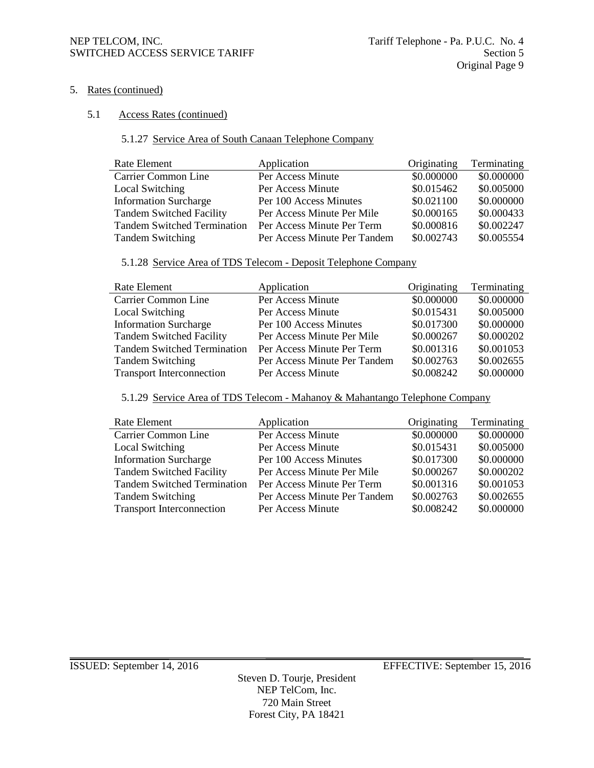5. Rates (continued)

5.1 Access Rates (continued)

5.1.27 Service Area of South Canaan Telephone Company

| Rate Element | Application | Originating | Terminating |
|---|---|---|---|
| Carrier Common Line | Per Access Minute | \$0.000000 | \$0.000000 |
| Local Switching | Per Access Minute | \$0.015462 | \$0.005000 |
| Information Surcharge | Per 100 Access Minutes | \$0.021100 | \$0.000000 |
| Tandem Switched Facility | Per Access Minute Per Mile | \$0.000165 | \$0.000433 |
| Tandem Switched Termination | Per Access Minute Per Term | \$0.000816 | \$0.002247 |
| Tandem Switching | Per Access Minute Per Tandem | \$0.002743 | \$0.005554 |

5.1.28 Service Area of TDS Telecom - Deposit Telephone Company

| Rate Element | Application | Originating | Terminating |
|---|---|---|---|
| Carrier Common Line | Per Access Minute | \$0.000000 | \$0.000000 |
| Local Switching | Per Access Minute | \$0.015431 | \$0.005000 |
| Information Surcharge | Per 100 Access Minutes | \$0.017300 | \$0.000000 |
| Tandem Switched Facility | Per Access Minute Per Mile | \$0.000267 | \$0.000202 |
| Tandem Switched Termination | Per Access Minute Per Term | \$0.001316 | \$0.001053 |
| Tandem Switching | Per Access Minute Per Tandem | \$0.002763 | \$0.002655 |
| Transport Interconnection | Per Access Minute | \$0.008242 | \$0.000000 |

5.1.29 Service Area of TDS Telecom - Mahanoy & Mahantango Telephone Company

| Rate Element | Application | Originating | Terminating |
|---|---|---|---|
| Carrier Common Line | Per Access Minute | \$0.000000 | \$0.000000 |
| Local Switching | Per Access Minute | \$0.015431 | \$0.005000 |
| Information Surcharge | Per 100 Access Minutes | \$0.017300 | \$0.000000 |
| Tandem Switched Facility | Per Access Minute Per Mile | \$0.000267 | \$0.000202 |
| Tandem Switched Termination | Per Access Minute Per Term | \$0.001316 | \$0.001053 |
| Tandem Switching | Per Access Minute Per Tandem | \$0.002763 | \$0.002655 |
| Transport Interconnection | Per Access Minute | \$0.008242 | \$0.000000 |

ISSUED: September 14, 2016 EFFECTIVE: September 15, 2016

Steven D. Tourje, President
NEP TelCom, Inc.
720 Main Street
Forest City, PA 18421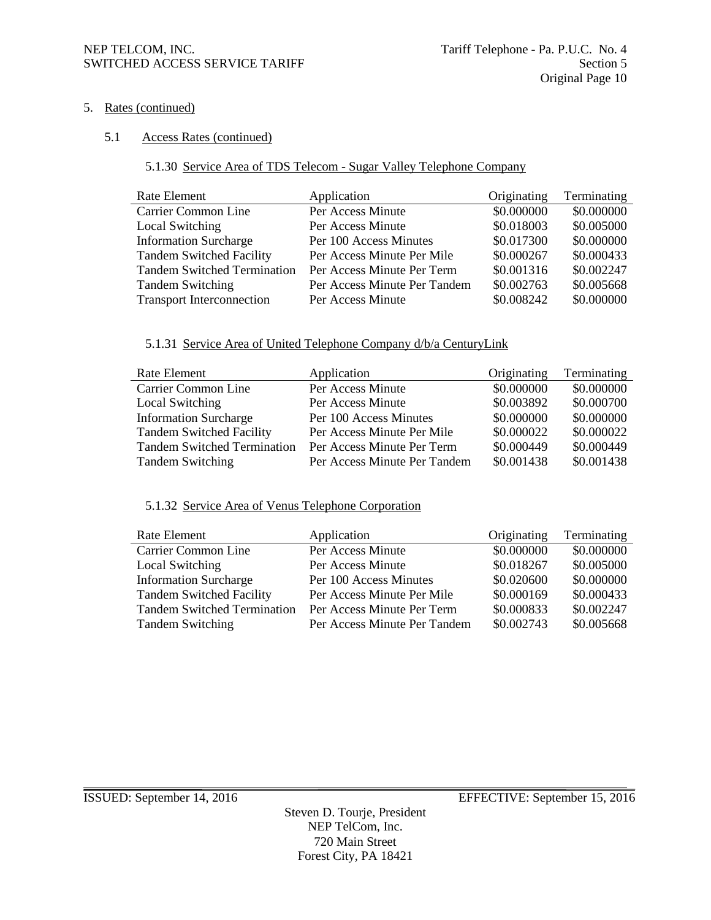5. Rates (continued)

5.1 Access Rates (continued)

5.1.30 Service Area of TDS Telecom - Sugar Valley Telephone Company

| Rate Element | Application | Originating | Terminating |
|---|---|---|---|
| Carrier Common Line | Per Access Minute | $0.000000 | $0.000000 |
| Local Switching | Per Access Minute | $0.018003 | $0.005000 |
| Information Surcharge | Per 100 Access Minutes | $0.017300 | $0.000000 |
| Tandem Switched Facility | Per Access Minute Per Mile | $0.000267 | $0.000433 |
| Tandem Switched Termination | Per Access Minute Per Term | $0.001316 | $0.002247 |
| Tandem Switching | Per Access Minute Per Tandem | $0.002763 | $0.005668 |
| Transport Interconnection | Per Access Minute | $0.008242 | $0.000000 |

5.1.31 Service Area of United Telephone Company d/b/a CenturyLink

| Rate Element | Application | Originating | Terminating |
|---|---|---|---|
| Carrier Common Line | Per Access Minute | $0.000000 | $0.000000 |
| Local Switching | Per Access Minute | $0.003892 | $0.000700 |
| Information Surcharge | Per 100 Access Minutes | $0.000000 | $0.000000 |
| Tandem Switched Facility | Per Access Minute Per Mile | $0.000022 | $0.000022 |
| Tandem Switched Termination | Per Access Minute Per Term | $0.000449 | $0.000449 |
| Tandem Switching | Per Access Minute Per Tandem | $0.001438 | $0.001438 |

5.1.32 Service Area of Venus Telephone Corporation

| Rate Element | Application | Originating | Terminating |
|---|---|---|---|
| Carrier Common Line | Per Access Minute | $0.000000 | $0.000000 |
| Local Switching | Per Access Minute | $0.018267 | $0.005000 |
| Information Surcharge | Per 100 Access Minutes | $0.020600 | $0.000000 |
| Tandem Switched Facility | Per Access Minute Per Mile | $0.000169 | $0.000433 |
| Tandem Switched Termination | Per Access Minute Per Term | $0.000833 | $0.002247 |
| Tandem Switching | Per Access Minute Per Tandem | $0.002743 | $0.005668 |

ISSUED: September 14, 2016 EFFECTIVE: September 15, 2016

Steven D. Tourje, President
NEP TelCom, Inc.
720 Main Street
Forest City, PA 18421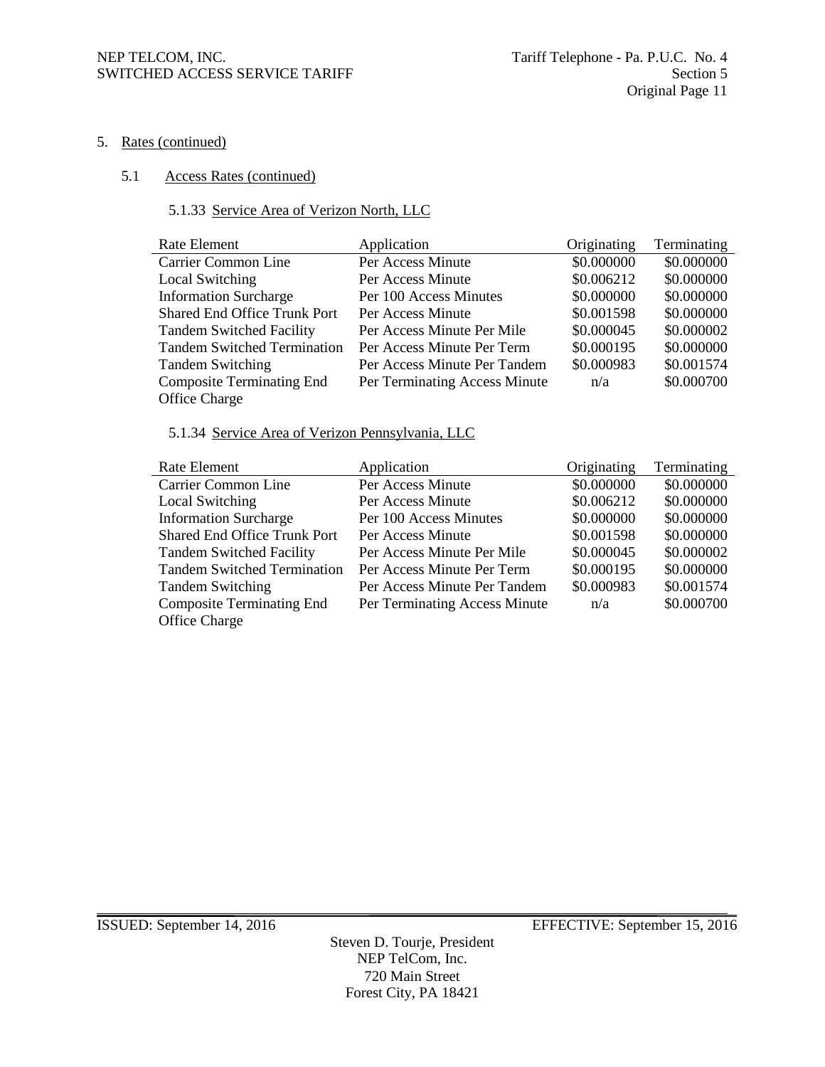5. Rates (continued)

5.1 Access Rates (continued)

5.1.33 Service Area of Verizon North, LLC

| Rate Element | Application | Originating | Terminating |
|---|---|---|---|
| Carrier Common Line | Per Access Minute | \$0.000000 | \$0.000000 |
| Local Switching | Per Access Minute | \$0.006212 | \$0.000000 |
| Information Surcharge | Per 100 Access Minutes | \$0.000000 | \$0.000000 |
| Shared End Office Trunk Port | Per Access Minute | \$0.001598 | \$0.000000 |
| Tandem Switched Facility | Per Access Minute Per Mile | \$0.000045 | \$0.000002 |
| Tandem Switched Termination | Per Access Minute Per Term | \$0.000195 | \$0.000000 |
| Tandem Switching | Per Access Minute Per Tandem | \$0.000983 | \$0.001574 |
| Composite Terminating End Office Charge | Per Terminating Access Minute | n/a | \$0.000700 |

5.1.34 Service Area of Verizon Pennsylvania, LLC

| Rate Element | Application | Originating | Terminating |
|---|---|---|---|
| Carrier Common Line | Per Access Minute | \$0.000000 | \$0.000000 |
| Local Switching | Per Access Minute | \$0.006212 | \$0.000000 |
| Information Surcharge | Per 100 Access Minutes | \$0.000000 | \$0.000000 |
| Shared End Office Trunk Port | Per Access Minute | \$0.001598 | \$0.000000 |
| Tandem Switched Facility | Per Access Minute Per Mile | \$0.000045 | \$0.000002 |
| Tandem Switched Termination | Per Access Minute Per Term | \$0.000195 | \$0.000000 |
| Tandem Switching | Per Access Minute Per Tandem | \$0.000983 | \$0.001574 |
| Composite Terminating End Office Charge | Per Terminating Access Minute | n/a | \$0.000700 |

ISSUED: September 14, 2016 EFFECTIVE: September 15, 2016

Steven D. Tourje, President
NEP TelCom, Inc.
720 Main Street
Forest City, PA 18421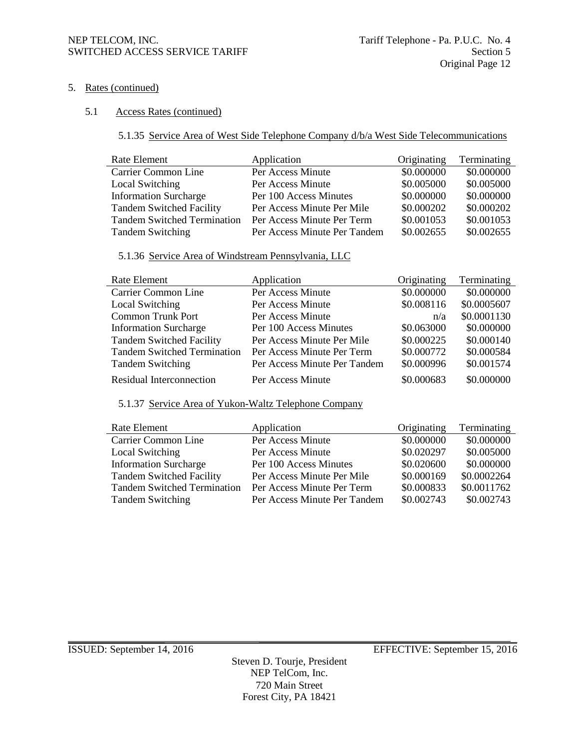5. Rates (continued)

5.1 Access Rates (continued)

5.1.35 Service Area of West Side Telephone Company d/b/a West Side Telecommunications

| Rate Element | Application | Originating | Terminating |
|---|---|---|---|
| Carrier Common Line | Per Access Minute | $0.000000 | $0.000000 |
| Local Switching | Per Access Minute | $0.005000 | $0.005000 |
| Information Surcharge | Per 100 Access Minutes | $0.000000 | $0.000000 |
| Tandem Switched Facility | Per Access Minute Per Mile | $0.000202 | $0.000202 |
| Tandem Switched Termination | Per Access Minute Per Term | $0.001053 | $0.001053 |
| Tandem Switching | Per Access Minute Per Tandem | $0.002655 | $0.002655 |

5.1.36 Service Area of Windstream Pennsylvania, LLC

| Rate Element | Application | Originating | Terminating |
|---|---|---|---|
| Carrier Common Line | Per Access Minute | $0.000000 | $0.000000 |
| Local Switching | Per Access Minute | $0.008116 | $0.0005607 |
| Common Trunk Port | Per Access Minute | n/a | $0.0001130 |
| Information Surcharge | Per 100 Access Minutes | $0.063000 | $0.000000 |
| Tandem Switched Facility | Per Access Minute Per Mile | $0.000225 | $0.000140 |
| Tandem Switched Termination | Per Access Minute Per Term | $0.000772 | $0.000584 |
| Tandem Switching | Per Access Minute Per Tandem | $0.000996 | $0.001574 |
| Residual Interconnection | Per Access Minute | $0.000683 | $0.000000 |

5.1.37 Service Area of Yukon-Waltz Telephone Company

| Rate Element | Application | Originating | Terminating |
|---|---|---|---|
| Carrier Common Line | Per Access Minute | $0.000000 | $0.000000 |
| Local Switching | Per Access Minute | $0.020297 | $0.005000 |
| Information Surcharge | Per 100 Access Minutes | $0.020600 | $0.000000 |
| Tandem Switched Facility | Per Access Minute Per Mile | $0.000169 | $0.0002264 |
| Tandem Switched Termination | Per Access Minute Per Term | $0.000833 | $0.0011762 |
| Tandem Switching | Per Access Minute Per Tandem | $0.002743 | $0.002743 |

ISSUED: September 14, 2016 EFFECTIVE: September 15, 2016

Steven D. Tourje, President
NEP TelCom, Inc.
720 Main Street
Forest City, PA 18421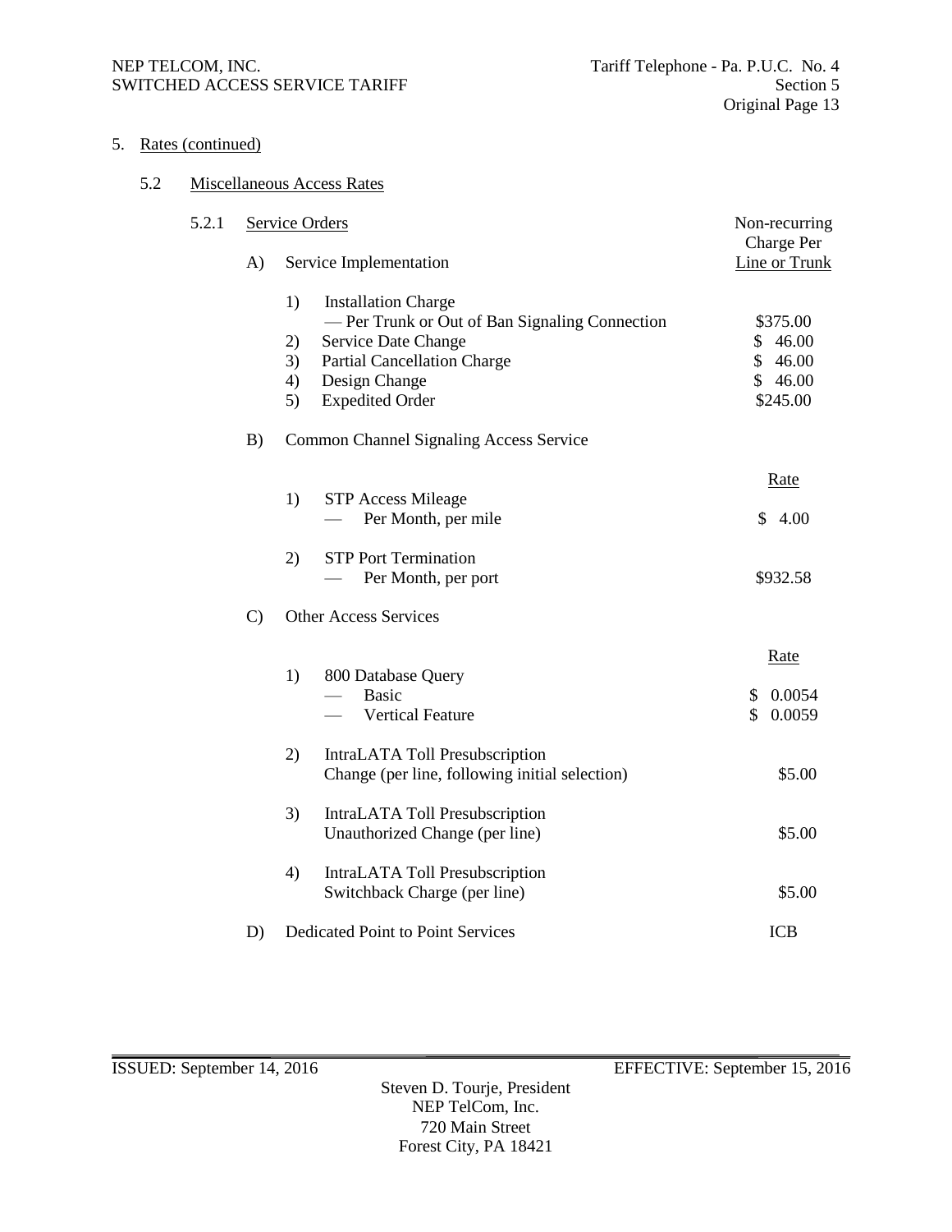5. Rates (continued)

5.2 Miscellaneous Access Rates

5.2.1 Service Orders

A) Service Implementation

| | Non-recurring Charge Per Line or Trunk |
|---|---|
| 1) Installation Charge — Per Trunk or Out of Ban Signaling Connection | \$375.00 |
| 2) Service Date Change | \$ 46.00 |
| 3) Partial Cancellation Charge | \$ 46.00 |
| 4) Design Change | \$ 46.00 |
| 5) Expedited Order | \$245.00 |

B) Common Channel Signaling Access Service

| | Rate |
|---|---|
| 1) STP Access Mileage — Per Month, per mile | \$ 4.00 |
| 2) STP Port Termination — Per Month, per port | \$932.58 |

C) Other Access Services

| | Rate |
|---|---|
| 1) 800 Database Query — Basic | \$ 0.0054 |
| — Vertical Feature | \$ 0.0059 |
| 2) IntraLATA Toll Presubscription Change (per line, following initial selection) | \$5.00 |
| 3) IntraLATA Toll Presubscription Unauthorized Change (per line) | \$5.00 |
| 4) IntraLATA Toll Presubscription Switchback Charge (per line) | \$5.00 |

D) Dedicated Point to Point Services — ICB

ISSUED: September 14, 2016 EFFECTIVE: September 15, 2016

Steven D. Tourje, President
NEP TelCom, Inc.
720 Main Street
Forest City, PA 18421